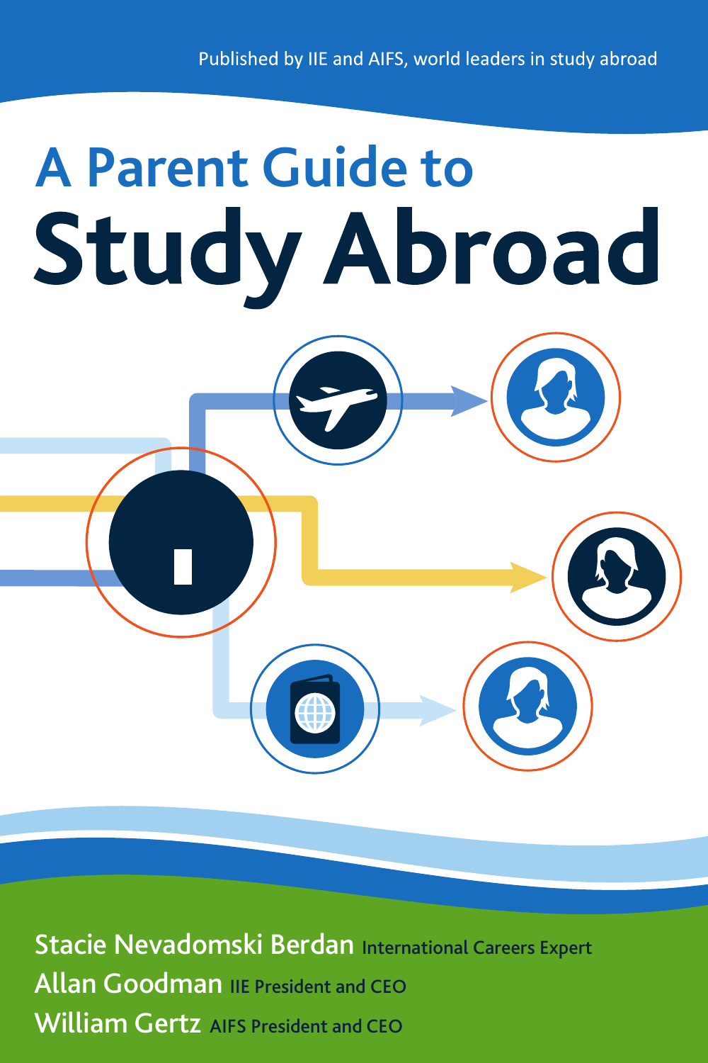Published by IIE and AIFS, world leaders in study abroad

# A Parent Guide to Study Abroad

Stacie Nevadomski Berdan International Careers Expert

Allan Goodman IIE President and CEO

William Gertz AIFS President and CEO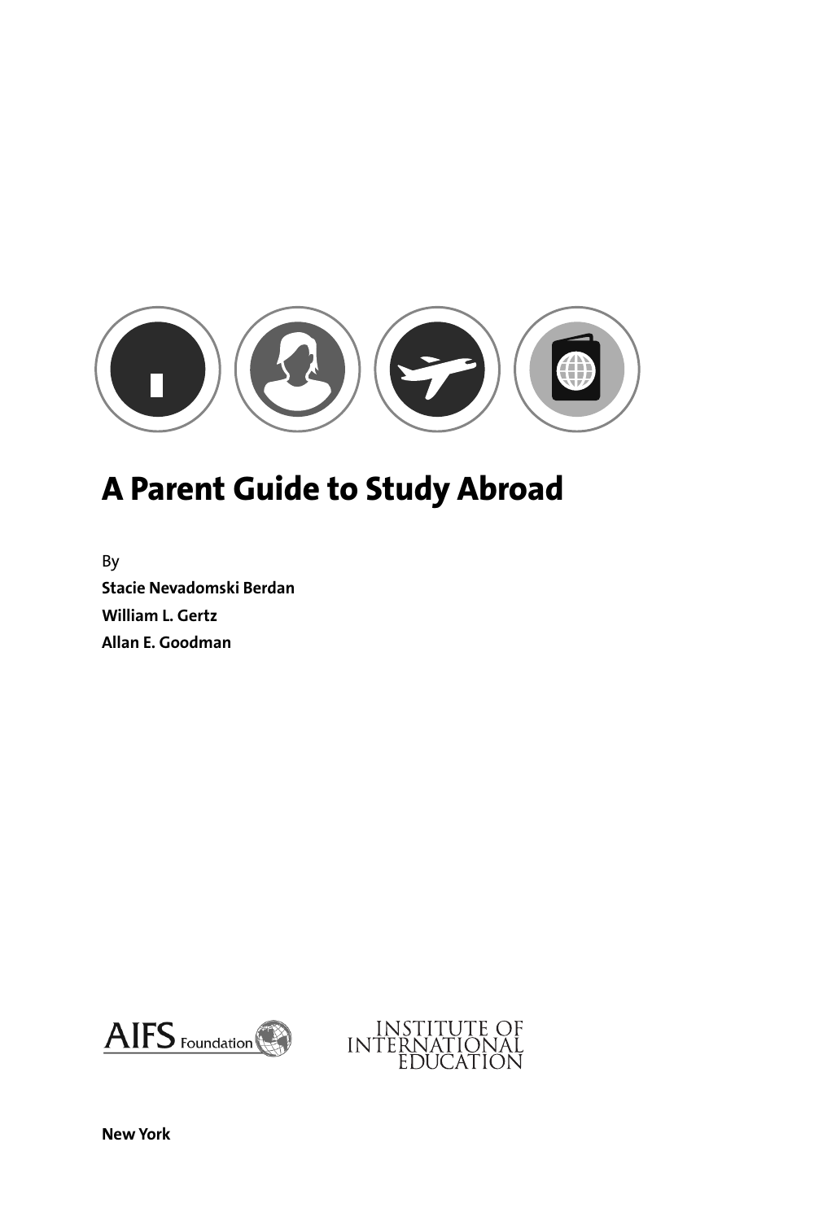# A Parent Guide to Study Abroad

By

**Stacie Nevadomski Berdan**

**William L. Gertz**

**Allan E. Goodman**

AIFS Foundation

INSTITUTE OF INTERNATIONAL EDUCATION

**New York**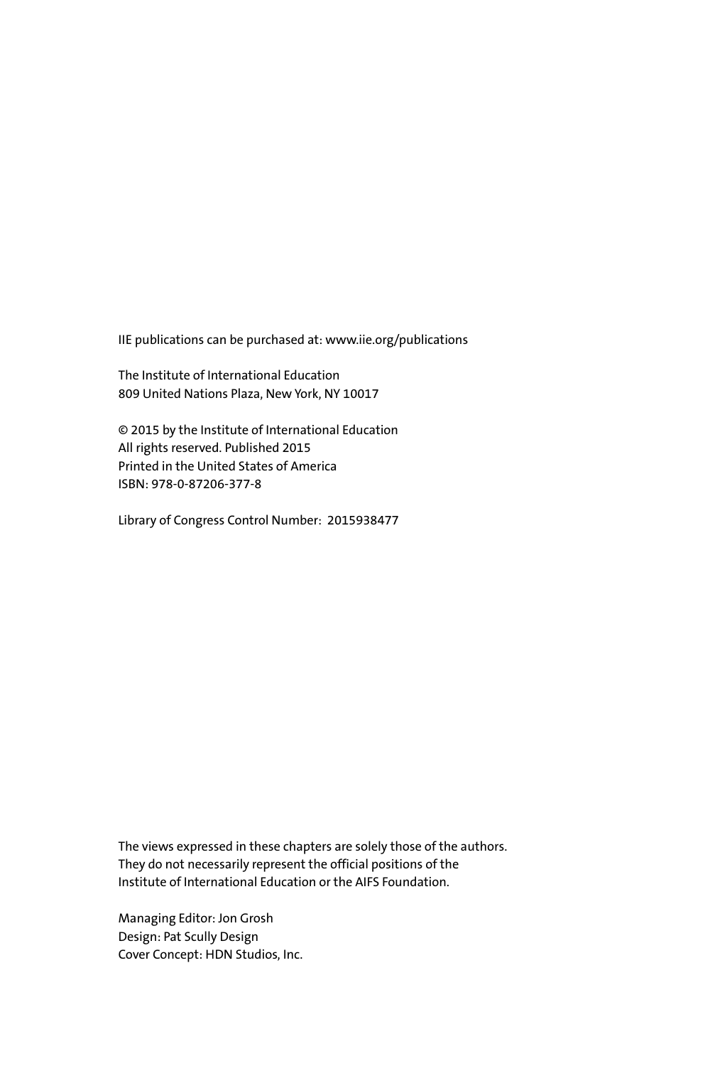IIE publications can be purchased at: www.iie.org/publications

The Institute of International Education
809 United Nations Plaza, New York, NY 10017

© 2015 by the Institute of International Education
All rights reserved. Published 2015
Printed in the United States of America
ISBN: 978-0-87206-377-8

Library of Congress Control Number: 2015938477

The views expressed in these chapters are solely those of the authors.
They do not necessarily represent the official positions of the
Institute of International Education or the AIFS Foundation.

Managing Editor: Jon Grosh
Design: Pat Scully Design
Cover Concept: HDN Studios, Inc.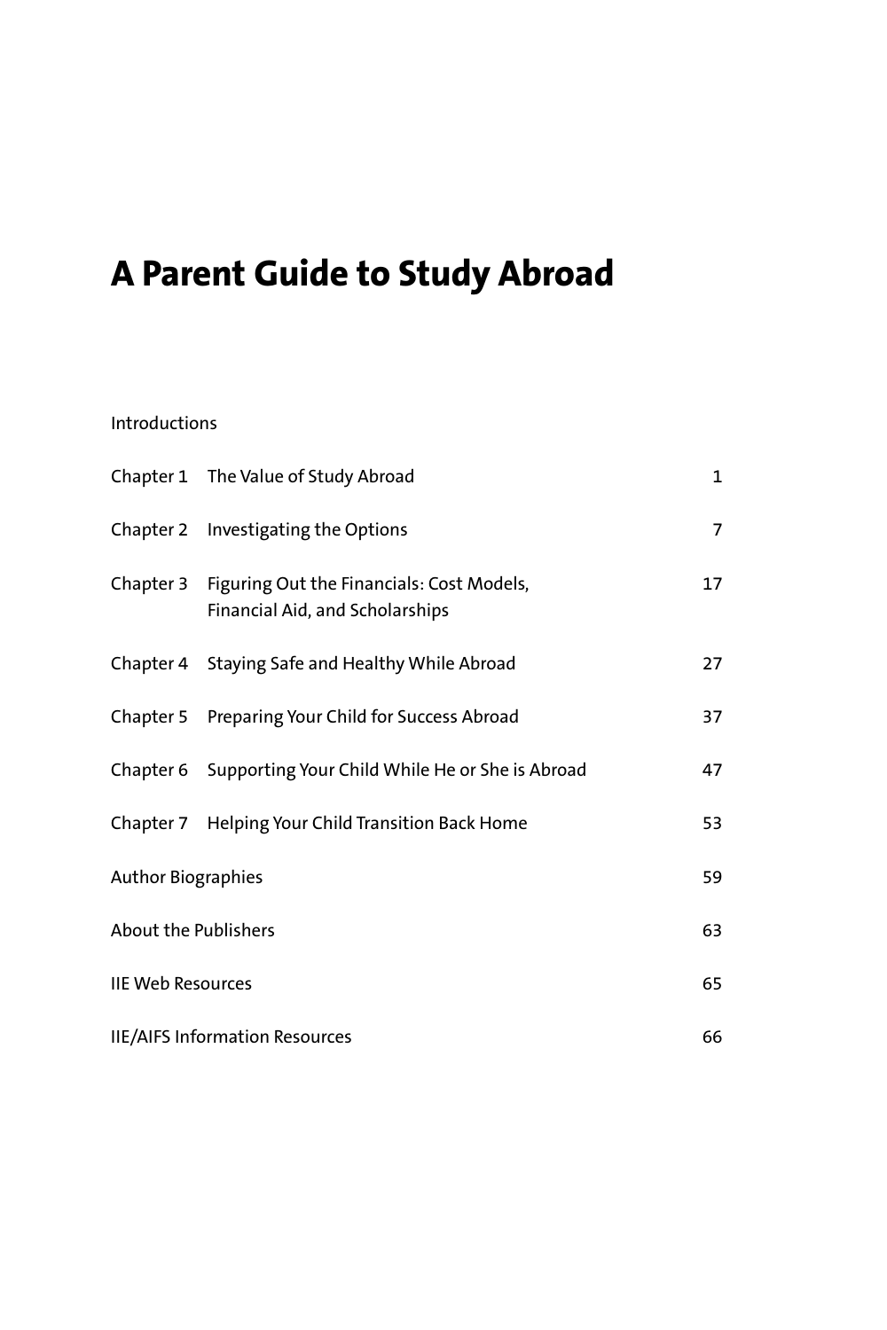# A Parent Guide to Study Abroad

Introductions

| | | |
|---|---|---|
| Chapter 1 | The Value of Study Abroad | 1 |
| Chapter 2 | Investigating the Options | 7 |
| Chapter 3 | Figuring Out the Financials: Cost Models, Financial Aid, and Scholarships | 17 |
| Chapter 4 | Staying Safe and Healthy While Abroad | 27 |
| Chapter 5 | Preparing Your Child for Success Abroad | 37 |
| Chapter 6 | Supporting Your Child While He or She is Abroad | 47 |
| Chapter 7 | Helping Your Child Transition Back Home | 53 |
| Author Biographies | | 59 |
| About the Publishers | | 63 |
| IIE Web Resources | | 65 |
| IIE/AIFS Information Resources | | 66 |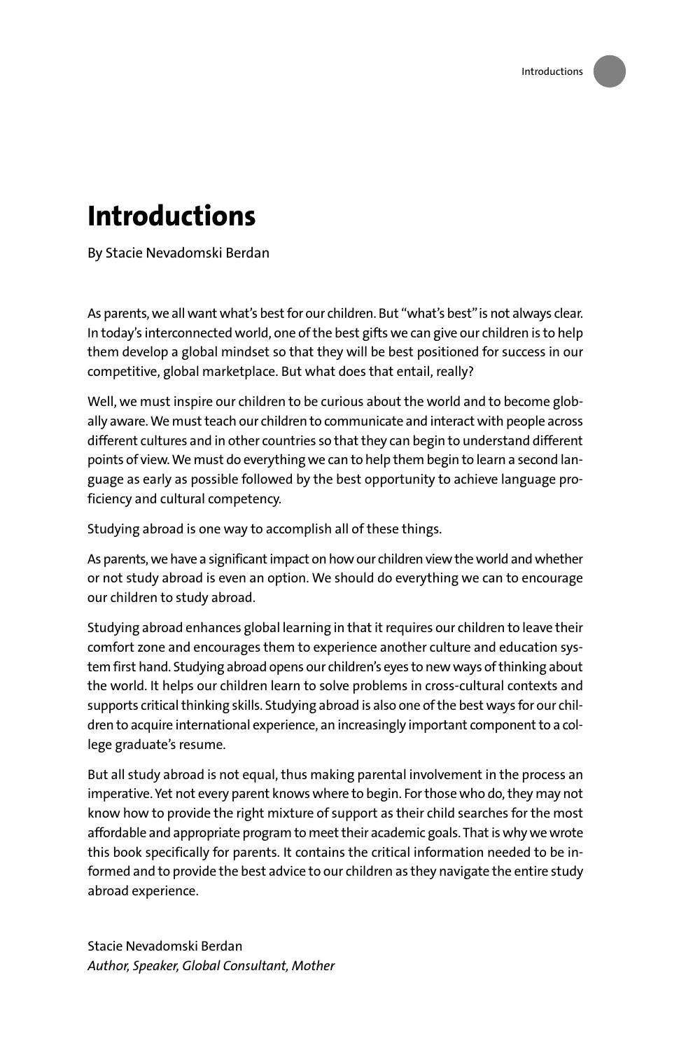# Introductions

By Stacie Nevadomski Berdan

As parents, we all want what's best for our children. But "what's best" is not always clear. In today's interconnected world, one of the best gifts we can give our children is to help them develop a global mindset so that they will be best positioned for success in our competitive, global marketplace. But what does that entail, really?

Well, we must inspire our children to be curious about the world and to become globally aware. We must teach our children to communicate and interact with people across different cultures and in other countries so that they can begin to understand different points of view. We must do everything we can to help them begin to learn a second language as early as possible followed by the best opportunity to achieve language proficiency and cultural competency.

Studying abroad is one way to accomplish all of these things.

As parents, we have a significant impact on how our children view the world and whether or not study abroad is even an option. We should do everything we can to encourage our children to study abroad.

Studying abroad enhances global learning in that it requires our children to leave their comfort zone and encourages them to experience another culture and education system first hand. Studying abroad opens our children's eyes to new ways of thinking about the world. It helps our children learn to solve problems in cross-cultural contexts and supports critical thinking skills. Studying abroad is also one of the best ways for our children to acquire international experience, an increasingly important component to a college graduate's resume.

But all study abroad is not equal, thus making parental involvement in the process an imperative. Yet not every parent knows where to begin. For those who do, they may not know how to provide the right mixture of support as their child searches for the most affordable and appropriate program to meet their academic goals. That is why we wrote this book specifically for parents. It contains the critical information needed to be informed and to provide the best advice to our children as they navigate the entire study abroad experience.

Stacie Nevadomski Berdan
*Author, Speaker, Global Consultant, Mother*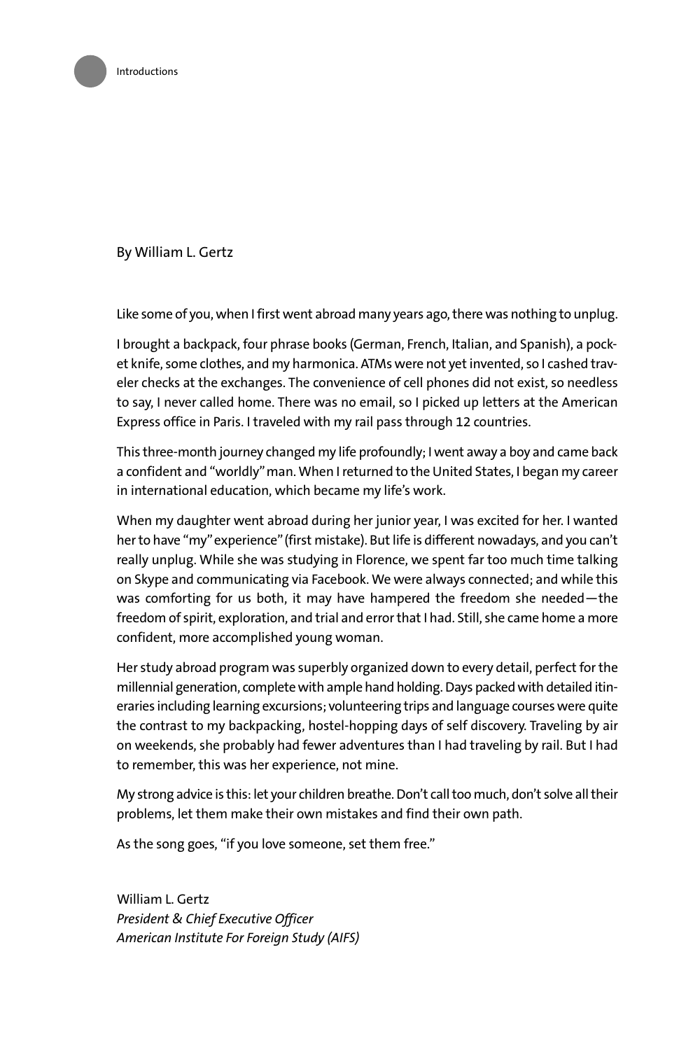By William L. Gertz

Like some of you, when I first went abroad many years ago, there was nothing to unplug.

I brought a backpack, four phrase books (German, French, Italian, and Spanish), a pocket knife, some clothes, and my harmonica. ATMs were not yet invented, so I cashed traveler checks at the exchanges. The convenience of cell phones did not exist, so needless to say, I never called home. There was no email, so I picked up letters at the American Express office in Paris. I traveled with my rail pass through 12 countries.

This three-month journey changed my life profoundly; I went away a boy and came back a confident and "worldly" man. When I returned to the United States, I began my career in international education, which became my life's work.

When my daughter went abroad during her junior year, I was excited for her. I wanted her to have "my" experience" (first mistake). But life is different nowadays, and you can't really unplug. While she was studying in Florence, we spent far too much time talking on Skype and communicating via Facebook. We were always connected; and while this was comforting for us both, it may have hampered the freedom she needed—the freedom of spirit, exploration, and trial and error that I had. Still, she came home a more confident, more accomplished young woman.

Her study abroad program was superbly organized down to every detail, perfect for the millennial generation, complete with ample hand holding. Days packed with detailed itineraries including learning excursions; volunteering trips and language courses were quite the contrast to my backpacking, hostel-hopping days of self discovery. Traveling by air on weekends, she probably had fewer adventures than I had traveling by rail. But I had to remember, this was her experience, not mine.

My strong advice is this: let your children breathe. Don't call too much, don't solve all their problems, let them make their own mistakes and find their own path.

As the song goes, "if you love someone, set them free."

William L. Gertz
*President & Chief Executive Officer*
*American Institute For Foreign Study (AIFS)*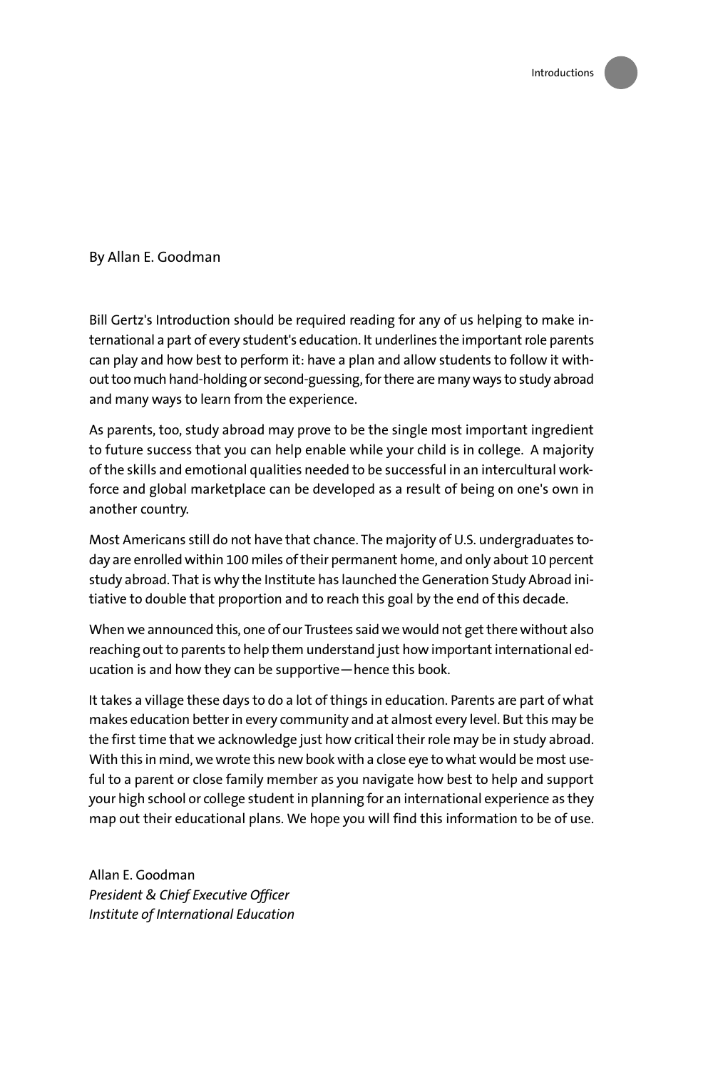By Allan E. Goodman

Bill Gertz's Introduction should be required reading for any of us helping to make international a part of every student's education. It underlines the important role parents can play and how best to perform it: have a plan and allow students to follow it without too much hand-holding or second-guessing, for there are many ways to study abroad and many ways to learn from the experience.

As parents, too, study abroad may prove to be the single most important ingredient to future success that you can help enable while your child is in college. A majority of the skills and emotional qualities needed to be successful in an intercultural workforce and global marketplace can be developed as a result of being on one's own in another country.

Most Americans still do not have that chance. The majority of U.S. undergraduates today are enrolled within 100 miles of their permanent home, and only about 10 percent study abroad. That is why the Institute has launched the Generation Study Abroad initiative to double that proportion and to reach this goal by the end of this decade.

When we announced this, one of our Trustees said we would not get there without also reaching out to parents to help them understand just how important international education is and how they can be supportive—hence this book.

It takes a village these days to do a lot of things in education. Parents are part of what makes education better in every community and at almost every level. But this may be the first time that we acknowledge just how critical their role may be in study abroad. With this in mind, we wrote this new book with a close eye to what would be most useful to a parent or close family member as you navigate how best to help and support your high school or college student in planning for an international experience as they map out their educational plans. We hope you will find this information to be of use.

Allan E. Goodman
*President & Chief Executive Officer*
*Institute of International Education*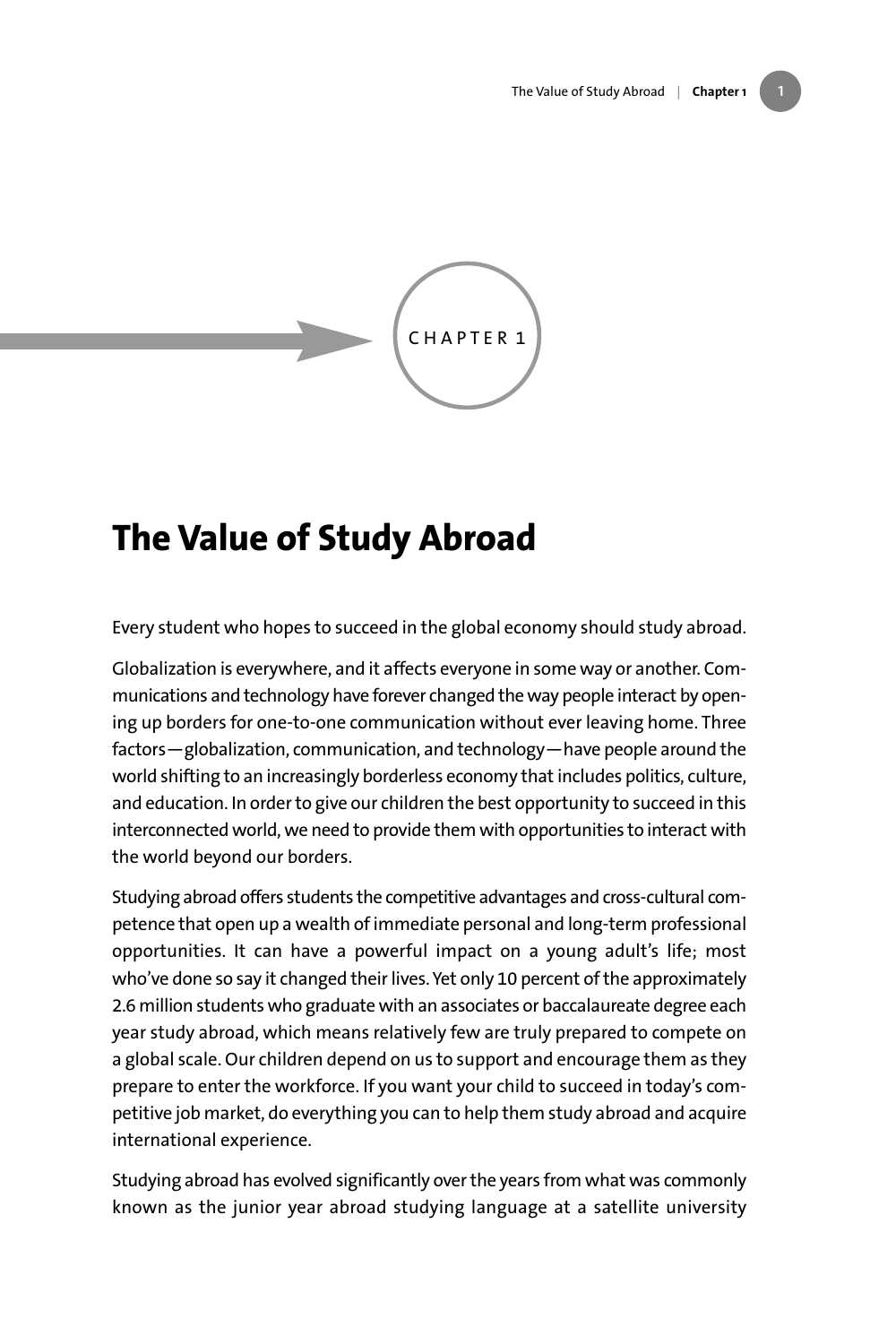CHAPTER 1

# The Value of Study Abroad

Every student who hopes to succeed in the global economy should study abroad.

Globalization is everywhere, and it affects everyone in some way or another. Communications and technology have forever changed the way people interact by opening up borders for one-to-one communication without ever leaving home. Three factors—globalization, communication, and technology—have people around the world shifting to an increasingly borderless economy that includes politics, culture, and education. In order to give our children the best opportunity to succeed in this interconnected world, we need to provide them with opportunities to interact with the world beyond our borders.

Studying abroad offers students the competitive advantages and cross-cultural competence that open up a wealth of immediate personal and long-term professional opportunities. It can have a powerful impact on a young adult's life; most who've done so say it changed their lives. Yet only 10 percent of the approximately 2.6 million students who graduate with an associates or baccalaureate degree each year study abroad, which means relatively few are truly prepared to compete on a global scale. Our children depend on us to support and encourage them as they prepare to enter the workforce. If you want your child to succeed in today's competitive job market, do everything you can to help them study abroad and acquire international experience.

Studying abroad has evolved significantly over the years from what was commonly known as the junior year abroad studying language at a satellite university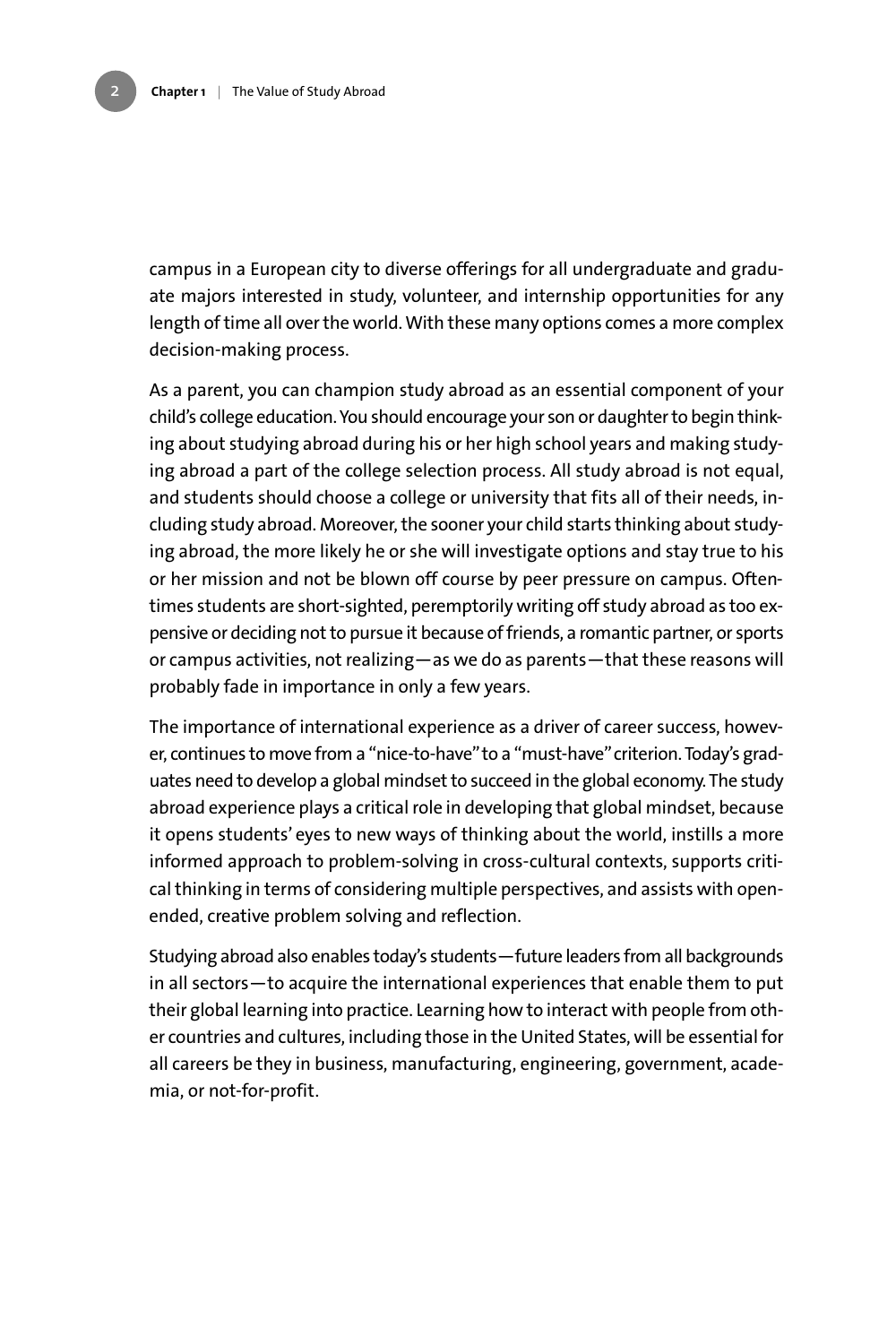campus in a European city to diverse offerings for all undergraduate and graduate majors interested in study, volunteer, and internship opportunities for any length of time all over the world. With these many options comes a more complex decision-making process.

As a parent, you can champion study abroad as an essential component of your child's college education. You should encourage your son or daughter to begin thinking about studying abroad during his or her high school years and making studying abroad a part of the college selection process. All study abroad is not equal, and students should choose a college or university that fits all of their needs, including study abroad. Moreover, the sooner your child starts thinking about studying abroad, the more likely he or she will investigate options and stay true to his or her mission and not be blown off course by peer pressure on campus. Oftentimes students are short-sighted, peremptorily writing off study abroad as too expensive or deciding not to pursue it because of friends, a romantic partner, or sports or campus activities, not realizing—as we do as parents—that these reasons will probably fade in importance in only a few years.

The importance of international experience as a driver of career success, however, continues to move from a "nice-to-have" to a "must-have" criterion. Today's graduates need to develop a global mindset to succeed in the global economy. The study abroad experience plays a critical role in developing that global mindset, because it opens students' eyes to new ways of thinking about the world, instills a more informed approach to problem-solving in cross-cultural contexts, supports critical thinking in terms of considering multiple perspectives, and assists with open-ended, creative problem solving and reflection.

Studying abroad also enables today's students—future leaders from all backgrounds in all sectors—to acquire the international experiences that enable them to put their global learning into practice. Learning how to interact with people from other countries and cultures, including those in the United States, will be essential for all careers be they in business, manufacturing, engineering, government, academia, or not-for-profit.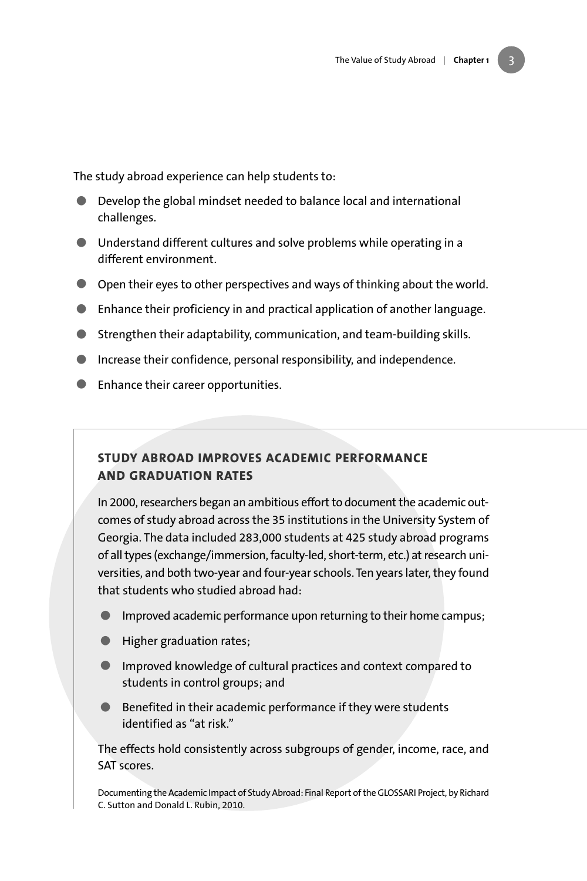The study abroad experience can help students to:

- Develop the global mindset needed to balance local and international challenges.
- Understand different cultures and solve problems while operating in a different environment.
- Open their eyes to other perspectives and ways of thinking about the world.
- Enhance their proficiency in and practical application of another language.
- Strengthen their adaptability, communication, and team-building skills.
- Increase their confidence, personal responsibility, and independence.
- Enhance their career opportunities.

### STUDY ABROAD IMPROVES ACADEMIC PERFORMANCE AND GRADUATION RATES

In 2000, researchers began an ambitious effort to document the academic outcomes of study abroad across the 35 institutions in the University System of Georgia. The data included 283,000 students at 425 study abroad programs of all types (exchange/immersion, faculty-led, short-term, etc.) at research universities, and both two-year and four-year schools. Ten years later, they found that students who studied abroad had:

- Improved academic performance upon returning to their home campus;
- Higher graduation rates;
- Improved knowledge of cultural practices and context compared to students in control groups; and
- Benefited in their academic performance if they were students identified as "at risk."

The effects hold consistently across subgroups of gender, income, race, and SAT scores.

Documenting the Academic Impact of Study Abroad: Final Report of the GLOSSARI Project, by Richard C. Sutton and Donald L. Rubin, 2010.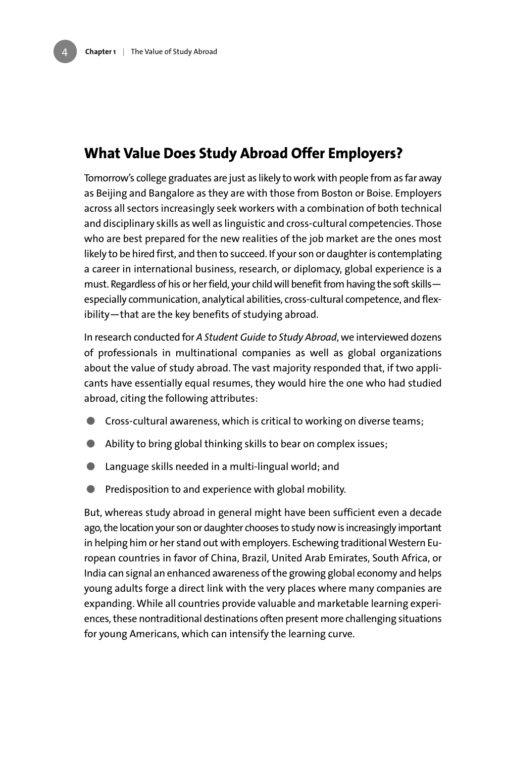## What Value Does Study Abroad Offer Employers?

Tomorrow's college graduates are just as likely to work with people from as far away as Beijing and Bangalore as they are with those from Boston or Boise. Employers across all sectors increasingly seek workers with a combination of both technical and disciplinary skills as well as linguistic and cross-cultural competencies. Those who are best prepared for the new realities of the job market are the ones most likely to be hired first, and then to succeed. If your son or daughter is contemplating a career in international business, research, or diplomacy, global experience is a must. Regardless of his or her field, your child will benefit from having the soft skills—especially communication, analytical abilities, cross-cultural competence, and flexibility—that are the key benefits of studying abroad.

In research conducted for *A Student Guide to Study Abroad*, we interviewed dozens of professionals in multinational companies as well as global organizations about the value of study abroad. The vast majority responded that, if two applicants have essentially equal resumes, they would hire the one who had studied abroad, citing the following attributes:

- Cross-cultural awareness, which is critical to working on diverse teams;
- Ability to bring global thinking skills to bear on complex issues;
- Language skills needed in a multi-lingual world; and
- Predisposition to and experience with global mobility.

But, whereas study abroad in general might have been sufficient even a decade ago, the location your son or daughter chooses to study now is increasingly important in helping him or her stand out with employers. Eschewing traditional Western European countries in favor of China, Brazil, United Arab Emirates, South Africa, or India can signal an enhanced awareness of the growing global economy and helps young adults forge a direct link with the very places where many companies are expanding. While all countries provide valuable and marketable learning experiences, these nontraditional destinations often present more challenging situations for young Americans, which can intensify the learning curve.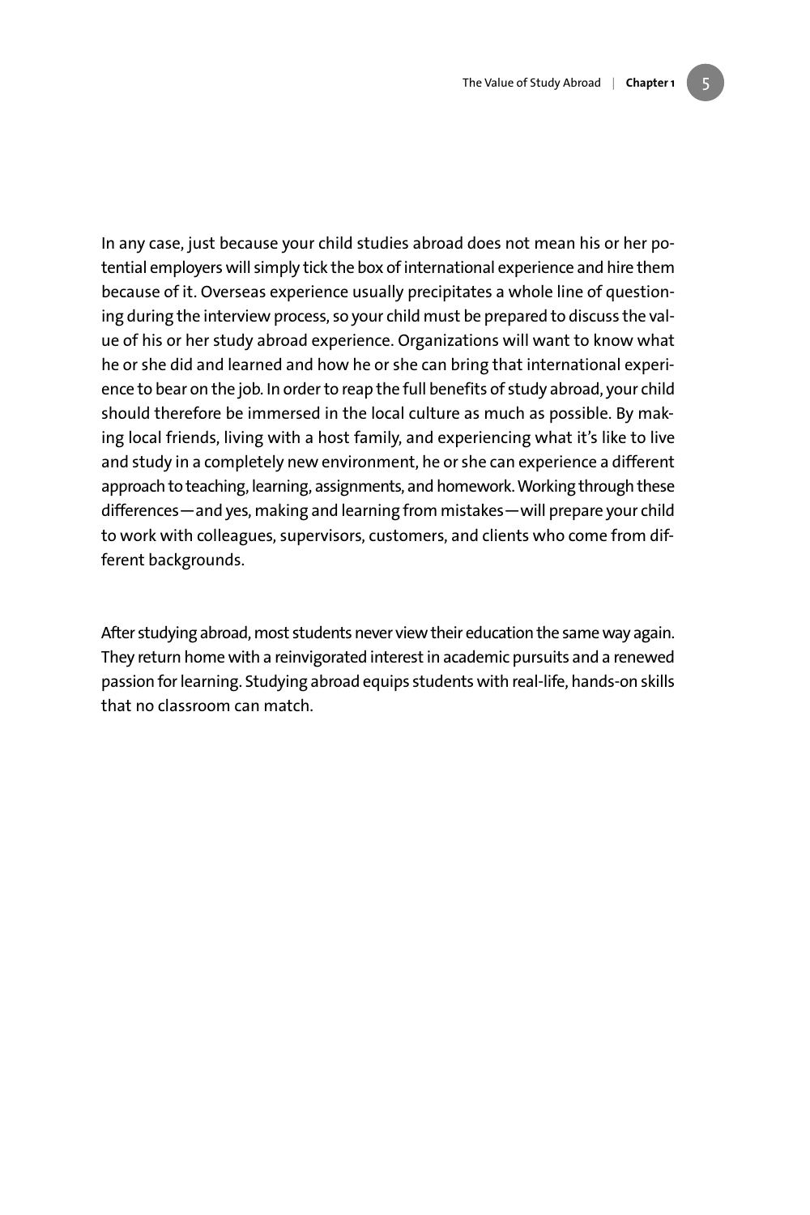In any case, just because your child studies abroad does not mean his or her potential employers will simply tick the box of international experience and hire them because of it. Overseas experience usually precipitates a whole line of questioning during the interview process, so your child must be prepared to discuss the value of his or her study abroad experience. Organizations will want to know what he or she did and learned and how he or she can bring that international experience to bear on the job. In order to reap the full benefits of study abroad, your child should therefore be immersed in the local culture as much as possible. By making local friends, living with a host family, and experiencing what it's like to live and study in a completely new environment, he or she can experience a different approach to teaching, learning, assignments, and homework. Working through these differences—and yes, making and learning from mistakes—will prepare your child to work with colleagues, supervisors, customers, and clients who come from different backgrounds.

After studying abroad, most students never view their education the same way again. They return home with a reinvigorated interest in academic pursuits and a renewed passion for learning. Studying abroad equips students with real-life, hands-on skills that no classroom can match.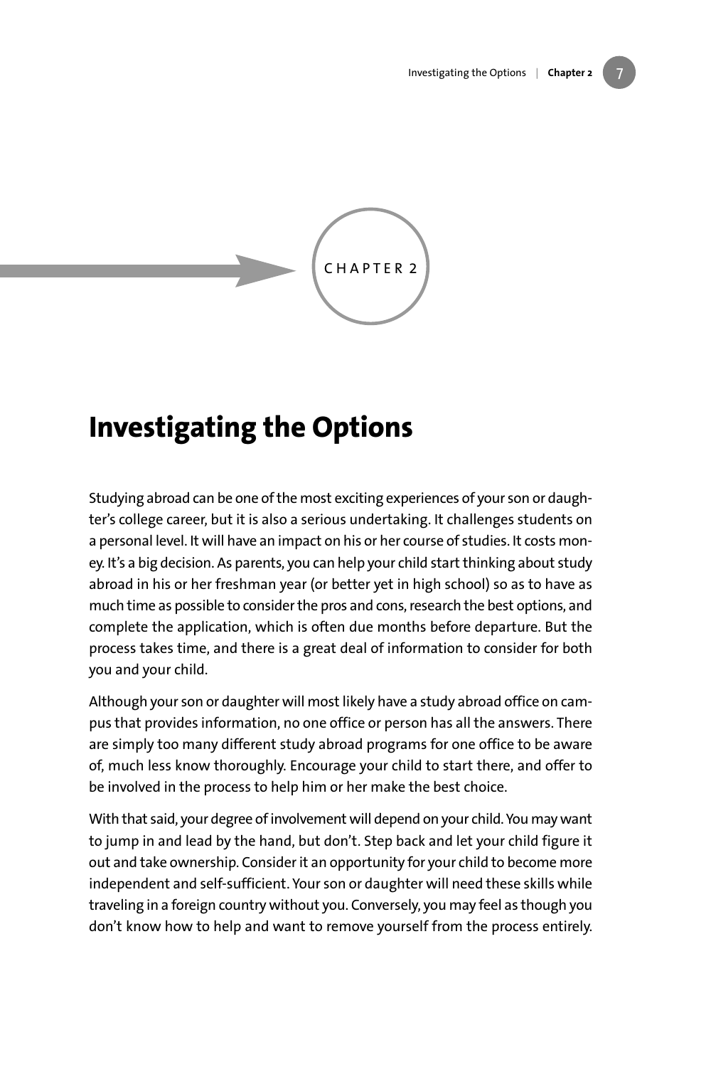CHAPTER 2

# Investigating the Options

Studying abroad can be one of the most exciting experiences of your son or daughter's college career, but it is also a serious undertaking. It challenges students on a personal level. It will have an impact on his or her course of studies. It costs money. It's a big decision. As parents, you can help your child start thinking about study abroad in his or her freshman year (or better yet in high school) so as to have as much time as possible to consider the pros and cons, research the best options, and complete the application, which is often due months before departure. But the process takes time, and there is a great deal of information to consider for both you and your child.

Although your son or daughter will most likely have a study abroad office on campus that provides information, no one office or person has all the answers. There are simply too many different study abroad programs for one office to be aware of, much less know thoroughly. Encourage your child to start there, and offer to be involved in the process to help him or her make the best choice.

With that said, your degree of involvement will depend on your child. You may want to jump in and lead by the hand, but don't. Step back and let your child figure it out and take ownership. Consider it an opportunity for your child to become more independent and self-sufficient. Your son or daughter will need these skills while traveling in a foreign country without you. Conversely, you may feel as though you don't know how to help and want to remove yourself from the process entirely.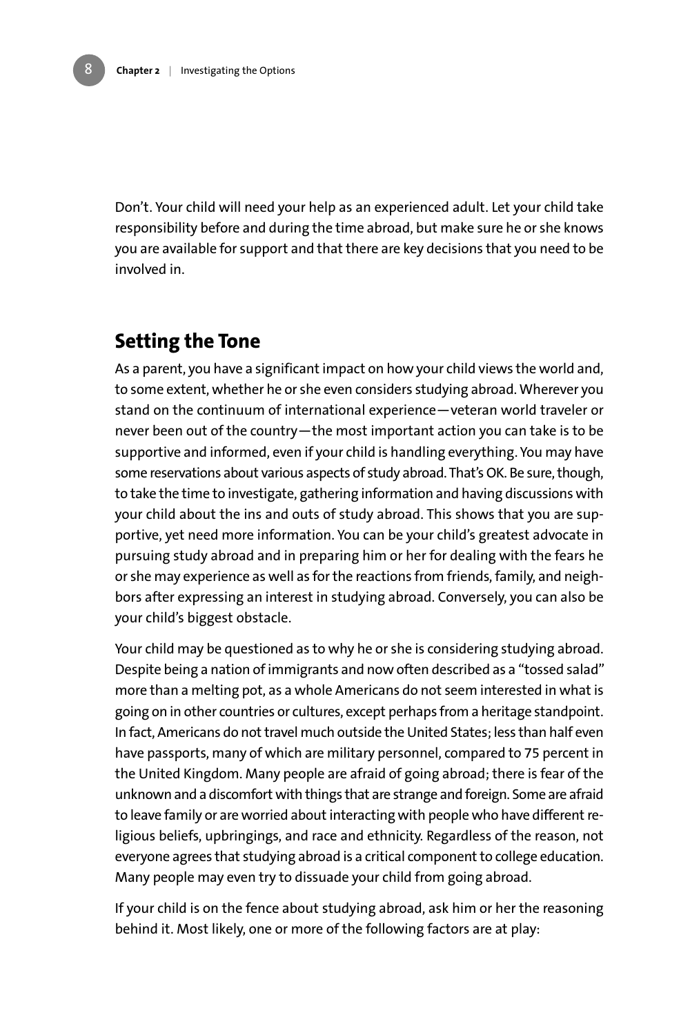Don't. Your child will need your help as an experienced adult. Let your child take responsibility before and during the time abroad, but make sure he or she knows you are available for support and that there are key decisions that you need to be involved in.

## Setting the Tone

As a parent, you have a significant impact on how your child views the world and, to some extent, whether he or she even considers studying abroad. Wherever you stand on the continuum of international experience—veteran world traveler or never been out of the country—the most important action you can take is to be supportive and informed, even if your child is handling everything. You may have some reservations about various aspects of study abroad. That's OK. Be sure, though, to take the time to investigate, gathering information and having discussions with your child about the ins and outs of study abroad. This shows that you are supportive, yet need more information. You can be your child's greatest advocate in pursuing study abroad and in preparing him or her for dealing with the fears he or she may experience as well as for the reactions from friends, family, and neighbors after expressing an interest in studying abroad. Conversely, you can also be your child's biggest obstacle.

Your child may be questioned as to why he or she is considering studying abroad. Despite being a nation of immigrants and now often described as a "tossed salad" more than a melting pot, as a whole Americans do not seem interested in what is going on in other countries or cultures, except perhaps from a heritage standpoint. In fact, Americans do not travel much outside the United States; less than half even have passports, many of which are military personnel, compared to 75 percent in the United Kingdom. Many people are afraid of going abroad; there is fear of the unknown and a discomfort with things that are strange and foreign. Some are afraid to leave family or are worried about interacting with people who have different religious beliefs, upbringings, and race and ethnicity. Regardless of the reason, not everyone agrees that studying abroad is a critical component to college education. Many people may even try to dissuade your child from going abroad.

If your child is on the fence about studying abroad, ask him or her the reasoning behind it. Most likely, one or more of the following factors are at play: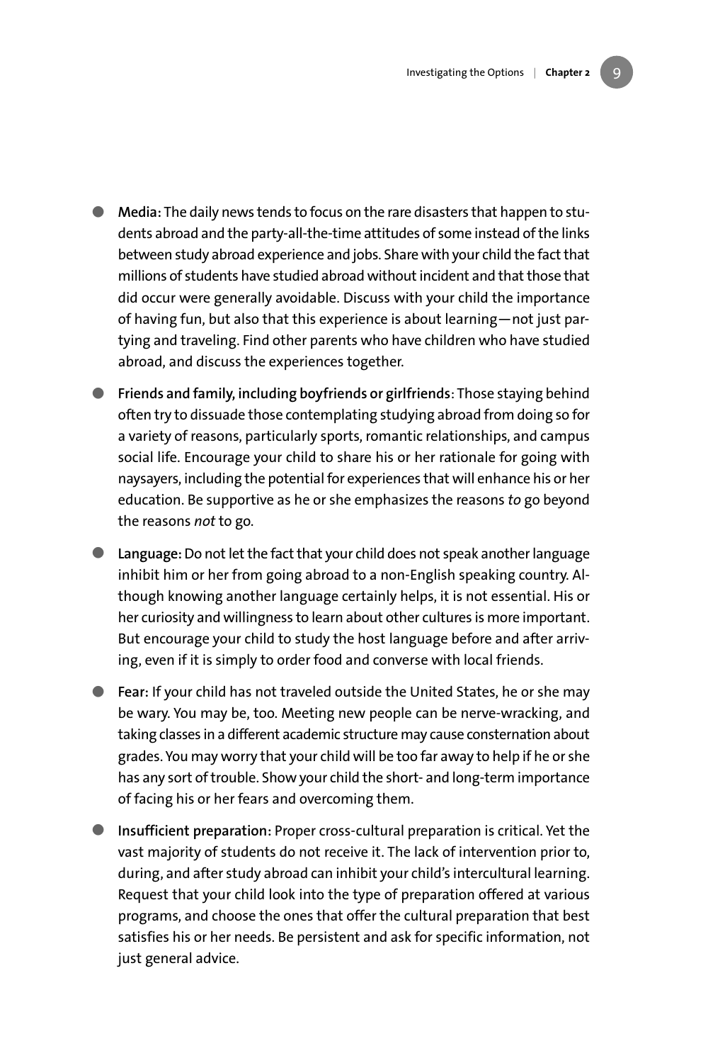- **Media:** The daily news tends to focus on the rare disasters that happen to students abroad and the party-all-the-time attitudes of some instead of the links between study abroad experience and jobs. Share with your child the fact that millions of students have studied abroad without incident and that those that did occur were generally avoidable. Discuss with your child the importance of having fun, but also that this experience is about learning—not just partying and traveling. Find other parents who have children who have studied abroad, and discuss the experiences together.

- **Friends and family, including boyfriends or girlfriends**: Those staying behind often try to dissuade those contemplating studying abroad from doing so for a variety of reasons, particularly sports, romantic relationships, and campus social life. Encourage your child to share his or her rationale for going with naysayers, including the potential for experiences that will enhance his or her education. Be supportive as he or she emphasizes the reasons *to* go beyond the reasons *not* to go.

- **Language:** Do not let the fact that your child does not speak another language inhibit him or her from going abroad to a non-English speaking country. Although knowing another language certainly helps, it is not essential. His or her curiosity and willingness to learn about other cultures is more important. But encourage your child to study the host language before and after arriving, even if it is simply to order food and converse with local friends.

- **Fear:** If your child has not traveled outside the United States, he or she may be wary. You may be, too. Meeting new people can be nerve-wracking, and taking classes in a different academic structure may cause consternation about grades. You may worry that your child will be too far away to help if he or she has any sort of trouble. Show your child the short- and long-term importance of facing his or her fears and overcoming them.

- **Insufficient preparation:** Proper cross-cultural preparation is critical. Yet the vast majority of students do not receive it. The lack of intervention prior to, during, and after study abroad can inhibit your child's intercultural learning. Request that your child look into the type of preparation offered at various programs, and choose the ones that offer the cultural preparation that best satisfies his or her needs. Be persistent and ask for specific information, not just general advice.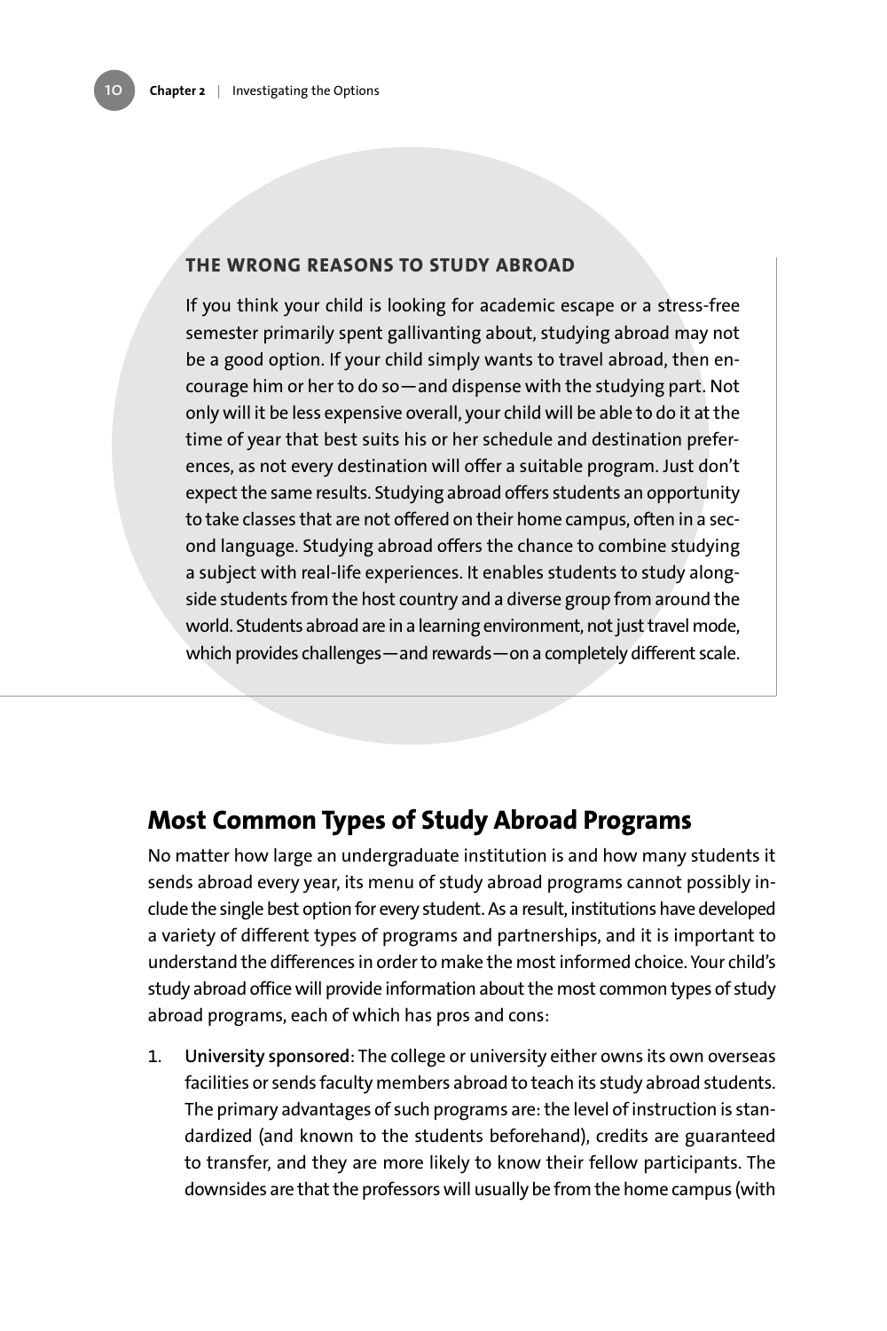### THE WRONG REASONS TO STUDY ABROAD

If you think your child is looking for academic escape or a stress-free semester primarily spent gallivanting about, studying abroad may not be a good option. If your child simply wants to travel abroad, then encourage him or her to do so—and dispense with the studying part. Not only will it be less expensive overall, your child will be able to do it at the time of year that best suits his or her schedule and destination preferences, as not every destination will offer a suitable program. Just don't expect the same results. Studying abroad offers students an opportunity to take classes that are not offered on their home campus, often in a second language. Studying abroad offers the chance to combine studying a subject with real-life experiences. It enables students to study alongside students from the host country and a diverse group from around the world. Students abroad are in a learning environment, not just travel mode, which provides challenges—and rewards—on a completely different scale.

## Most Common Types of Study Abroad Programs

No matter how large an undergraduate institution is and how many students it sends abroad every year, its menu of study abroad programs cannot possibly include the single best option for every student. As a result, institutions have developed a variety of different types of programs and partnerships, and it is important to understand the differences in order to make the most informed choice. Your child's study abroad office will provide information about the most common types of study abroad programs, each of which has pros and cons:

1. **University sponsored**: The college or university either owns its own overseas facilities or sends faculty members abroad to teach its study abroad students. The primary advantages of such programs are: the level of instruction is standardized (and known to the students beforehand), credits are guaranteed to transfer, and they are more likely to know their fellow participants. The downsides are that the professors will usually be from the home campus (with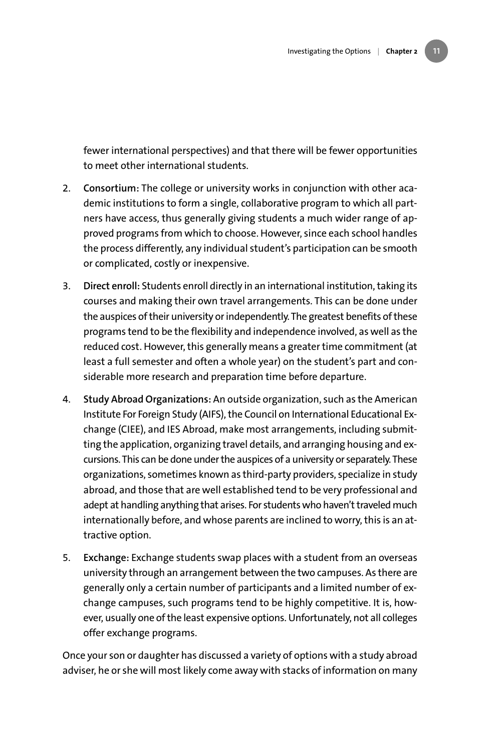fewer international perspectives) and that there will be fewer opportunities to meet other international students.

2. **Consortium:** The college or university works in conjunction with other academic institutions to form a single, collaborative program to which all partners have access, thus generally giving students a much wider range of approved programs from which to choose. However, since each school handles the process differently, any individual student's participation can be smooth or complicated, costly or inexpensive.

3. **Direct enroll:** Students enroll directly in an international institution, taking its courses and making their own travel arrangements. This can be done under the auspices of their university or independently. The greatest benefits of these programs tend to be the flexibility and independence involved, as well as the reduced cost. However, this generally means a greater time commitment (at least a full semester and often a whole year) on the student's part and considerable more research and preparation time before departure.

4. **Study Abroad Organizations:** An outside organization, such as the American Institute For Foreign Study (AIFS), the Council on International Educational Exchange (CIEE), and IES Abroad, make most arrangements, including submitting the application, organizing travel details, and arranging housing and excursions. This can be done under the auspices of a university or separately. These organizations, sometimes known as third-party providers, specialize in study abroad, and those that are well established tend to be very professional and adept at handling anything that arises. For students who haven't traveled much internationally before, and whose parents are inclined to worry, this is an attractive option.

5. **Exchange:** Exchange students swap places with a student from an overseas university through an arrangement between the two campuses. As there are generally only a certain number of participants and a limited number of exchange campuses, such programs tend to be highly competitive. It is, however, usually one of the least expensive options. Unfortunately, not all colleges offer exchange programs.

Once your son or daughter has discussed a variety of options with a study abroad adviser, he or she will most likely come away with stacks of information on many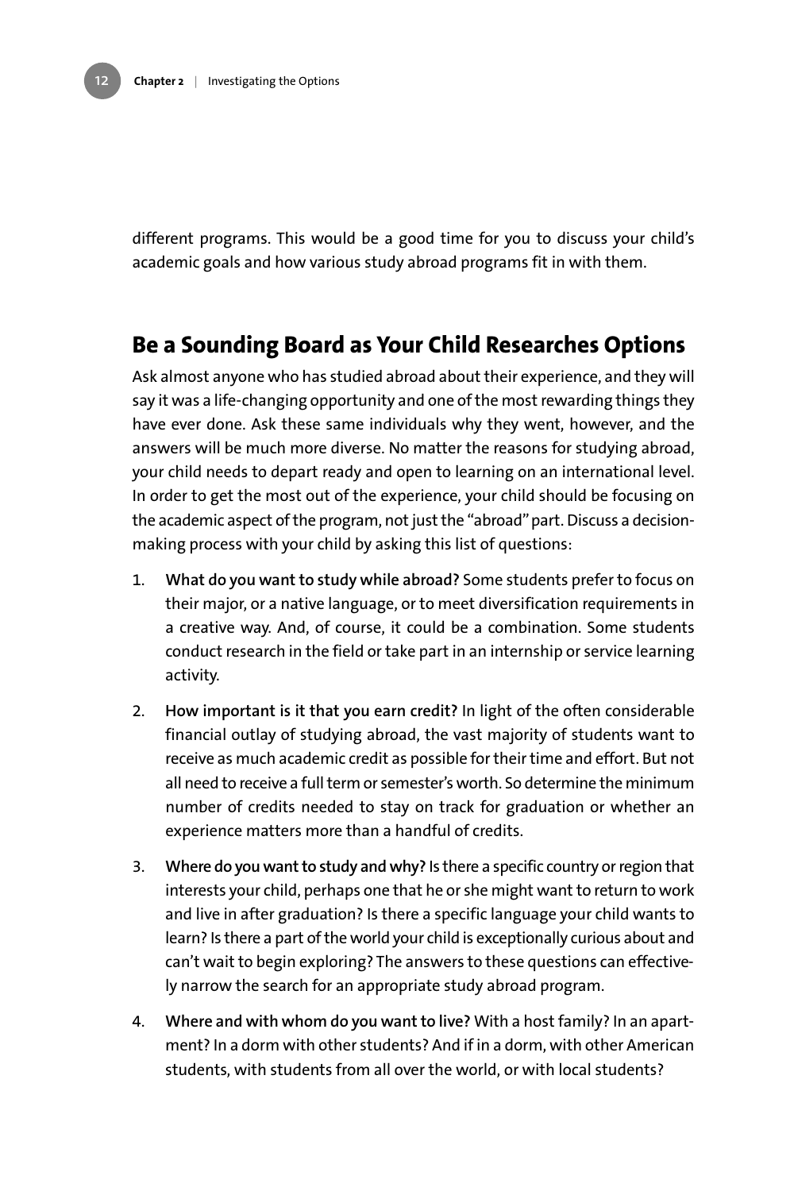different programs. This would be a good time for you to discuss your child's academic goals and how various study abroad programs fit in with them.

## Be a Sounding Board as Your Child Researches Options

Ask almost anyone who has studied abroad about their experience, and they will say it was a life-changing opportunity and one of the most rewarding things they have ever done. Ask these same individuals why they went, however, and the answers will be much more diverse. No matter the reasons for studying abroad, your child needs to depart ready and open to learning on an international level. In order to get the most out of the experience, your child should be focusing on the academic aspect of the program, not just the "abroad" part. Discuss a decision-making process with your child by asking this list of questions:

1. **What do you want to study while abroad?** Some students prefer to focus on their major, or a native language, or to meet diversification requirements in a creative way. And, of course, it could be a combination. Some students conduct research in the field or take part in an internship or service learning activity.

2. **How important is it that you earn credit?** In light of the often considerable financial outlay of studying abroad, the vast majority of students want to receive as much academic credit as possible for their time and effort. But not all need to receive a full term or semester's worth. So determine the minimum number of credits needed to stay on track for graduation or whether an experience matters more than a handful of credits.

3. **Where do you want to study and why?** Is there a specific country or region that interests your child, perhaps one that he or she might want to return to work and live in after graduation? Is there a specific language your child wants to learn? Is there a part of the world your child is exceptionally curious about and can't wait to begin exploring? The answers to these questions can effectively narrow the search for an appropriate study abroad program.

4. **Where and with whom do you want to live?** With a host family? In an apartment? In a dorm with other students? And if in a dorm, with other American students, with students from all over the world, or with local students?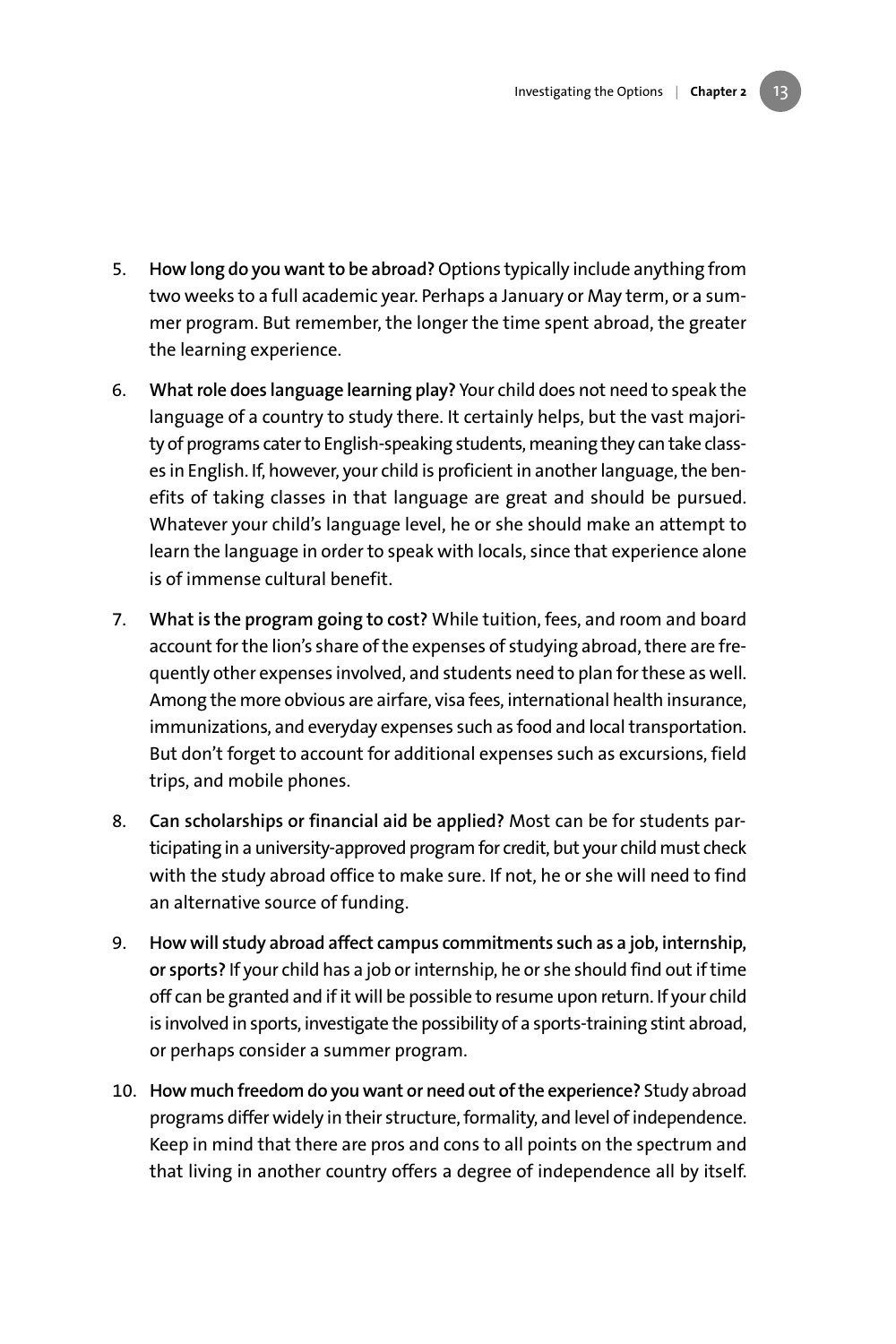5. **How long do you want to be abroad?** Options typically include anything from two weeks to a full academic year. Perhaps a January or May term, or a summer program. But remember, the longer the time spent abroad, the greater the learning experience.

6. **What role does language learning play?** Your child does not need to speak the language of a country to study there. It certainly helps, but the vast majority of programs cater to English-speaking students, meaning they can take classes in English. If, however, your child is proficient in another language, the benefits of taking classes in that language are great and should be pursued. Whatever your child's language level, he or she should make an attempt to learn the language in order to speak with locals, since that experience alone is of immense cultural benefit.

7. **What is the program going to cost?** While tuition, fees, and room and board account for the lion's share of the expenses of studying abroad, there are frequently other expenses involved, and students need to plan for these as well. Among the more obvious are airfare, visa fees, international health insurance, immunizations, and everyday expenses such as food and local transportation. But don't forget to account for additional expenses such as excursions, field trips, and mobile phones.

8. **Can scholarships or financial aid be applied?** Most can be for students participating in a university-approved program for credit, but your child must check with the study abroad office to make sure. If not, he or she will need to find an alternative source of funding.

9. **How will study abroad affect campus commitments such as a job, internship, or sports?** If your child has a job or internship, he or she should find out if time off can be granted and if it will be possible to resume upon return. If your child is involved in sports, investigate the possibility of a sports-training stint abroad, or perhaps consider a summer program.

10. **How much freedom do you want or need out of the experience?** Study abroad programs differ widely in their structure, formality, and level of independence. Keep in mind that there are pros and cons to all points on the spectrum and that living in another country offers a degree of independence all by itself.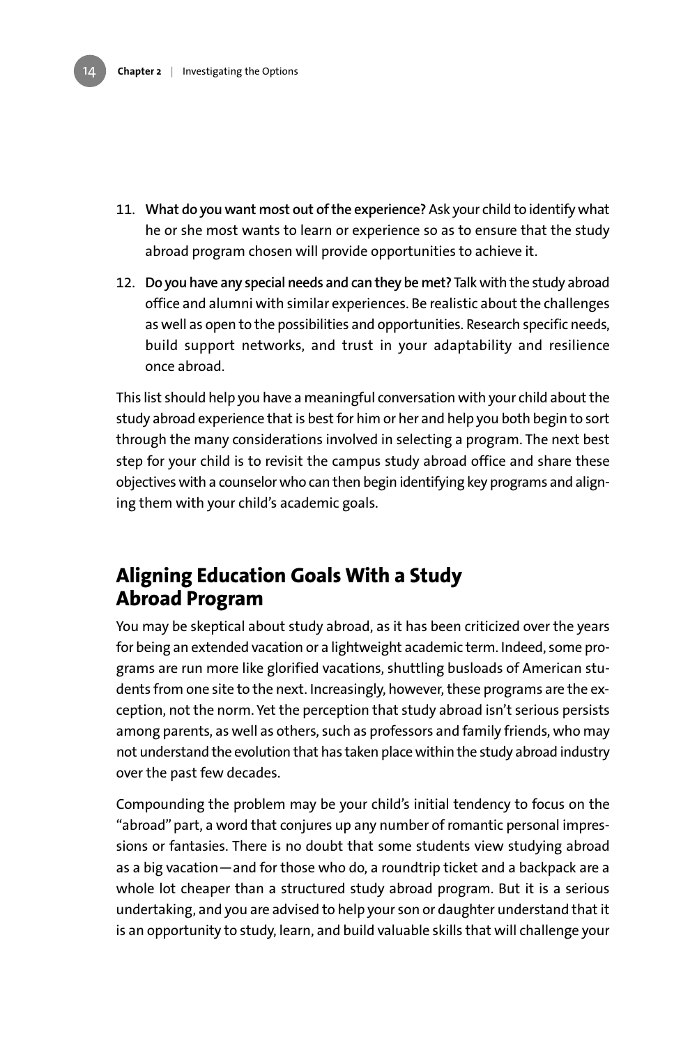11. **What do you want most out of the experience?** Ask your child to identify what he or she most wants to learn or experience so as to ensure that the study abroad program chosen will provide opportunities to achieve it.

12. **Do you have any special needs and can they be met?** Talk with the study abroad office and alumni with similar experiences. Be realistic about the challenges as well as open to the possibilities and opportunities. Research specific needs, build support networks, and trust in your adaptability and resilience once abroad.

This list should help you have a meaningful conversation with your child about the study abroad experience that is best for him or her and help you both begin to sort through the many considerations involved in selecting a program. The next best step for your child is to revisit the campus study abroad office and share these objectives with a counselor who can then begin identifying key programs and aligning them with your child's academic goals.

## Aligning Education Goals With a Study Abroad Program

You may be skeptical about study abroad, as it has been criticized over the years for being an extended vacation or a lightweight academic term. Indeed, some programs are run more like glorified vacations, shuttling busloads of American students from one site to the next. Increasingly, however, these programs are the exception, not the norm. Yet the perception that study abroad isn't serious persists among parents, as well as others, such as professors and family friends, who may not understand the evolution that has taken place within the study abroad industry over the past few decades.

Compounding the problem may be your child's initial tendency to focus on the "abroad" part, a word that conjures up any number of romantic personal impressions or fantasies. There is no doubt that some students view studying abroad as a big vacation—and for those who do, a roundtrip ticket and a backpack are a whole lot cheaper than a structured study abroad program. But it is a serious undertaking, and you are advised to help your son or daughter understand that it is an opportunity to study, learn, and build valuable skills that will challenge your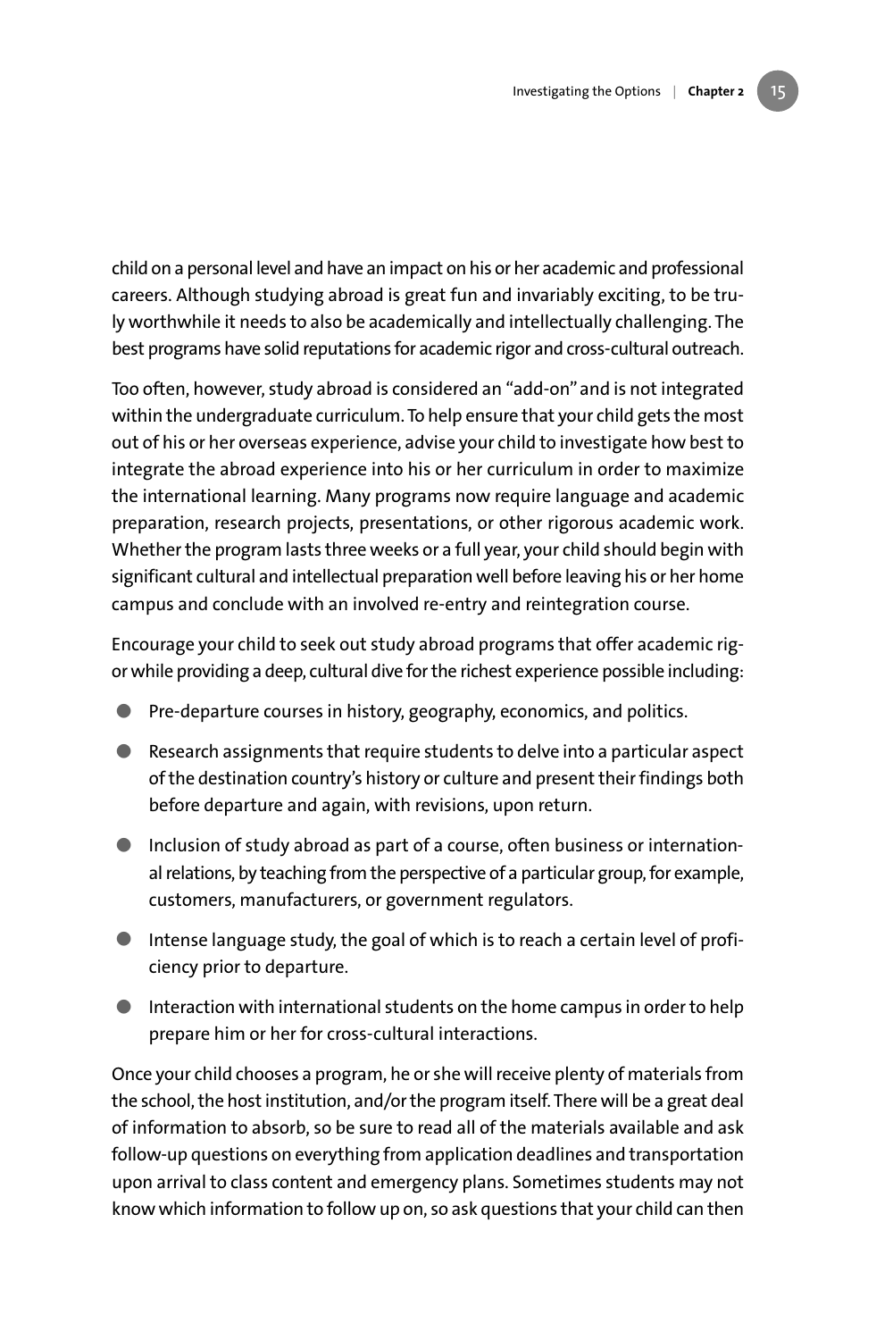child on a personal level and have an impact on his or her academic and professional careers. Although studying abroad is great fun and invariably exciting, to be truly worthwhile it needs to also be academically and intellectually challenging. The best programs have solid reputations for academic rigor and cross-cultural outreach.

Too often, however, study abroad is considered an "add-on" and is not integrated within the undergraduate curriculum. To help ensure that your child gets the most out of his or her overseas experience, advise your child to investigate how best to integrate the abroad experience into his or her curriculum in order to maximize the international learning. Many programs now require language and academic preparation, research projects, presentations, or other rigorous academic work. Whether the program lasts three weeks or a full year, your child should begin with significant cultural and intellectual preparation well before leaving his or her home campus and conclude with an involved re-entry and reintegration course.

Encourage your child to seek out study abroad programs that offer academic rigor while providing a deep, cultural dive for the richest experience possible including:

- Pre-departure courses in history, geography, economics, and politics.
- Research assignments that require students to delve into a particular aspect of the destination country's history or culture and present their findings both before departure and again, with revisions, upon return.
- Inclusion of study abroad as part of a course, often business or international relations, by teaching from the perspective of a particular group, for example, customers, manufacturers, or government regulators.
- Intense language study, the goal of which is to reach a certain level of proficiency prior to departure.
- Interaction with international students on the home campus in order to help prepare him or her for cross-cultural interactions.

Once your child chooses a program, he or she will receive plenty of materials from the school, the host institution, and/or the program itself. There will be a great deal of information to absorb, so be sure to read all of the materials available and ask follow-up questions on everything from application deadlines and transportation upon arrival to class content and emergency plans. Sometimes students may not know which information to follow up on, so ask questions that your child can then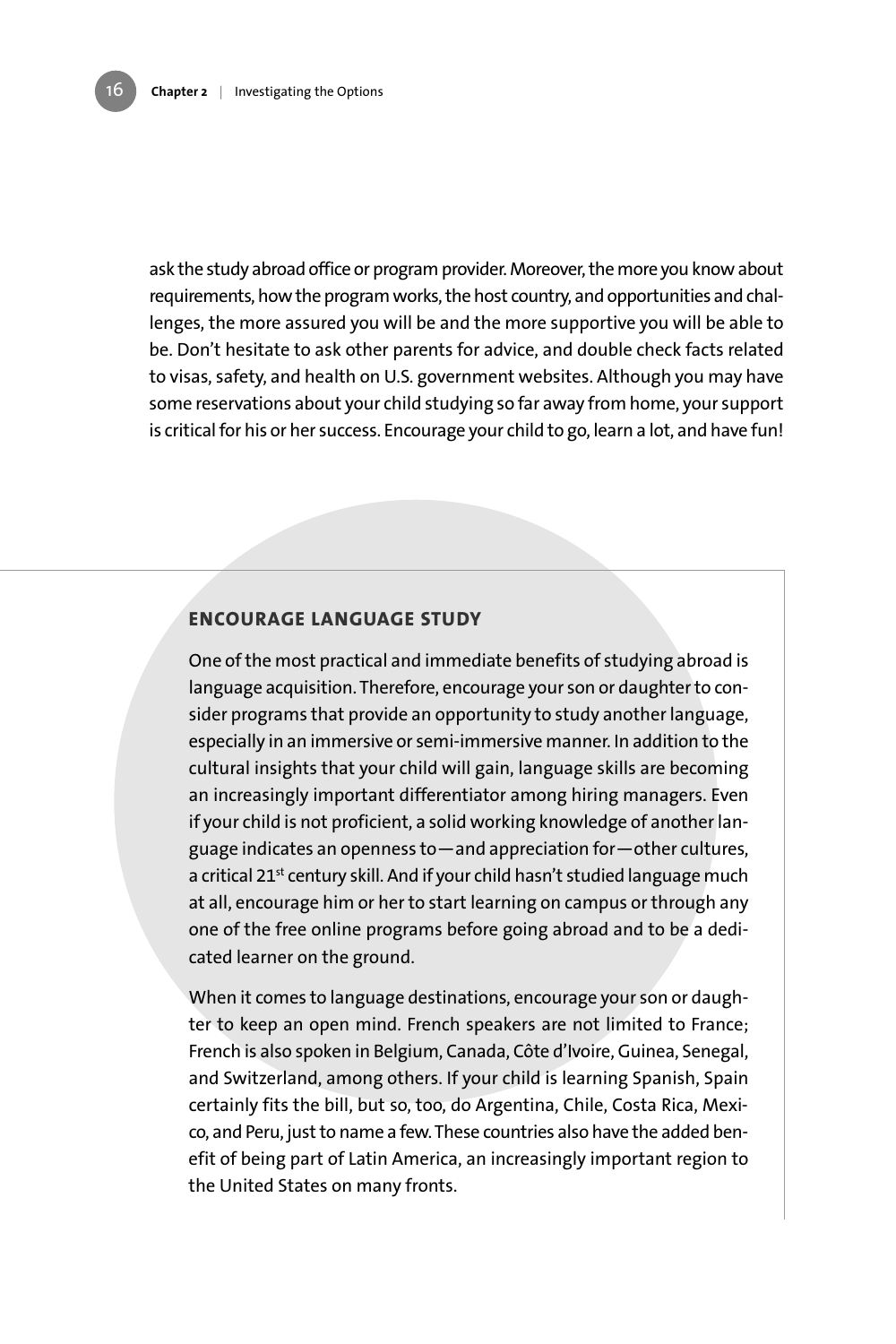ask the study abroad office or program provider. Moreover, the more you know about requirements, how the program works, the host country, and opportunities and challenges, the more assured you will be and the more supportive you will be able to be. Don't hesitate to ask other parents for advice, and double check facts related to visas, safety, and health on U.S. government websites. Although you may have some reservations about your child studying so far away from home, your support is critical for his or her success. Encourage your child to go, learn a lot, and have fun!

## ENCOURAGE LANGUAGE STUDY

One of the most practical and immediate benefits of studying abroad is language acquisition. Therefore, encourage your son or daughter to consider programs that provide an opportunity to study another language, especially in an immersive or semi-immersive manner. In addition to the cultural insights that your child will gain, language skills are becoming an increasingly important differentiator among hiring managers. Even if your child is not proficient, a solid working knowledge of another language indicates an openness to—and appreciation for—other cultures, a critical 21st century skill. And if your child hasn't studied language much at all, encourage him or her to start learning on campus or through any one of the free online programs before going abroad and to be a dedicated learner on the ground.

When it comes to language destinations, encourage your son or daughter to keep an open mind. French speakers are not limited to France; French is also spoken in Belgium, Canada, Côte d'Ivoire, Guinea, Senegal, and Switzerland, among others. If your child is learning Spanish, Spain certainly fits the bill, but so, too, do Argentina, Chile, Costa Rica, Mexico, and Peru, just to name a few. These countries also have the added benefit of being part of Latin America, an increasingly important region to the United States on many fronts.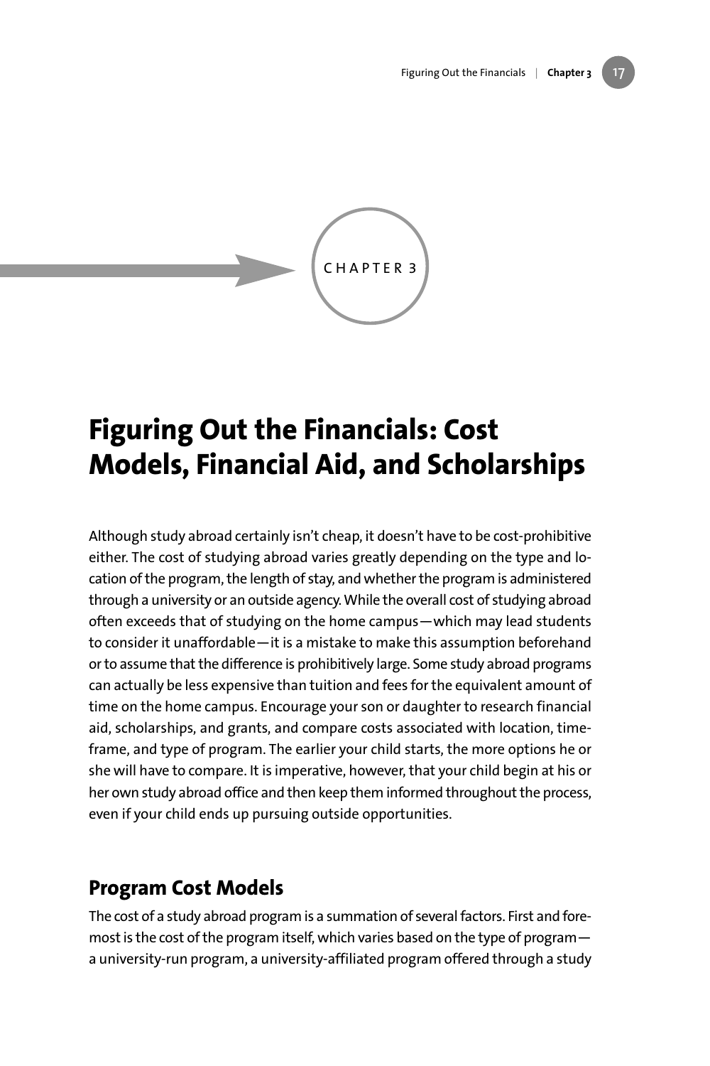CHAPTER 3

# Figuring Out the Financials: Cost Models, Financial Aid, and Scholarships

Although study abroad certainly isn't cheap, it doesn't have to be cost-prohibitive either. The cost of studying abroad varies greatly depending on the type and location of the program, the length of stay, and whether the program is administered through a university or an outside agency. While the overall cost of studying abroad often exceeds that of studying on the home campus—which may lead students to consider it unaffordable—it is a mistake to make this assumption beforehand or to assume that the difference is prohibitively large. Some study abroad programs can actually be less expensive than tuition and fees for the equivalent amount of time on the home campus. Encourage your son or daughter to research financial aid, scholarships, and grants, and compare costs associated with location, timeframe, and type of program. The earlier your child starts, the more options he or she will have to compare. It is imperative, however, that your child begin at his or her own study abroad office and then keep them informed throughout the process, even if your child ends up pursuing outside opportunities.

## Program Cost Models

The cost of a study abroad program is a summation of several factors. First and foremost is the cost of the program itself, which varies based on the type of program—a university-run program, a university-affiliated program offered through a study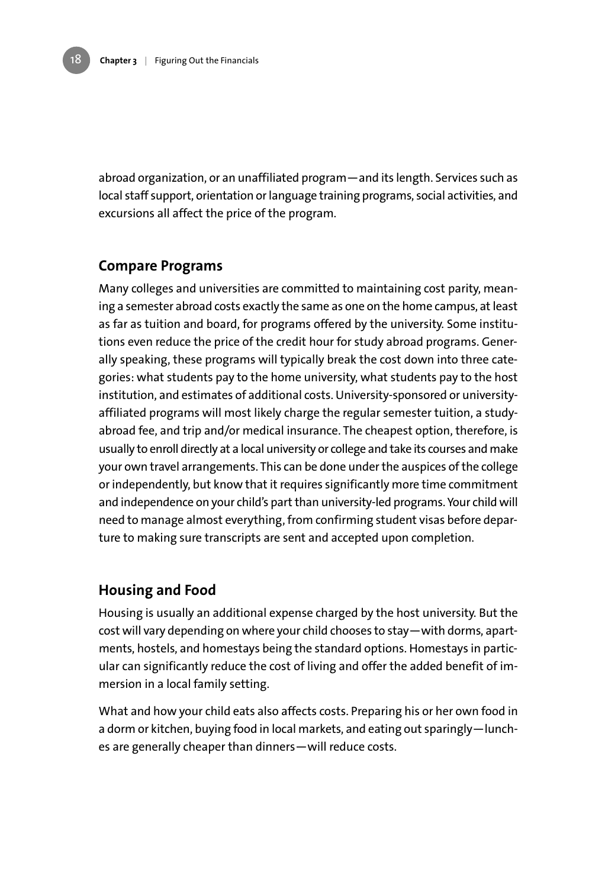abroad organization, or an unaffiliated program—and its length. Services such as local staff support, orientation or language training programs, social activities, and excursions all affect the price of the program.

## Compare Programs

Many colleges and universities are committed to maintaining cost parity, meaning a semester abroad costs exactly the same as one on the home campus, at least as far as tuition and board, for programs offered by the university. Some institutions even reduce the price of the credit hour for study abroad programs. Generally speaking, these programs will typically break the cost down into three categories: what students pay to the home university, what students pay to the host institution, and estimates of additional costs. University-sponsored or university-affiliated programs will most likely charge the regular semester tuition, a study-abroad fee, and trip and/or medical insurance. The cheapest option, therefore, is usually to enroll directly at a local university or college and take its courses and make your own travel arrangements. This can be done under the auspices of the college or independently, but know that it requires significantly more time commitment and independence on your child's part than university-led programs. Your child will need to manage almost everything, from confirming student visas before departure to making sure transcripts are sent and accepted upon completion.

## Housing and Food

Housing is usually an additional expense charged by the host university. But the cost will vary depending on where your child chooses to stay—with dorms, apartments, hostels, and homestays being the standard options. Homestays in particular can significantly reduce the cost of living and offer the added benefit of immersion in a local family setting.

What and how your child eats also affects costs. Preparing his or her own food in a dorm or kitchen, buying food in local markets, and eating out sparingly—lunches are generally cheaper than dinners—will reduce costs.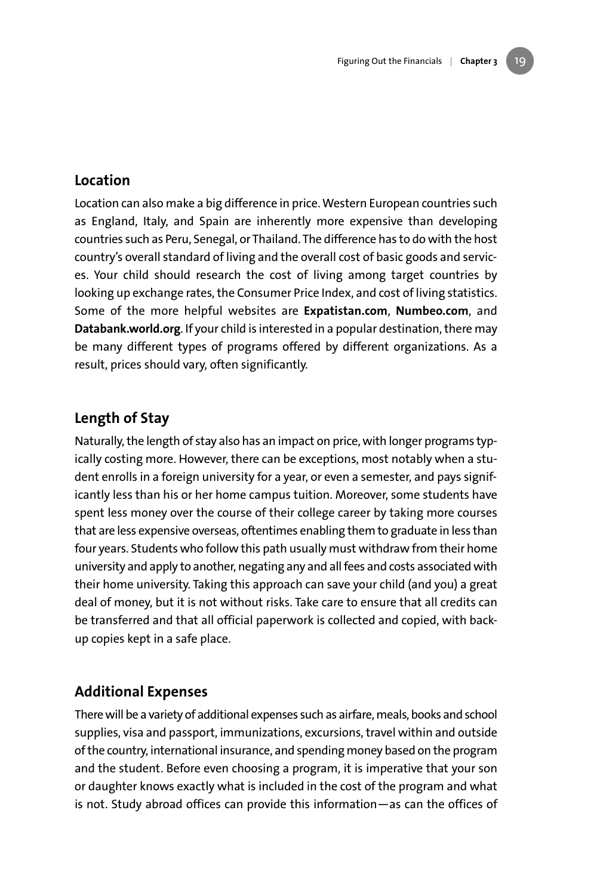## Location

Location can also make a big difference in price. Western European countries such as England, Italy, and Spain are inherently more expensive than developing countries such as Peru, Senegal, or Thailand. The difference has to do with the host country's overall standard of living and the overall cost of basic goods and services. Your child should research the cost of living among target countries by looking up exchange rates, the Consumer Price Index, and cost of living statistics. Some of the more helpful websites are **Expatistan.com**, **Numbeo.com**, and **Databank.world.org**. If your child is interested in a popular destination, there may be many different types of programs offered by different organizations. As a result, prices should vary, often significantly.

## Length of Stay

Naturally, the length of stay also has an impact on price, with longer programs typically costing more. However, there can be exceptions, most notably when a student enrolls in a foreign university for a year, or even a semester, and pays significantly less than his or her home campus tuition. Moreover, some students have spent less money over the course of their college career by taking more courses that are less expensive overseas, oftentimes enabling them to graduate in less than four years. Students who follow this path usually must withdraw from their home university and apply to another, negating any and all fees and costs associated with their home university. Taking this approach can save your child (and you) a great deal of money, but it is not without risks. Take care to ensure that all credits can be transferred and that all official paperwork is collected and copied, with backup copies kept in a safe place.

## Additional Expenses

There will be a variety of additional expenses such as airfare, meals, books and school supplies, visa and passport, immunizations, excursions, travel within and outside of the country, international insurance, and spending money based on the program and the student. Before even choosing a program, it is imperative that your son or daughter knows exactly what is included in the cost of the program and what is not. Study abroad offices can provide this information—as can the offices of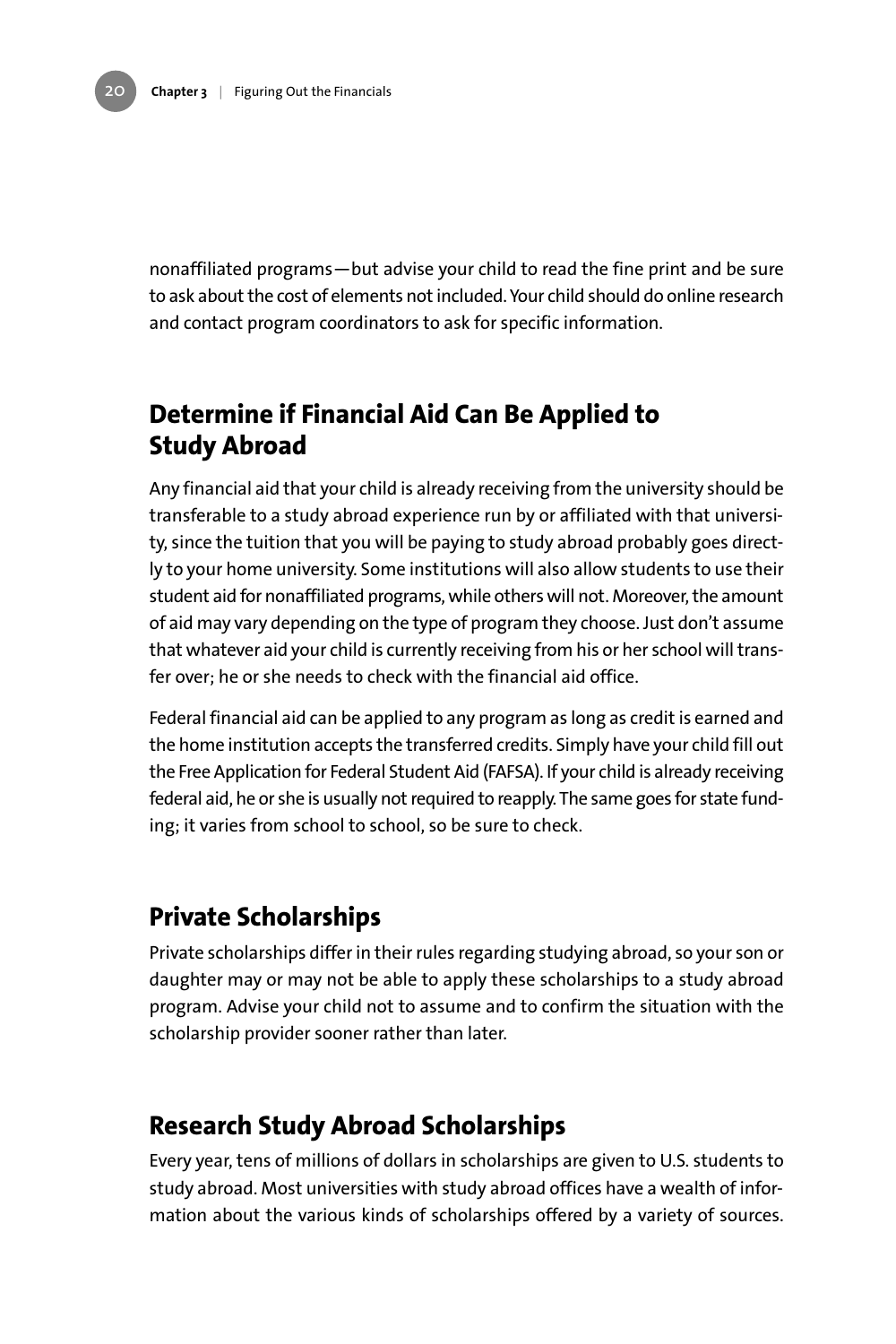nonaffiliated programs—but advise your child to read the fine print and be sure to ask about the cost of elements not included. Your child should do online research and contact program coordinators to ask for specific information.

## Determine if Financial Aid Can Be Applied to Study Abroad

Any financial aid that your child is already receiving from the university should be transferable to a study abroad experience run by or affiliated with that university, since the tuition that you will be paying to study abroad probably goes directly to your home university. Some institutions will also allow students to use their student aid for nonaffiliated programs, while others will not. Moreover, the amount of aid may vary depending on the type of program they choose. Just don't assume that whatever aid your child is currently receiving from his or her school will transfer over; he or she needs to check with the financial aid office.

Federal financial aid can be applied to any program as long as credit is earned and the home institution accepts the transferred credits. Simply have your child fill out the Free Application for Federal Student Aid (FAFSA). If your child is already receiving federal aid, he or she is usually not required to reapply. The same goes for state funding; it varies from school to school, so be sure to check.

## Private Scholarships

Private scholarships differ in their rules regarding studying abroad, so your son or daughter may or may not be able to apply these scholarships to a study abroad program. Advise your child not to assume and to confirm the situation with the scholarship provider sooner rather than later.

## Research Study Abroad Scholarships

Every year, tens of millions of dollars in scholarships are given to U.S. students to study abroad. Most universities with study abroad offices have a wealth of information about the various kinds of scholarships offered by a variety of sources.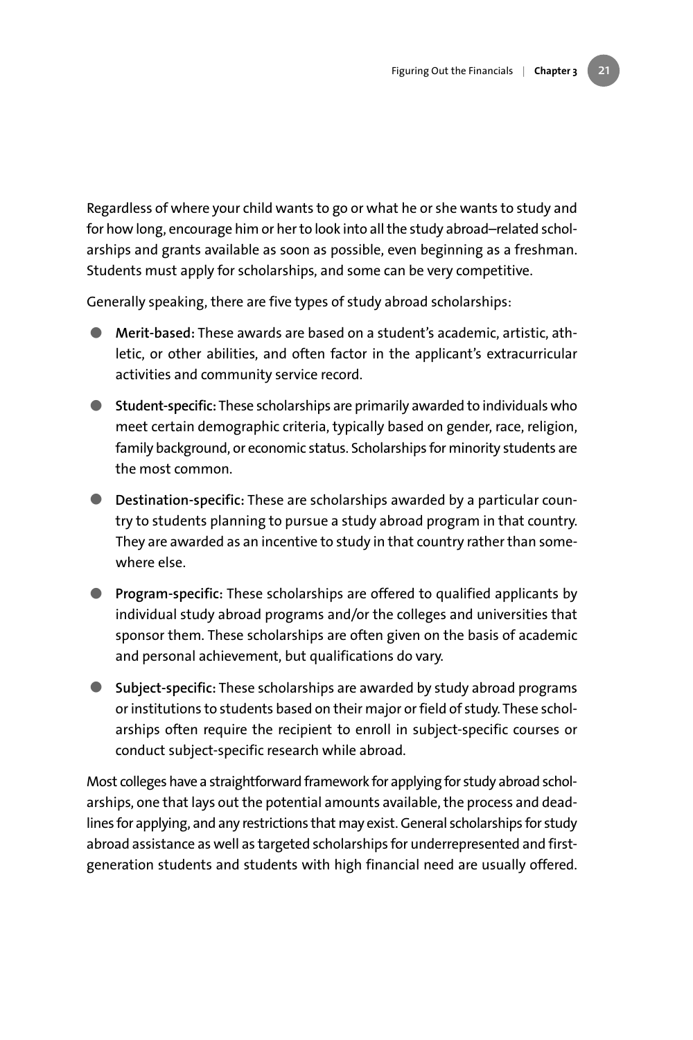Regardless of where your child wants to go or what he or she wants to study and for how long, encourage him or her to look into all the study abroad–related scholarships and grants available as soon as possible, even beginning as a freshman. Students must apply for scholarships, and some can be very competitive.

Generally speaking, there are five types of study abroad scholarships:

- **Merit-based:** These awards are based on a student's academic, artistic, athletic, or other abilities, and often factor in the applicant's extracurricular activities and community service record.
- **Student-specific:** These scholarships are primarily awarded to individuals who meet certain demographic criteria, typically based on gender, race, religion, family background, or economic status. Scholarships for minority students are the most common.
- **Destination-specific:** These are scholarships awarded by a particular country to students planning to pursue a study abroad program in that country. They are awarded as an incentive to study in that country rather than somewhere else.
- **Program-specific:** These scholarships are offered to qualified applicants by individual study abroad programs and/or the colleges and universities that sponsor them. These scholarships are often given on the basis of academic and personal achievement, but qualifications do vary.
- **Subject-specific:** These scholarships are awarded by study abroad programs or institutions to students based on their major or field of study. These scholarships often require the recipient to enroll in subject-specific courses or conduct subject-specific research while abroad.

Most colleges have a straightforward framework for applying for study abroad scholarships, one that lays out the potential amounts available, the process and deadlines for applying, and any restrictions that may exist. General scholarships for study abroad assistance as well as targeted scholarships for underrepresented and first-generation students and students with high financial need are usually offered.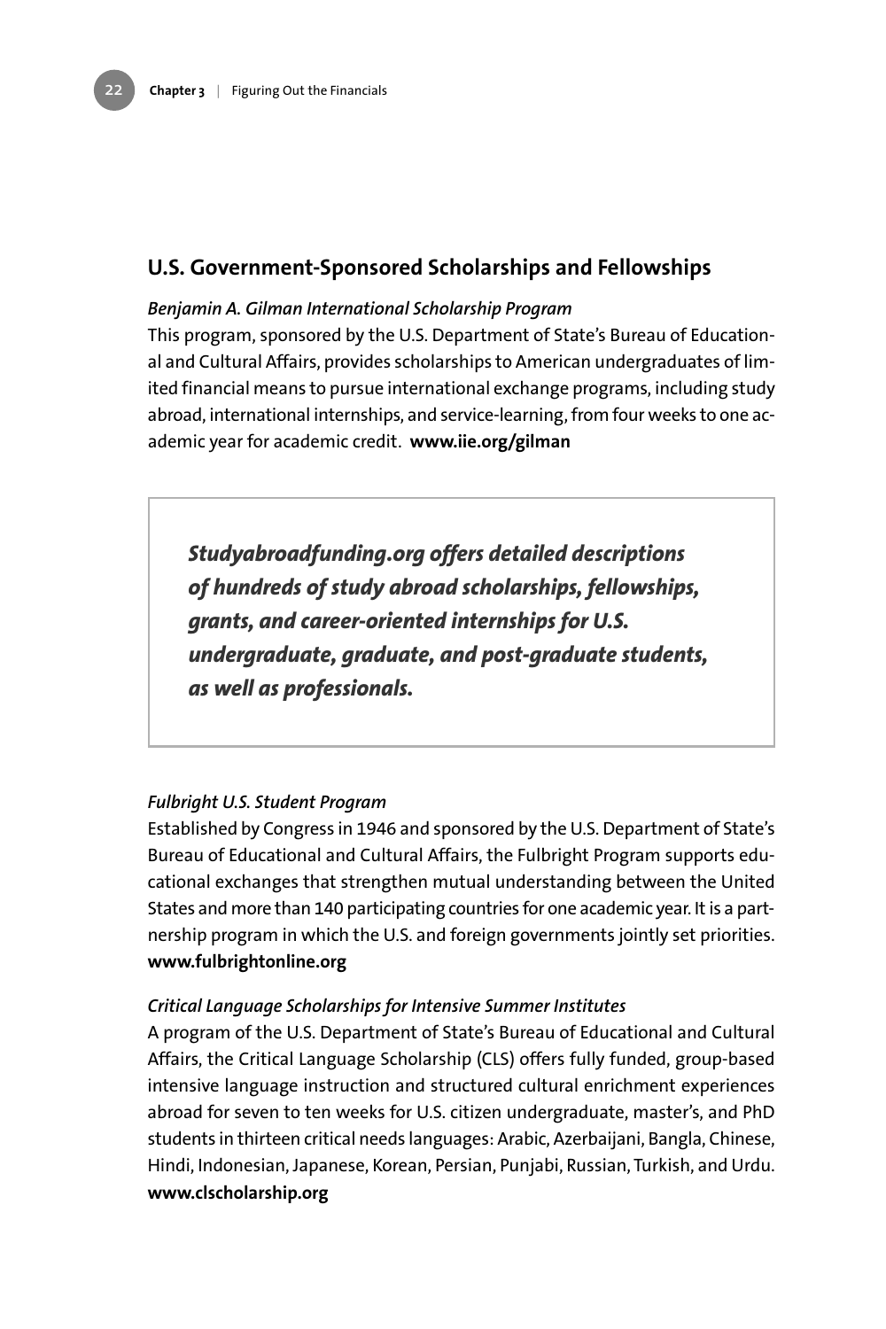## U.S. Government-Sponsored Scholarships and Fellowships

*Benjamin A. Gilman International Scholarship Program*

This program, sponsored by the U.S. Department of State's Bureau of Educational and Cultural Affairs, provides scholarships to American undergraduates of limited financial means to pursue international exchange programs, including study abroad, international internships, and service-learning, from four weeks to one academic year for academic credit. **www.iie.org/gilman**

> ***Studyabroadfunding.org offers detailed descriptions of hundreds of study abroad scholarships, fellowships, grants, and career-oriented internships for U.S. undergraduate, graduate, and post-graduate students, as well as professionals.***

*Fulbright U.S. Student Program*

Established by Congress in 1946 and sponsored by the U.S. Department of State's Bureau of Educational and Cultural Affairs, the Fulbright Program supports educational exchanges that strengthen mutual understanding between the United States and more than 140 participating countries for one academic year. It is a partnership program in which the U.S. and foreign governments jointly set priorities. **www.fulbrightonline.org**

*Critical Language Scholarships for Intensive Summer Institutes*

A program of the U.S. Department of State's Bureau of Educational and Cultural Affairs, the Critical Language Scholarship (CLS) offers fully funded, group-based intensive language instruction and structured cultural enrichment experiences abroad for seven to ten weeks for U.S. citizen undergraduate, master's, and PhD students in thirteen critical needs languages: Arabic, Azerbaijani, Bangla, Chinese, Hindi, Indonesian, Japanese, Korean, Persian, Punjabi, Russian, Turkish, and Urdu. **www.clscholarship.org**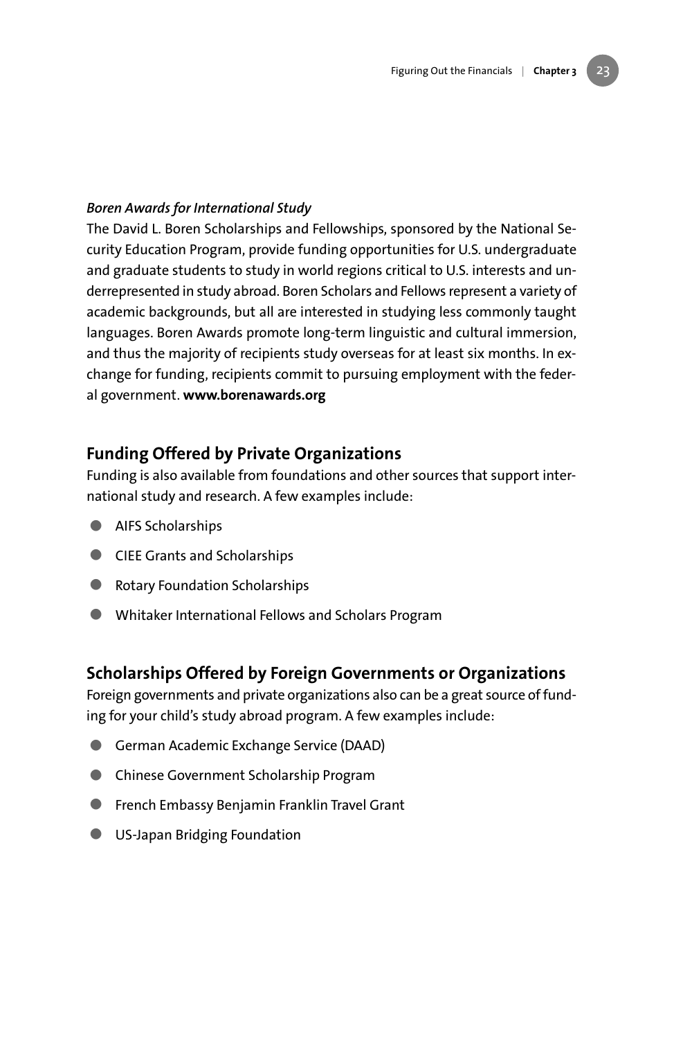*Boren Awards for International Study*

The David L. Boren Scholarships and Fellowships, sponsored by the National Security Education Program, provide funding opportunities for U.S. undergraduate and graduate students to study in world regions critical to U.S. interests and underrepresented in study abroad. Boren Scholars and Fellows represent a variety of academic backgrounds, but all are interested in studying less commonly taught languages. Boren Awards promote long-term linguistic and cultural immersion, and thus the majority of recipients study overseas for at least six months. In exchange for funding, recipients commit to pursuing employment with the federal government. **www.borenawards.org**

## Funding Offered by Private Organizations

Funding is also available from foundations and other sources that support international study and research. A few examples include:

- AIFS Scholarships
- CIEE Grants and Scholarships
- Rotary Foundation Scholarships
- Whitaker International Fellows and Scholars Program

## Scholarships Offered by Foreign Governments or Organizations

Foreign governments and private organizations also can be a great source of funding for your child's study abroad program. A few examples include:

- German Academic Exchange Service (DAAD)
- Chinese Government Scholarship Program
- French Embassy Benjamin Franklin Travel Grant
- US-Japan Bridging Foundation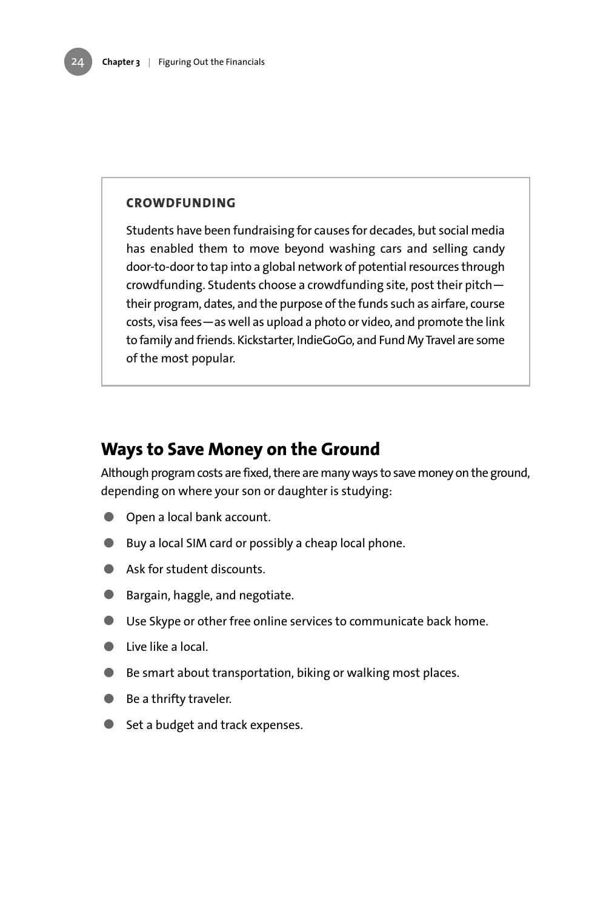### CROWDFUNDING

Students have been fundraising for causes for decades, but social media has enabled them to move beyond washing cars and selling candy door-to-door to tap into a global network of potential resources through crowdfunding. Students choose a crowdfunding site, post their pitch—their program, dates, and the purpose of the funds such as airfare, course costs, visa fees—as well as upload a photo or video, and promote the link to family and friends. Kickstarter, IndieGoGo, and Fund My Travel are some of the most popular.

## Ways to Save Money on the Ground

Although program costs are fixed, there are many ways to save money on the ground, depending on where your son or daughter is studying:

- Open a local bank account.
- Buy a local SIM card or possibly a cheap local phone.
- Ask for student discounts.
- Bargain, haggle, and negotiate.
- Use Skype or other free online services to communicate back home.
- Live like a local.
- Be smart about transportation, biking or walking most places.
- Be a thrifty traveler.
- Set a budget and track expenses.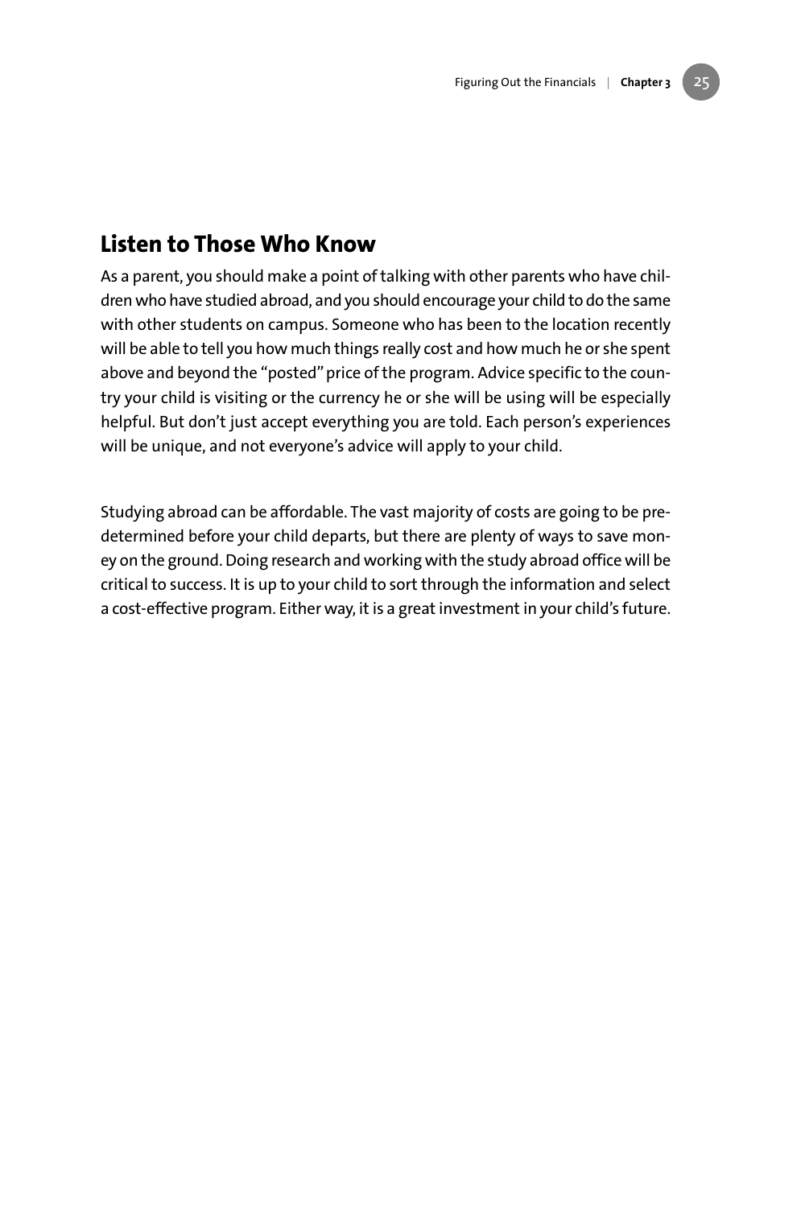## Listen to Those Who Know

As a parent, you should make a point of talking with other parents who have children who have studied abroad, and you should encourage your child to do the same with other students on campus. Someone who has been to the location recently will be able to tell you how much things really cost and how much he or she spent above and beyond the "posted" price of the program. Advice specific to the country your child is visiting or the currency he or she will be using will be especially helpful. But don't just accept everything you are told. Each person's experiences will be unique, and not everyone's advice will apply to your child.

Studying abroad can be affordable. The vast majority of costs are going to be predetermined before your child departs, but there are plenty of ways to save money on the ground. Doing research and working with the study abroad office will be critical to success. It is up to your child to sort through the information and select a cost-effective program. Either way, it is a great investment in your child's future.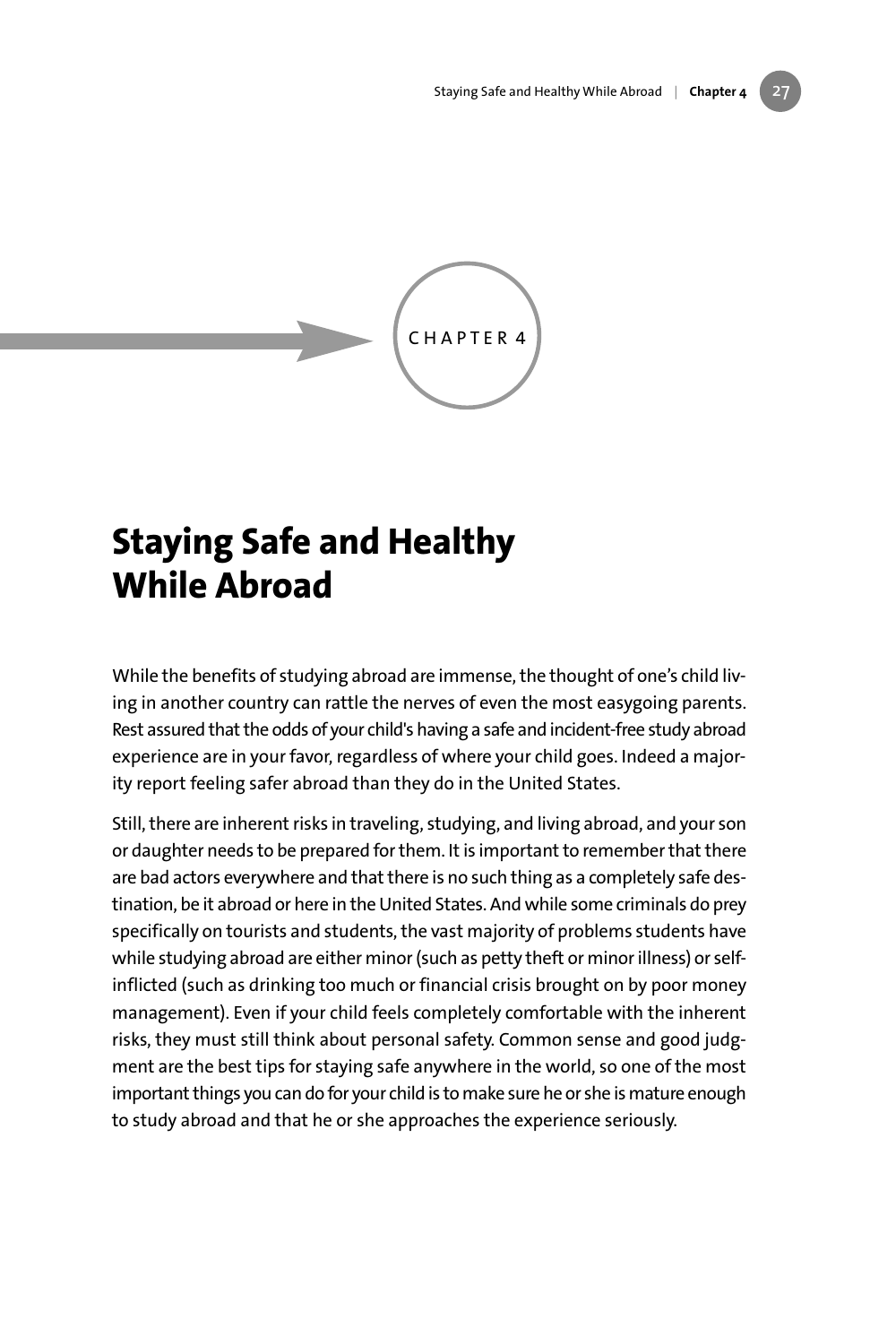CHAPTER 4

# Staying Safe and Healthy While Abroad

While the benefits of studying abroad are immense, the thought of one's child living in another country can rattle the nerves of even the most easygoing parents. Rest assured that the odds of your child's having a safe and incident-free study abroad experience are in your favor, regardless of where your child goes. Indeed a majority report feeling safer abroad than they do in the United States.

Still, there are inherent risks in traveling, studying, and living abroad, and your son or daughter needs to be prepared for them. It is important to remember that there are bad actors everywhere and that there is no such thing as a completely safe destination, be it abroad or here in the United States. And while some criminals do prey specifically on tourists and students, the vast majority of problems students have while studying abroad are either minor (such as petty theft or minor illness) or self-inflicted (such as drinking too much or financial crisis brought on by poor money management). Even if your child feels completely comfortable with the inherent risks, they must still think about personal safety. Common sense and good judgment are the best tips for staying safe anywhere in the world, so one of the most important things you can do for your child is to make sure he or she is mature enough to study abroad and that he or she approaches the experience seriously.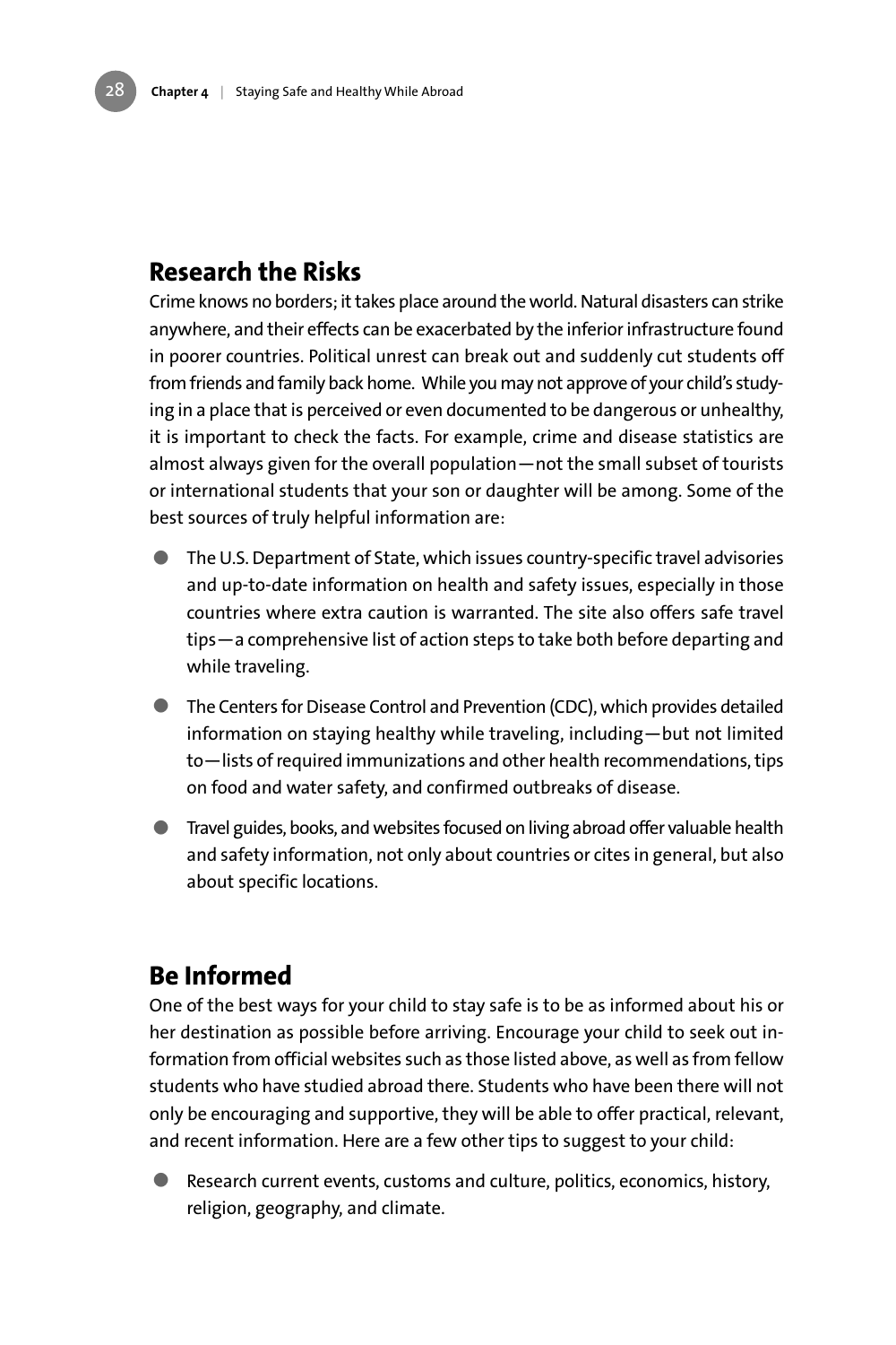## Research the Risks

Crime knows no borders; it takes place around the world. Natural disasters can strike anywhere, and their effects can be exacerbated by the inferior infrastructure found in poorer countries. Political unrest can break out and suddenly cut students off from friends and family back home. While you may not approve of your child's studying in a place that is perceived or even documented to be dangerous or unhealthy, it is important to check the facts. For example, crime and disease statistics are almost always given for the overall population—not the small subset of tourists or international students that your son or daughter will be among. Some of the best sources of truly helpful information are:

- The U.S. Department of State, which issues country-specific travel advisories and up-to-date information on health and safety issues, especially in those countries where extra caution is warranted. The site also offers safe travel tips—a comprehensive list of action steps to take both before departing and while traveling.
- The Centers for Disease Control and Prevention (CDC), which provides detailed information on staying healthy while traveling, including—but not limited to—lists of required immunizations and other health recommendations, tips on food and water safety, and confirmed outbreaks of disease.
- Travel guides, books, and websites focused on living abroad offer valuable health and safety information, not only about countries or cites in general, but also about specific locations.

## Be Informed

One of the best ways for your child to stay safe is to be as informed about his or her destination as possible before arriving. Encourage your child to seek out information from official websites such as those listed above, as well as from fellow students who have studied abroad there. Students who have been there will not only be encouraging and supportive, they will be able to offer practical, relevant, and recent information. Here are a few other tips to suggest to your child:

- Research current events, customs and culture, politics, economics, history, religion, geography, and climate.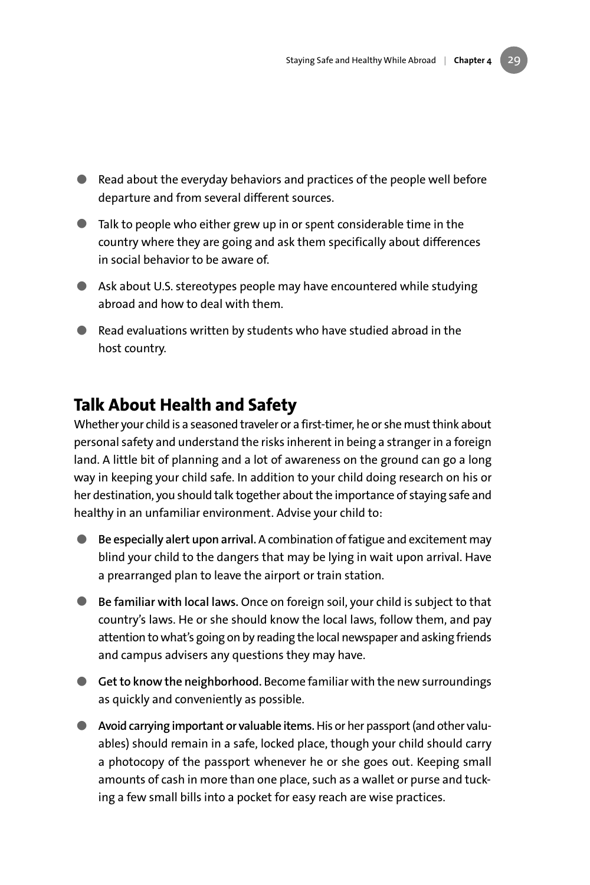- Read about the everyday behaviors and practices of the people well before departure and from several different sources.
- Talk to people who either grew up in or spent considerable time in the country where they are going and ask them specifically about differences in social behavior to be aware of.
- Ask about U.S. stereotypes people may have encountered while studying abroad and how to deal with them.
- Read evaluations written by students who have studied abroad in the host country.

## Talk About Health and Safety

Whether your child is a seasoned traveler or a first-timer, he or she must think about personal safety and understand the risks inherent in being a stranger in a foreign land. A little bit of planning and a lot of awareness on the ground can go a long way in keeping your child safe. In addition to your child doing research on his or her destination, you should talk together about the importance of staying safe and healthy in an unfamiliar environment. Advise your child to:

- **Be especially alert upon arrival.** A combination of fatigue and excitement may blind your child to the dangers that may be lying in wait upon arrival. Have a prearranged plan to leave the airport or train station.
- **Be familiar with local laws.** Once on foreign soil, your child is subject to that country's laws. He or she should know the local laws, follow them, and pay attention to what's going on by reading the local newspaper and asking friends and campus advisers any questions they may have.
- **Get to know the neighborhood.** Become familiar with the new surroundings as quickly and conveniently as possible.
- **Avoid carrying important or valuable items.** His or her passport (and other valuables) should remain in a safe, locked place, though your child should carry a photocopy of the passport whenever he or she goes out. Keeping small amounts of cash in more than one place, such as a wallet or purse and tucking a few small bills into a pocket for easy reach are wise practices.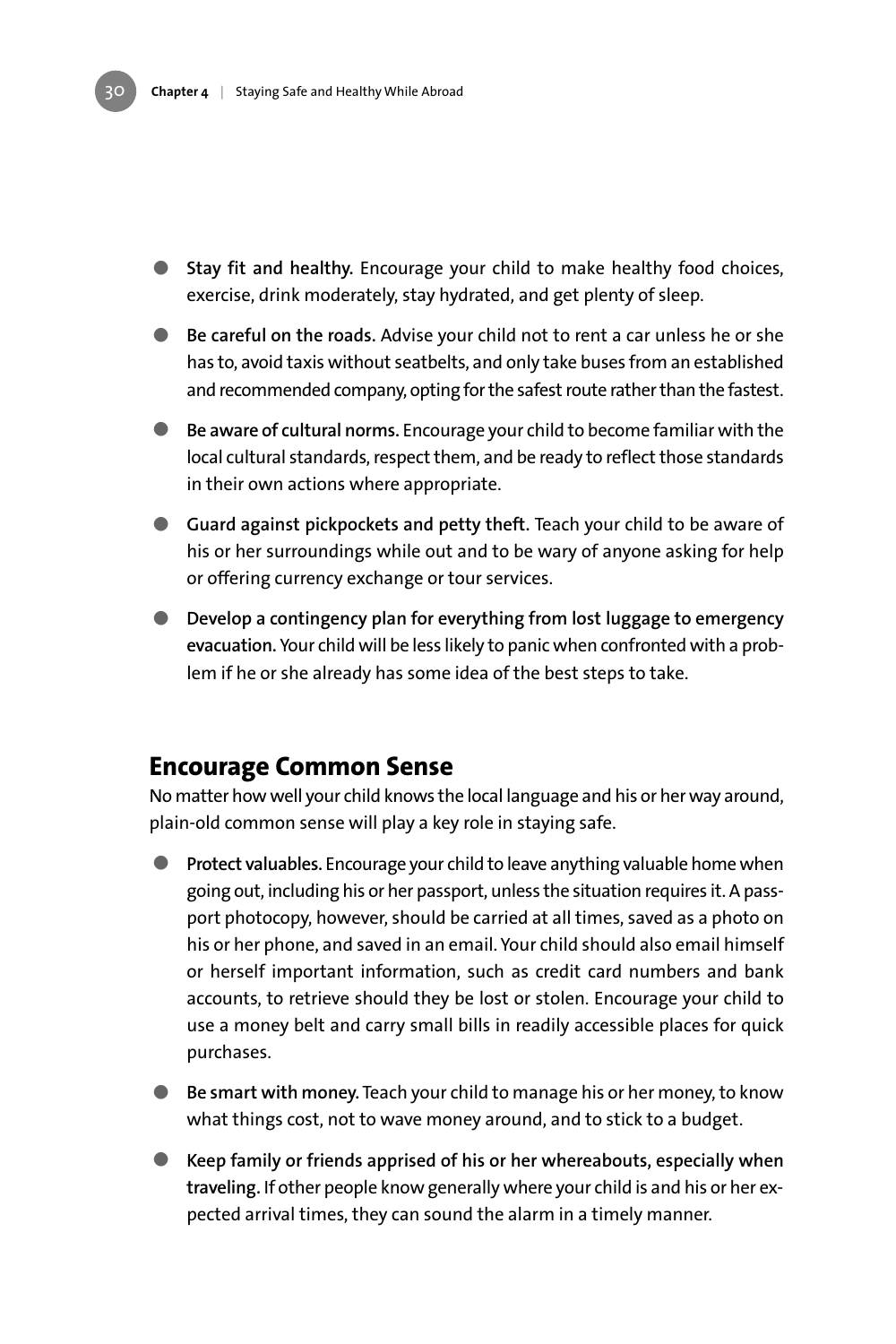- **Stay fit and healthy.** Encourage your child to make healthy food choices, exercise, drink moderately, stay hydrated, and get plenty of sleep.
- **Be careful on the roads.** Advise your child not to rent a car unless he or she has to, avoid taxis without seatbelts, and only take buses from an established and recommended company, opting for the safest route rather than the fastest.
- **Be aware of cultural norms.** Encourage your child to become familiar with the local cultural standards, respect them, and be ready to reflect those standards in their own actions where appropriate.
- **Guard against pickpockets and petty theft.** Teach your child to be aware of his or her surroundings while out and to be wary of anyone asking for help or offering currency exchange or tour services.
- **Develop a contingency plan for everything from lost luggage to emergency evacuation.** Your child will be less likely to panic when confronted with a problem if he or she already has some idea of the best steps to take.

## Encourage Common Sense

No matter how well your child knows the local language and his or her way around, plain-old common sense will play a key role in staying safe.

- **Protect valuables.** Encourage your child to leave anything valuable home when going out, including his or her passport, unless the situation requires it. A passport photocopy, however, should be carried at all times, saved as a photo on his or her phone, and saved in an email. Your child should also email himself or herself important information, such as credit card numbers and bank accounts, to retrieve should they be lost or stolen. Encourage your child to use a money belt and carry small bills in readily accessible places for quick purchases.
- **Be smart with money.** Teach your child to manage his or her money, to know what things cost, not to wave money around, and to stick to a budget.
- **Keep family or friends apprised of his or her whereabouts, especially when traveling.** If other people know generally where your child is and his or her expected arrival times, they can sound the alarm in a timely manner.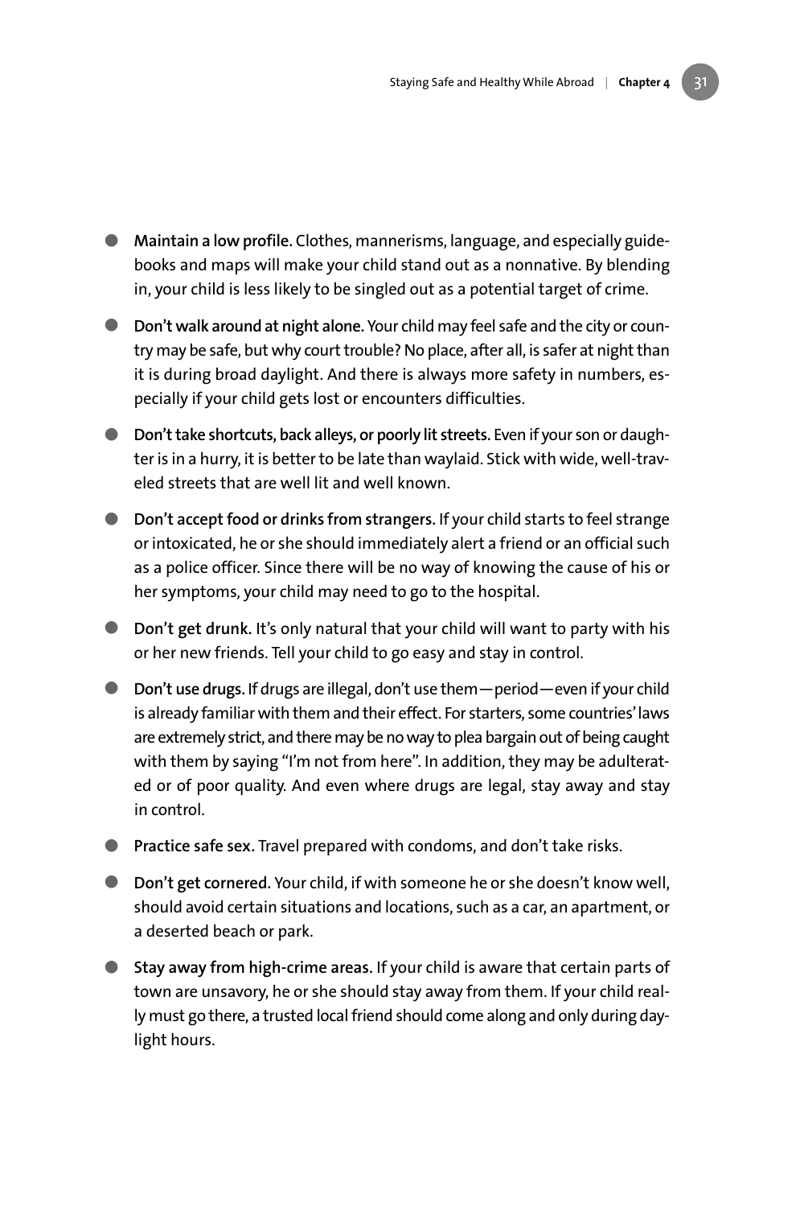- **Maintain a low profile.** Clothes, mannerisms, language, and especially guidebooks and maps will make your child stand out as a nonnative. By blending in, your child is less likely to be singled out as a potential target of crime.

- **Don't walk around at night alone.** Your child may feel safe and the city or country may be safe, but why court trouble? No place, after all, is safer at night than it is during broad daylight. And there is always more safety in numbers, especially if your child gets lost or encounters difficulties.

- **Don't take shortcuts, back alleys, or poorly lit streets.** Even if your son or daughter is in a hurry, it is better to be late than waylaid. Stick with wide, well-traveled streets that are well lit and well known.

- **Don't accept food or drinks from strangers.** If your child starts to feel strange or intoxicated, he or she should immediately alert a friend or an official such as a police officer. Since there will be no way of knowing the cause of his or her symptoms, your child may need to go to the hospital.

- **Don't get drunk.** It's only natural that your child will want to party with his or her new friends. Tell your child to go easy and stay in control.

- **Don't use drugs.** If drugs are illegal, don't use them—period—even if your child is already familiar with them and their effect. For starters, some countries' laws are extremely strict, and there may be no way to plea bargain out of being caught with them by saying "I'm not from here". In addition, they may be adulterated or of poor quality. And even where drugs are legal, stay away and stay in control.

- **Practice safe sex.** Travel prepared with condoms, and don't take risks.

- **Don't get cornered.** Your child, if with someone he or she doesn't know well, should avoid certain situations and locations, such as a car, an apartment, or a deserted beach or park.

- **Stay away from high-crime areas.** If your child is aware that certain parts of town are unsavory, he or she should stay away from them. If your child really must go there, a trusted local friend should come along and only during daylight hours.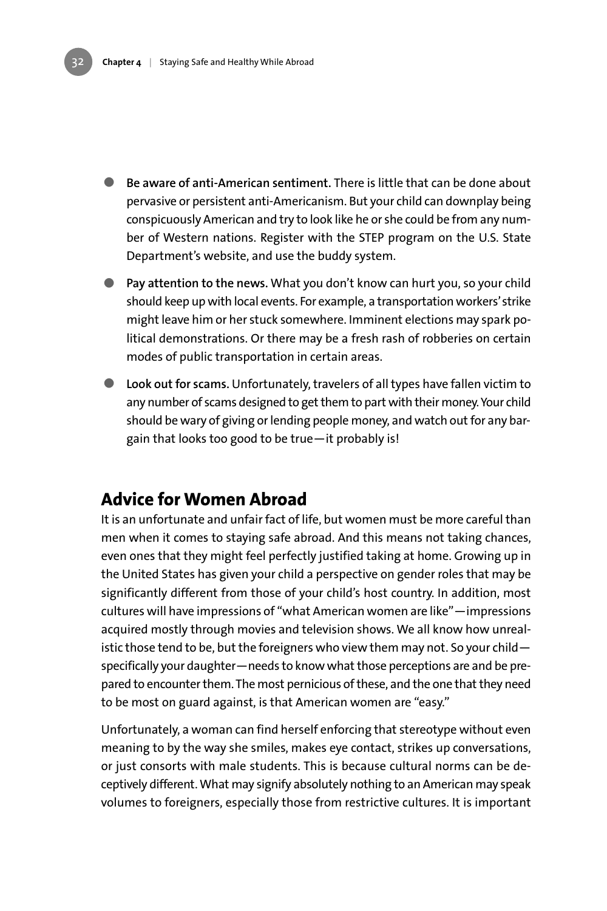- **Be aware of anti-American sentiment.** There is little that can be done about pervasive or persistent anti-Americanism. But your child can downplay being conspicuously American and try to look like he or she could be from any number of Western nations. Register with the STEP program on the U.S. State Department's website, and use the buddy system.
- **Pay attention to the news.** What you don't know can hurt you, so your child should keep up with local events. For example, a transportation workers' strike might leave him or her stuck somewhere. Imminent elections may spark political demonstrations. Or there may be a fresh rash of robberies on certain modes of public transportation in certain areas.
- **Look out for scams.** Unfortunately, travelers of all types have fallen victim to any number of scams designed to get them to part with their money. Your child should be wary of giving or lending people money, and watch out for any bargain that looks too good to be true—it probably is!

## Advice for Women Abroad

It is an unfortunate and unfair fact of life, but women must be more careful than men when it comes to staying safe abroad. And this means not taking chances, even ones that they might feel perfectly justified taking at home. Growing up in the United States has given your child a perspective on gender roles that may be significantly different from those of your child's host country. In addition, most cultures will have impressions of "what American women are like"—impressions acquired mostly through movies and television shows. We all know how unrealistic those tend to be, but the foreigners who view them may not. So your child—specifically your daughter—needs to know what those perceptions are and be prepared to encounter them. The most pernicious of these, and the one that they need to be most on guard against, is that American women are "easy."

Unfortunately, a woman can find herself enforcing that stereotype without even meaning to by the way she smiles, makes eye contact, strikes up conversations, or just consorts with male students. This is because cultural norms can be deceptively different. What may signify absolutely nothing to an American may speak volumes to foreigners, especially those from restrictive cultures. It is important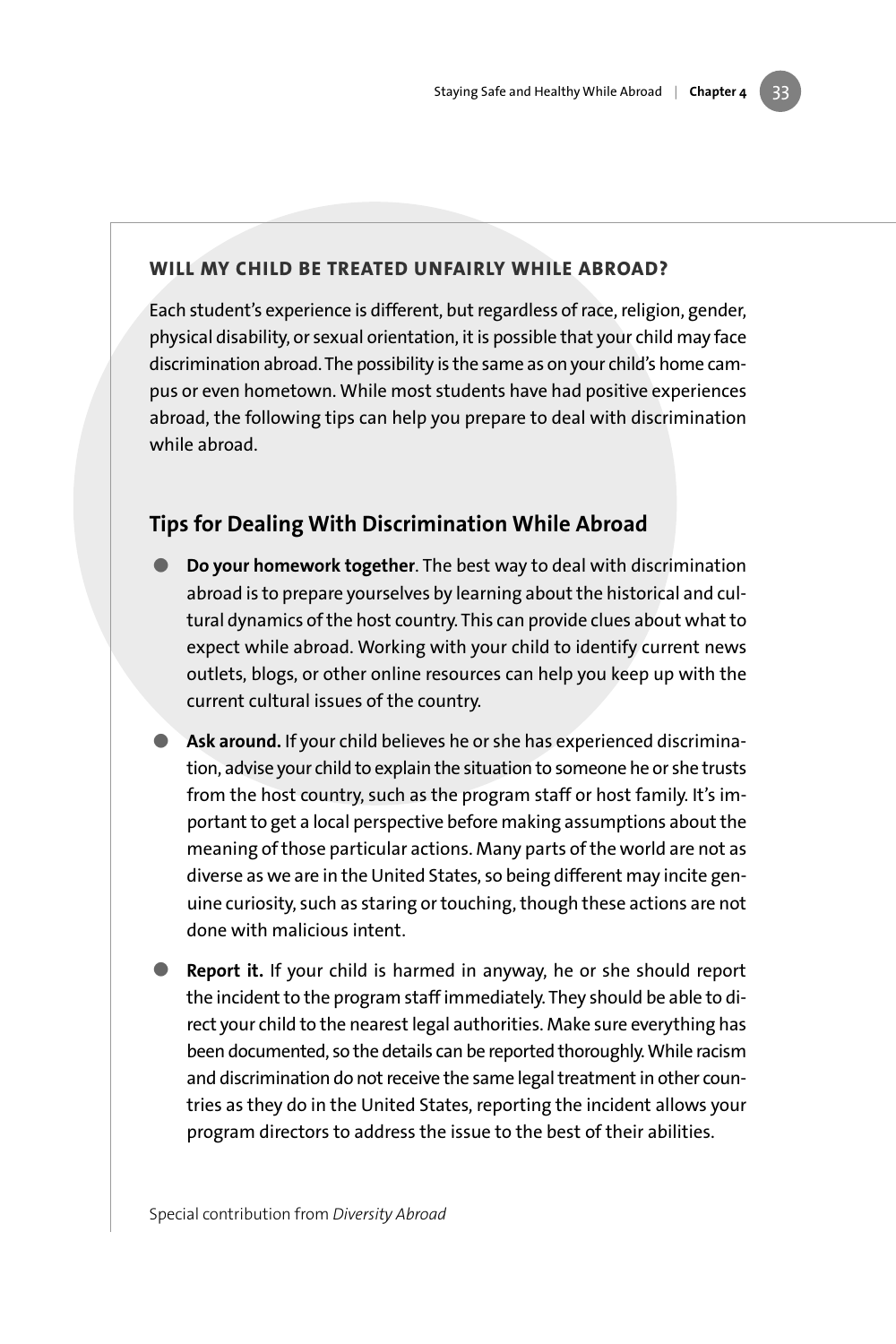### WILL MY CHILD BE TREATED UNFAIRLY WHILE ABROAD?

Each student's experience is different, but regardless of race, religion, gender, physical disability, or sexual orientation, it is possible that your child may face discrimination abroad. The possibility is the same as on your child's home campus or even hometown. While most students have had positive experiences abroad, the following tips can help you prepare to deal with discrimination while abroad.

## Tips for Dealing With Discrimination While Abroad

- **Do your homework together**. The best way to deal with discrimination abroad is to prepare yourselves by learning about the historical and cultural dynamics of the host country. This can provide clues about what to expect while abroad. Working with your child to identify current news outlets, blogs, or other online resources can help you keep up with the current cultural issues of the country.
- **Ask around.** If your child believes he or she has experienced discrimination, advise your child to explain the situation to someone he or she trusts from the host country, such as the program staff or host family. It's important to get a local perspective before making assumptions about the meaning of those particular actions. Many parts of the world are not as diverse as we are in the United States, so being different may incite genuine curiosity, such as staring or touching, though these actions are not done with malicious intent.
- **Report it.** If your child is harmed in anyway, he or she should report the incident to the program staff immediately. They should be able to direct your child to the nearest legal authorities. Make sure everything has been documented, so the details can be reported thoroughly. While racism and discrimination do not receive the same legal treatment in other countries as they do in the United States, reporting the incident allows your program directors to address the issue to the best of their abilities.

Special contribution from *Diversity Abroad*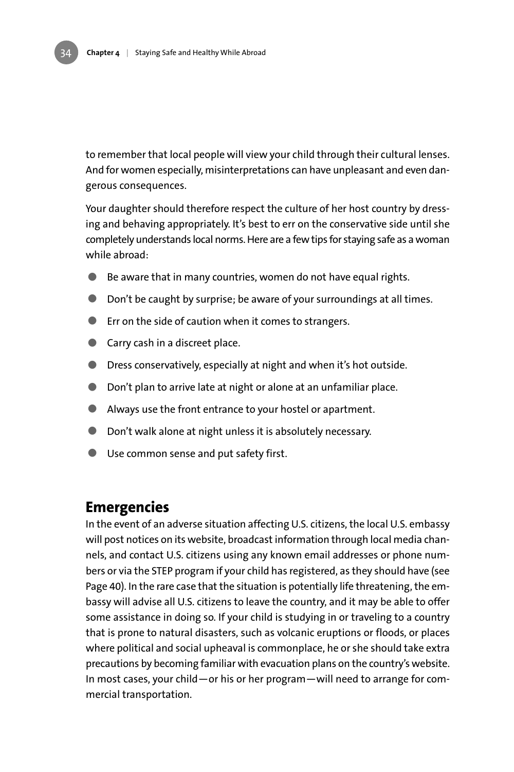to remember that local people will view your child through their cultural lenses. And for women especially, misinterpretations can have unpleasant and even dangerous consequences.

Your daughter should therefore respect the culture of her host country by dressing and behaving appropriately. It's best to err on the conservative side until she completely understands local norms. Here are a few tips for staying safe as a woman while abroad:

- Be aware that in many countries, women do not have equal rights.
- Don't be caught by surprise; be aware of your surroundings at all times.
- Err on the side of caution when it comes to strangers.
- Carry cash in a discreet place.
- Dress conservatively, especially at night and when it's hot outside.
- Don't plan to arrive late at night or alone at an unfamiliar place.
- Always use the front entrance to your hostel or apartment.
- Don't walk alone at night unless it is absolutely necessary.
- Use common sense and put safety first.

## Emergencies

In the event of an adverse situation affecting U.S. citizens, the local U.S. embassy will post notices on its website, broadcast information through local media channels, and contact U.S. citizens using any known email addresses or phone numbers or via the STEP program if your child has registered, as they should have (see Page 40). In the rare case that the situation is potentially life threatening, the embassy will advise all U.S. citizens to leave the country, and it may be able to offer some assistance in doing so. If your child is studying in or traveling to a country that is prone to natural disasters, such as volcanic eruptions or floods, or places where political and social upheaval is commonplace, he or she should take extra precautions by becoming familiar with evacuation plans on the country's website. In most cases, your child—or his or her program—will need to arrange for commercial transportation.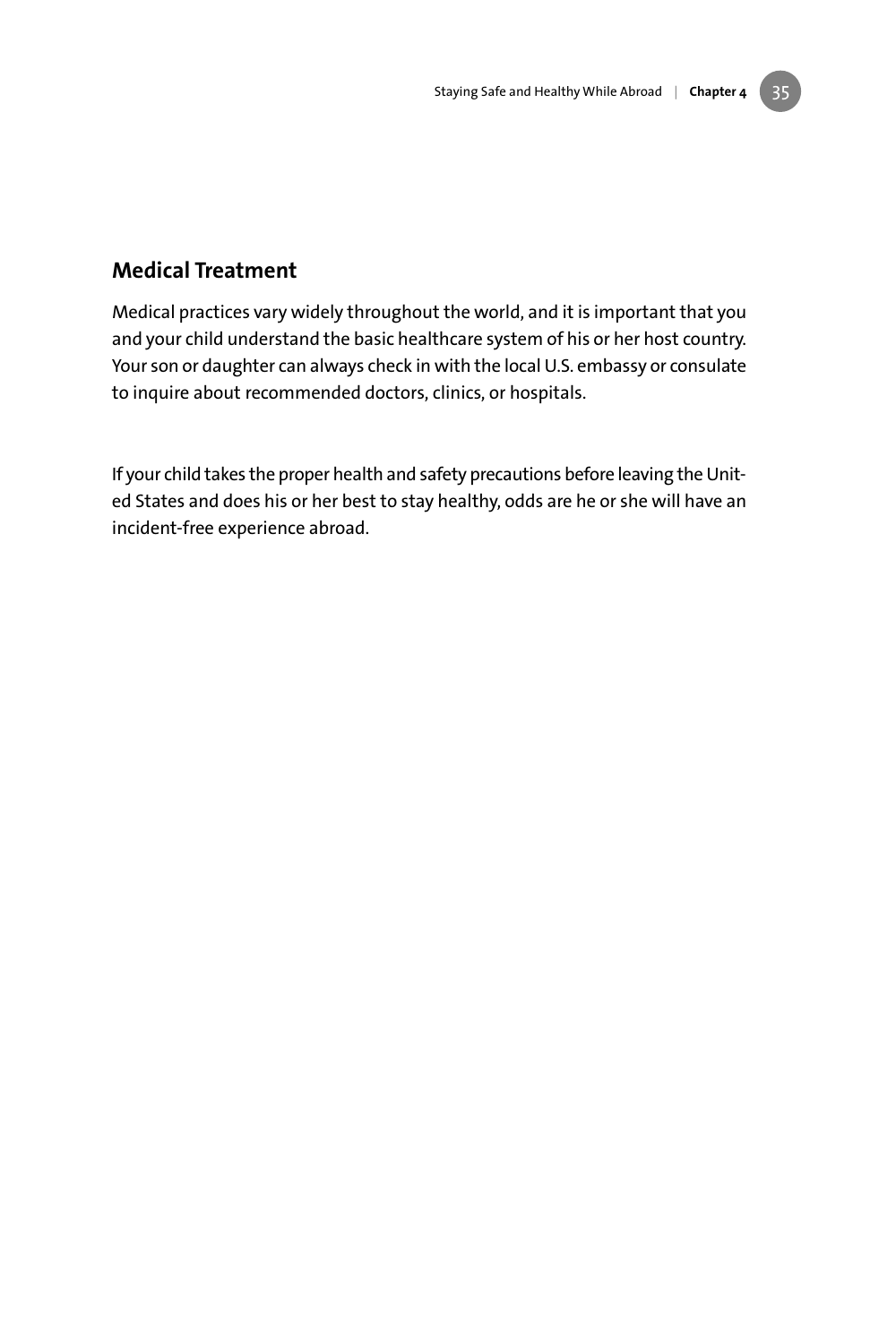## Medical Treatment

Medical practices vary widely throughout the world, and it is important that you and your child understand the basic healthcare system of his or her host country. Your son or daughter can always check in with the local U.S. embassy or consulate to inquire about recommended doctors, clinics, or hospitals.

If your child takes the proper health and safety precautions before leaving the United States and does his or her best to stay healthy, odds are he or she will have an incident-free experience abroad.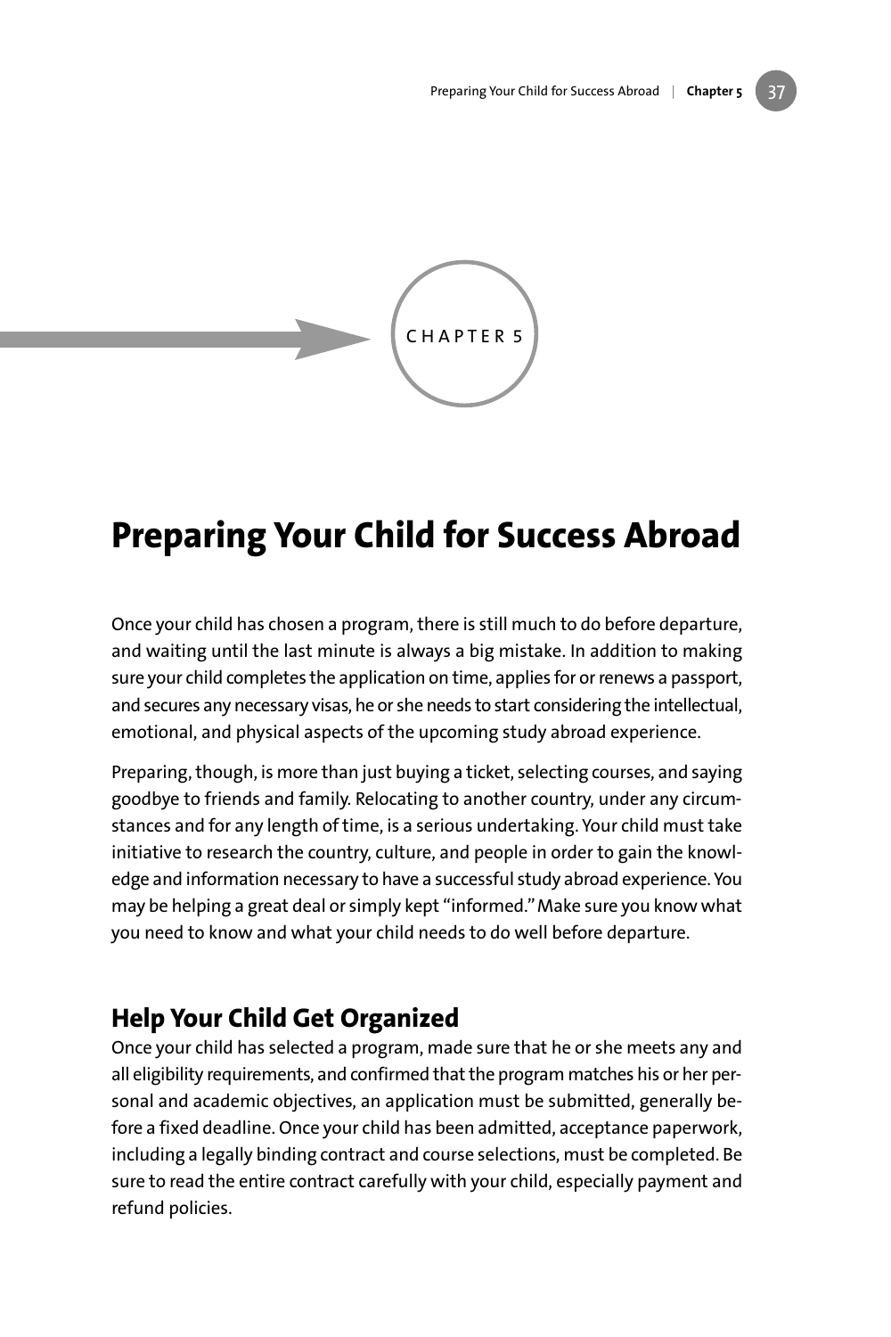CHAPTER 5

# Preparing Your Child for Success Abroad

Once your child has chosen a program, there is still much to do before departure, and waiting until the last minute is always a big mistake. In addition to making sure your child completes the application on time, applies for or renews a passport, and secures any necessary visas, he or she needs to start considering the intellectual, emotional, and physical aspects of the upcoming study abroad experience.

Preparing, though, is more than just buying a ticket, selecting courses, and saying goodbye to friends and family. Relocating to another country, under any circumstances and for any length of time, is a serious undertaking. Your child must take initiative to research the country, culture, and people in order to gain the knowledge and information necessary to have a successful study abroad experience. You may be helping a great deal or simply kept "informed." Make sure you know what you need to know and what your child needs to do well before departure.

## Help Your Child Get Organized

Once your child has selected a program, made sure that he or she meets any and all eligibility requirements, and confirmed that the program matches his or her personal and academic objectives, an application must be submitted, generally before a fixed deadline. Once your child has been admitted, acceptance paperwork, including a legally binding contract and course selections, must be completed. Be sure to read the entire contract carefully with your child, especially payment and refund policies.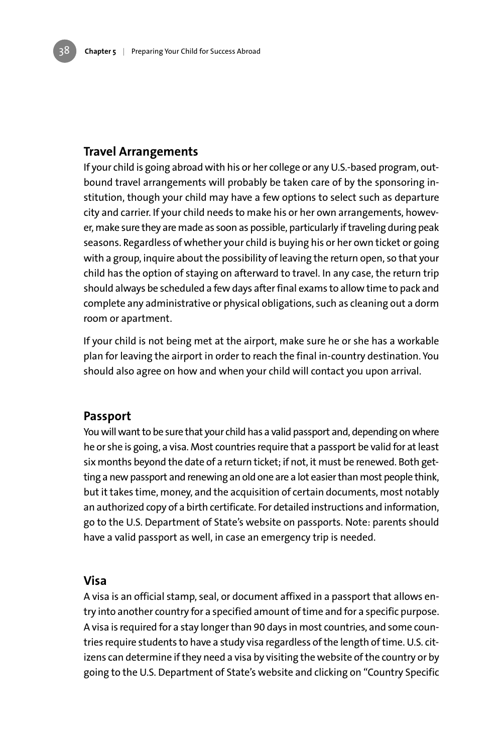## Travel Arrangements

If your child is going abroad with his or her college or any U.S.-based program, outbound travel arrangements will probably be taken care of by the sponsoring institution, though your child may have a few options to select such as departure city and carrier. If your child needs to make his or her own arrangements, however, make sure they are made as soon as possible, particularly if traveling during peak seasons. Regardless of whether your child is buying his or her own ticket or going with a group, inquire about the possibility of leaving the return open, so that your child has the option of staying on afterward to travel. In any case, the return trip should always be scheduled a few days after final exams to allow time to pack and complete any administrative or physical obligations, such as cleaning out a dorm room or apartment.

If your child is not being met at the airport, make sure he or she has a workable plan for leaving the airport in order to reach the final in-country destination. You should also agree on how and when your child will contact you upon arrival.

## Passport

You will want to be sure that your child has a valid passport and, depending on where he or she is going, a visa. Most countries require that a passport be valid for at least six months beyond the date of a return ticket; if not, it must be renewed. Both getting a new passport and renewing an old one are a lot easier than most people think, but it takes time, money, and the acquisition of certain documents, most notably an authorized copy of a birth certificate. For detailed instructions and information, go to the U.S. Department of State's website on passports. Note: parents should have a valid passport as well, in case an emergency trip is needed.

## Visa

A visa is an official stamp, seal, or document affixed in a passport that allows entry into another country for a specified amount of time and for a specific purpose. A visa is required for a stay longer than 90 days in most countries, and some countries require students to have a study visa regardless of the length of time. U.S. citizens can determine if they need a visa by visiting the website of the country or by going to the U.S. Department of State's website and clicking on "Country Specific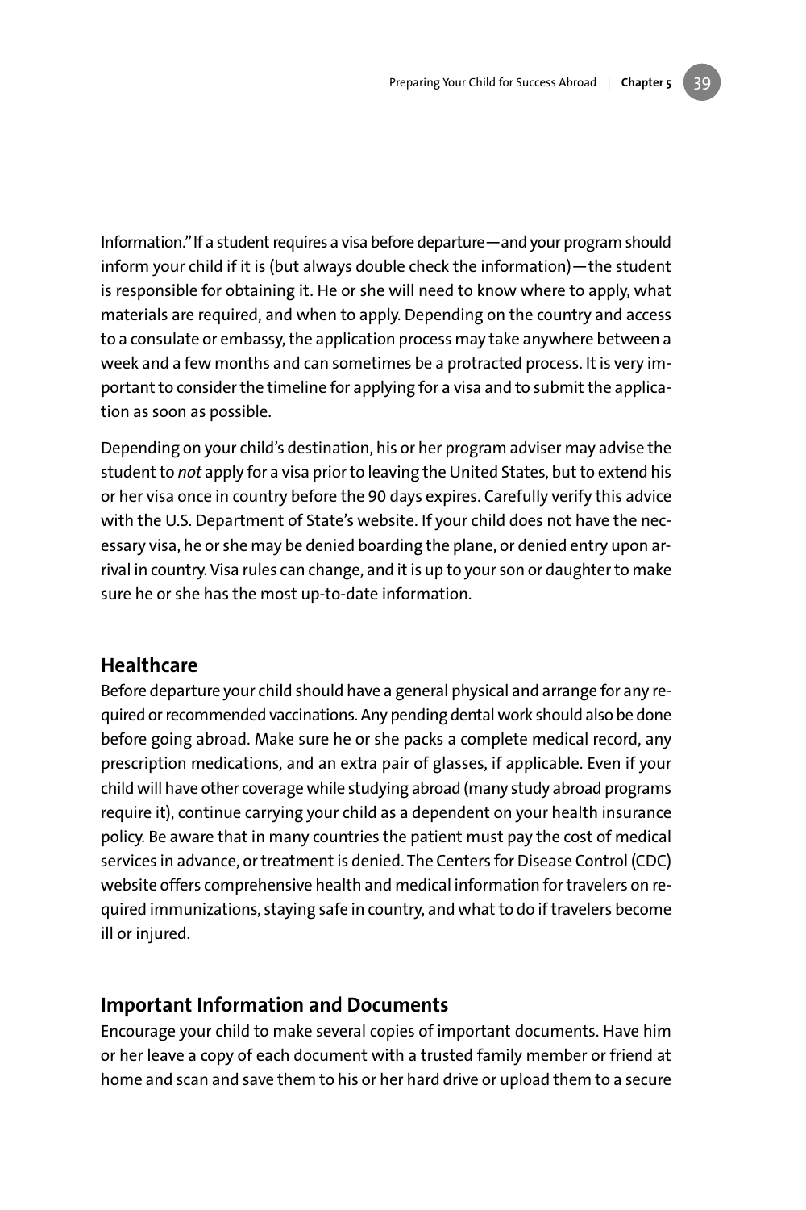Information." If a student requires a visa before departure—and your program should inform your child if it is (but always double check the information)—the student is responsible for obtaining it. He or she will need to know where to apply, what materials are required, and when to apply. Depending on the country and access to a consulate or embassy, the application process may take anywhere between a week and a few months and can sometimes be a protracted process. It is very important to consider the timeline for applying for a visa and to submit the application as soon as possible.

Depending on your child's destination, his or her program adviser may advise the student to *not* apply for a visa prior to leaving the United States, but to extend his or her visa once in country before the 90 days expires. Carefully verify this advice with the U.S. Department of State's website. If your child does not have the necessary visa, he or she may be denied boarding the plane, or denied entry upon arrival in country. Visa rules can change, and it is up to your son or daughter to make sure he or she has the most up-to-date information.

## Healthcare

Before departure your child should have a general physical and arrange for any required or recommended vaccinations. Any pending dental work should also be done before going abroad. Make sure he or she packs a complete medical record, any prescription medications, and an extra pair of glasses, if applicable. Even if your child will have other coverage while studying abroad (many study abroad programs require it), continue carrying your child as a dependent on your health insurance policy. Be aware that in many countries the patient must pay the cost of medical services in advance, or treatment is denied. The Centers for Disease Control (CDC) website offers comprehensive health and medical information for travelers on required immunizations, staying safe in country, and what to do if travelers become ill or injured.

## Important Information and Documents

Encourage your child to make several copies of important documents. Have him or her leave a copy of each document with a trusted family member or friend at home and scan and save them to his or her hard drive or upload them to a secure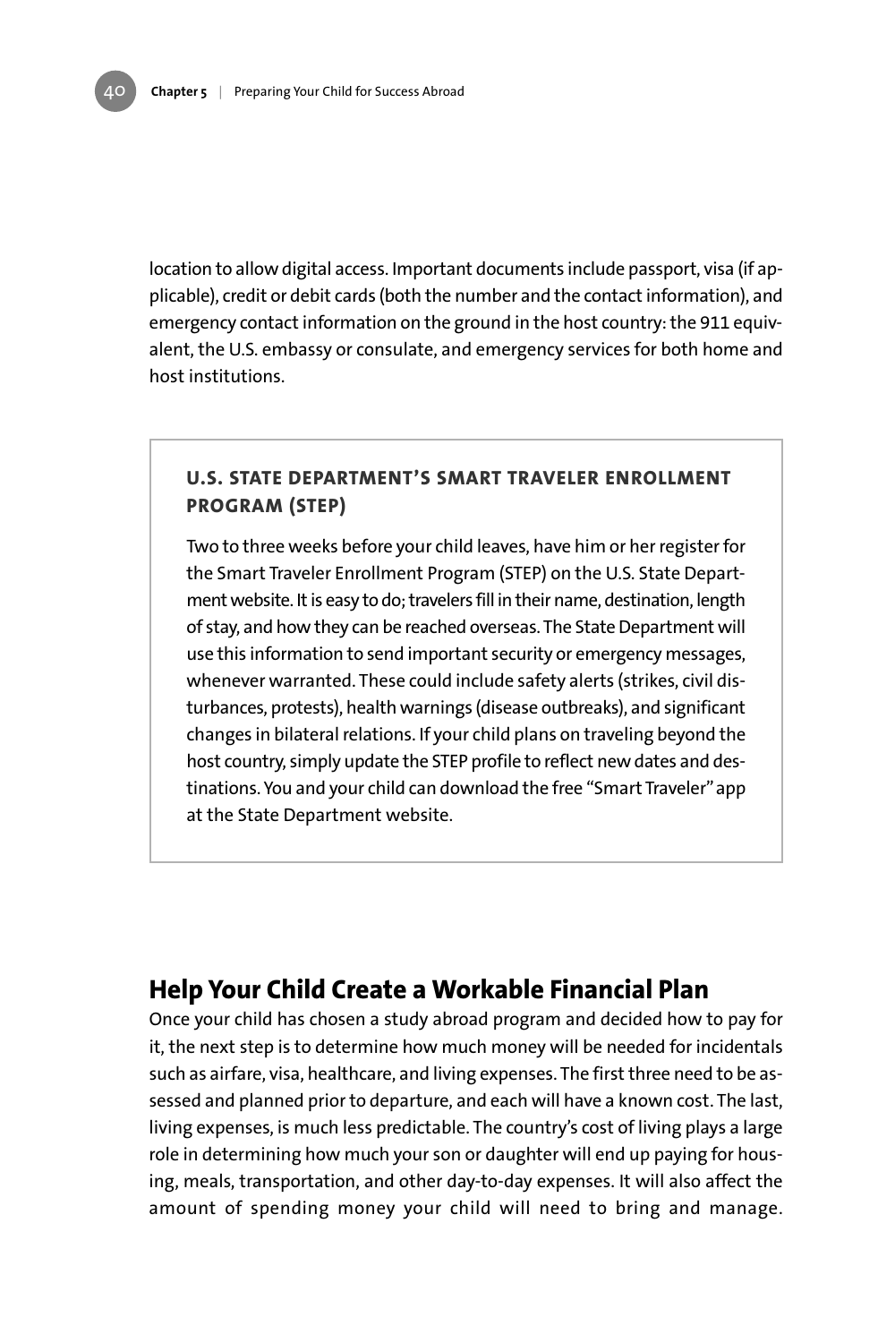location to allow digital access. Important documents include passport, visa (if applicable), credit or debit cards (both the number and the contact information), and emergency contact information on the ground in the host country: the 911 equivalent, the U.S. embassy or consulate, and emergency services for both home and host institutions.

### U.S. STATE DEPARTMENT'S SMART TRAVELER ENROLLMENT PROGRAM (STEP)

Two to three weeks before your child leaves, have him or her register for the Smart Traveler Enrollment Program (STEP) on the U.S. State Department website. It is easy to do; travelers fill in their name, destination, length of stay, and how they can be reached overseas. The State Department will use this information to send important security or emergency messages, whenever warranted. These could include safety alerts (strikes, civil disturbances, protests), health warnings (disease outbreaks), and significant changes in bilateral relations. If your child plans on traveling beyond the host country, simply update the STEP profile to reflect new dates and destinations. You and your child can download the free "Smart Traveler" app at the State Department website.

## Help Your Child Create a Workable Financial Plan

Once your child has chosen a study abroad program and decided how to pay for it, the next step is to determine how much money will be needed for incidentals such as airfare, visa, healthcare, and living expenses. The first three need to be assessed and planned prior to departure, and each will have a known cost. The last, living expenses, is much less predictable. The country's cost of living plays a large role in determining how much your son or daughter will end up paying for housing, meals, transportation, and other day-to-day expenses. It will also affect the amount of spending money your child will need to bring and manage.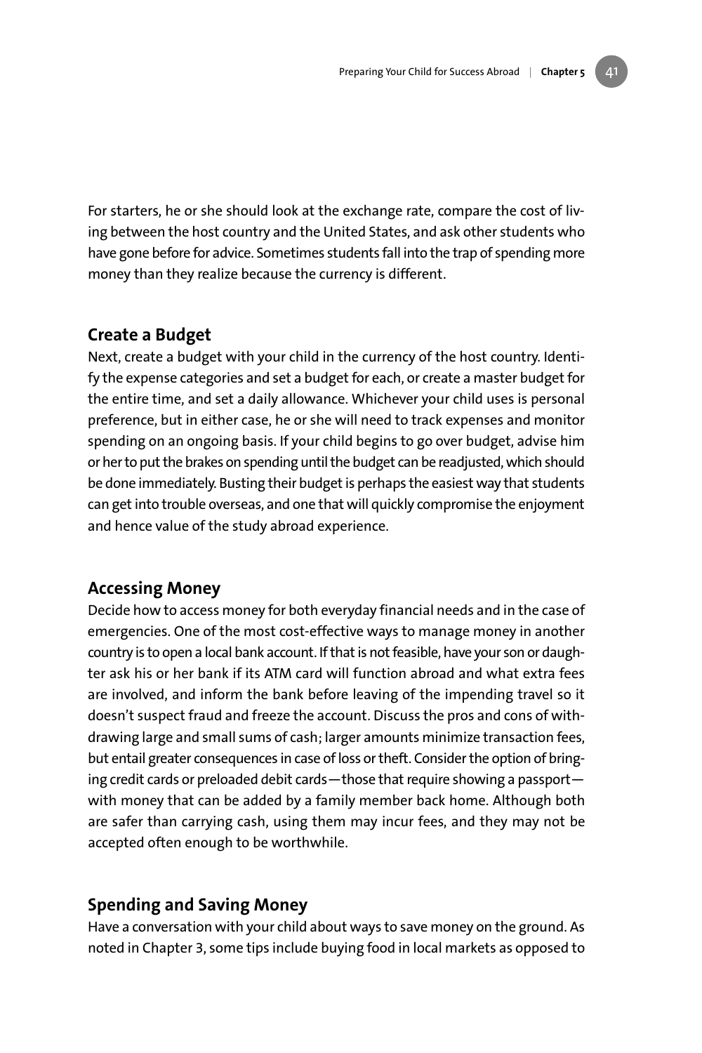For starters, he or she should look at the exchange rate, compare the cost of living between the host country and the United States, and ask other students who have gone before for advice. Sometimes students fall into the trap of spending more money than they realize because the currency is different.

## Create a Budget

Next, create a budget with your child in the currency of the host country. Identify the expense categories and set a budget for each, or create a master budget for the entire time, and set a daily allowance. Whichever your child uses is personal preference, but in either case, he or she will need to track expenses and monitor spending on an ongoing basis. If your child begins to go over budget, advise him or her to put the brakes on spending until the budget can be readjusted, which should be done immediately. Busting their budget is perhaps the easiest way that students can get into trouble overseas, and one that will quickly compromise the enjoyment and hence value of the study abroad experience.

## Accessing Money

Decide how to access money for both everyday financial needs and in the case of emergencies. One of the most cost-effective ways to manage money in another country is to open a local bank account. If that is not feasible, have your son or daughter ask his or her bank if its ATM card will function abroad and what extra fees are involved, and inform the bank before leaving of the impending travel so it doesn't suspect fraud and freeze the account. Discuss the pros and cons of withdrawing large and small sums of cash; larger amounts minimize transaction fees, but entail greater consequences in case of loss or theft. Consider the option of bringing credit cards or preloaded debit cards—those that require showing a passport—with money that can be added by a family member back home. Although both are safer than carrying cash, using them may incur fees, and they may not be accepted often enough to be worthwhile.

## Spending and Saving Money

Have a conversation with your child about ways to save money on the ground. As noted in Chapter 3, some tips include buying food in local markets as opposed to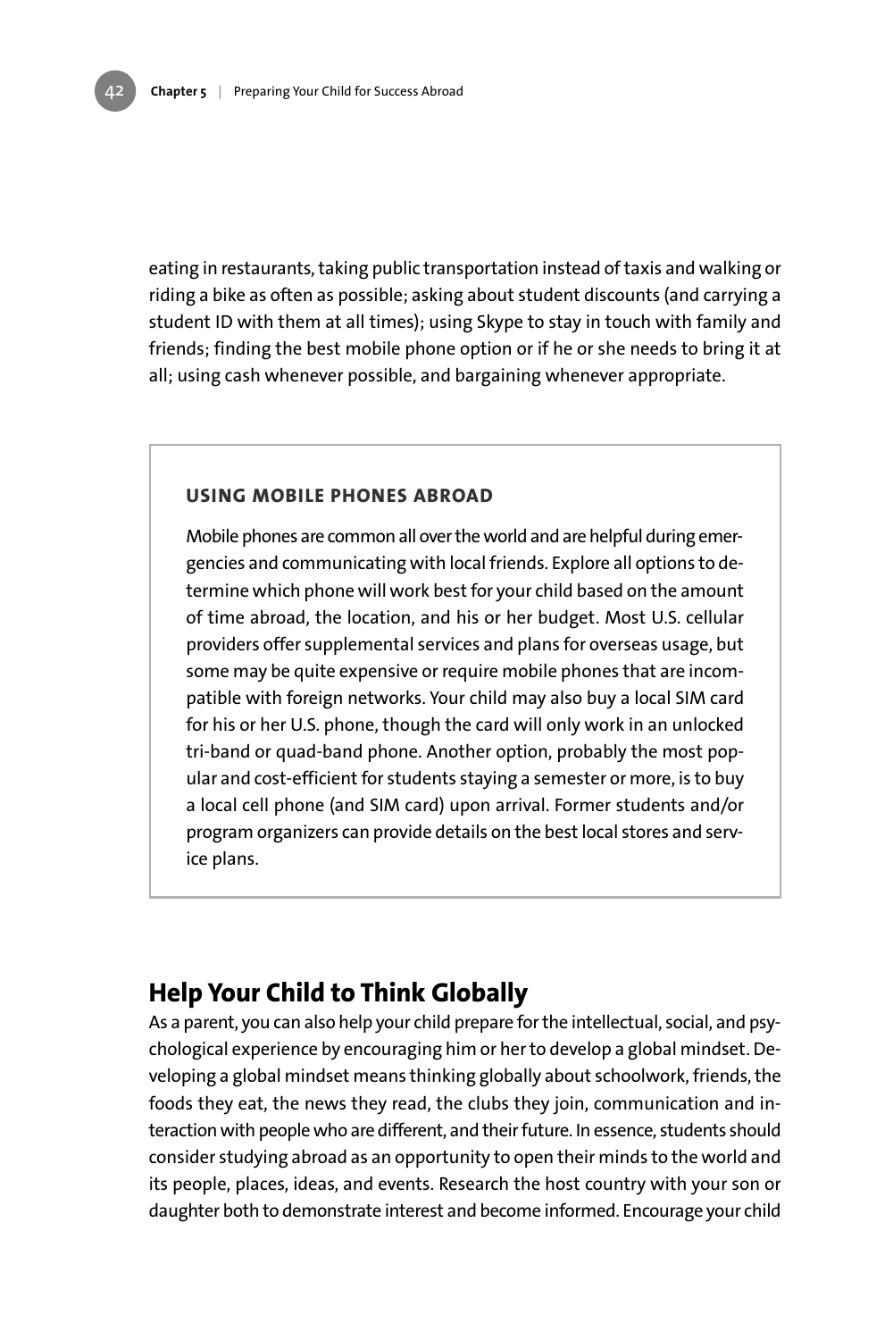eating in restaurants, taking public transportation instead of taxis and walking or riding a bike as often as possible; asking about student discounts (and carrying a student ID with them at all times); using Skype to stay in touch with family and friends; finding the best mobile phone option or if he or she needs to bring it at all; using cash whenever possible, and bargaining whenever appropriate.

> **USING MOBILE PHONES ABROAD**
>
> Mobile phones are common all over the world and are helpful during emergencies and communicating with local friends. Explore all options to determine which phone will work best for your child based on the amount of time abroad, the location, and his or her budget. Most U.S. cellular providers offer supplemental services and plans for overseas usage, but some may be quite expensive or require mobile phones that are incompatible with foreign networks. Your child may also buy a local SIM card for his or her U.S. phone, though the card will only work in an unlocked tri-band or quad-band phone. Another option, probably the most popular and cost-efficient for students staying a semester or more, is to buy a local cell phone (and SIM card) upon arrival. Former students and/or program organizers can provide details on the best local stores and service plans.

## Help Your Child to Think Globally

As a parent, you can also help your child prepare for the intellectual, social, and psychological experience by encouraging him or her to develop a global mindset. Developing a global mindset means thinking globally about schoolwork, friends, the foods they eat, the news they read, the clubs they join, communication and interaction with people who are different, and their future. In essence, students should consider studying abroad as an opportunity to open their minds to the world and its people, places, ideas, and events. Research the host country with your son or daughter both to demonstrate interest and become informed. Encourage your child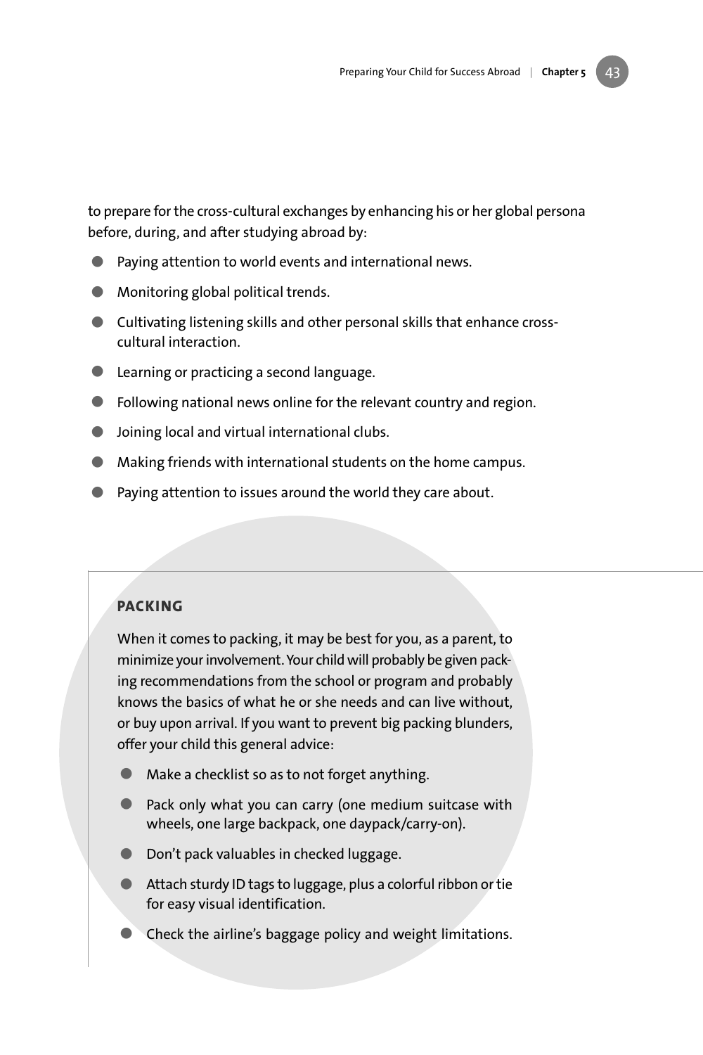to prepare for the cross-cultural exchanges by enhancing his or her global persona before, during, and after studying abroad by:

- Paying attention to world events and international news.
- Monitoring global political trends.
- Cultivating listening skills and other personal skills that enhance cross-cultural interaction.
- Learning or practicing a second language.
- Following national news online for the relevant country and region.
- Joining local and virtual international clubs.
- Making friends with international students on the home campus.
- Paying attention to issues around the world they care about.

### PACKING

When it comes to packing, it may be best for you, as a parent, to minimize your involvement. Your child will probably be given packing recommendations from the school or program and probably knows the basics of what he or she needs and can live without, or buy upon arrival. If you want to prevent big packing blunders, offer your child this general advice:

- Make a checklist so as to not forget anything.
- Pack only what you can carry (one medium suitcase with wheels, one large backpack, one daypack/carry-on).
- Don't pack valuables in checked luggage.
- Attach sturdy ID tags to luggage, plus a colorful ribbon or tie for easy visual identification.
- Check the airline's baggage policy and weight limitations.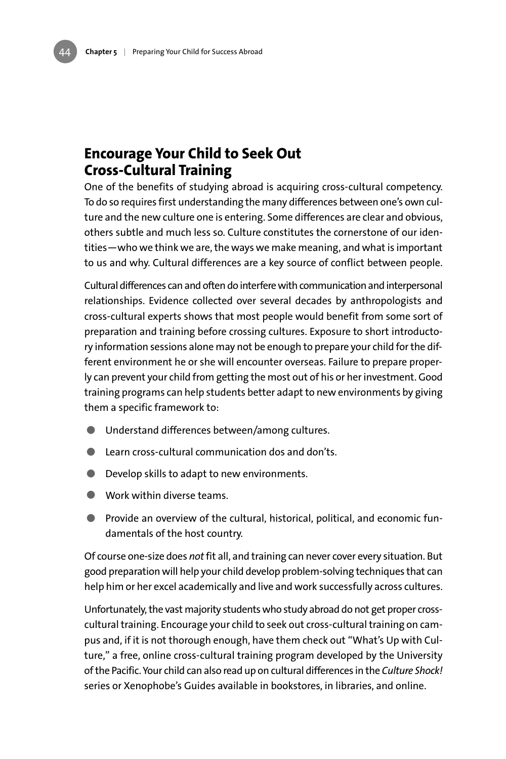## Encourage Your Child to Seek Out Cross-Cultural Training

One of the benefits of studying abroad is acquiring cross-cultural competency. To do so requires first understanding the many differences between one's own culture and the new culture one is entering. Some differences are clear and obvious, others subtle and much less so. Culture constitutes the cornerstone of our identities—who we think we are, the ways we make meaning, and what is important to us and why. Cultural differences are a key source of conflict between people.

Cultural differences can and often do interfere with communication and interpersonal relationships. Evidence collected over several decades by anthropologists and cross-cultural experts shows that most people would benefit from some sort of preparation and training before crossing cultures. Exposure to short introductory information sessions alone may not be enough to prepare your child for the different environment he or she will encounter overseas. Failure to prepare properly can prevent your child from getting the most out of his or her investment. Good training programs can help students better adapt to new environments by giving them a specific framework to:

- Understand differences between/among cultures.
- Learn cross-cultural communication dos and don'ts.
- Develop skills to adapt to new environments.
- Work within diverse teams.
- Provide an overview of the cultural, historical, political, and economic fundamentals of the host country.

Of course one-size does *not* fit all, and training can never cover every situation. But good preparation will help your child develop problem-solving techniques that can help him or her excel academically and live and work successfully across cultures.

Unfortunately, the vast majority students who study abroad do not get proper cross-cultural training. Encourage your child to seek out cross-cultural training on campus and, if it is not thorough enough, have them check out "What's Up with Culture," a free, online cross-cultural training program developed by the University of the Pacific. Your child can also read up on cultural differences in the *Culture Shock!* series or Xenophobe's Guides available in bookstores, in libraries, and online.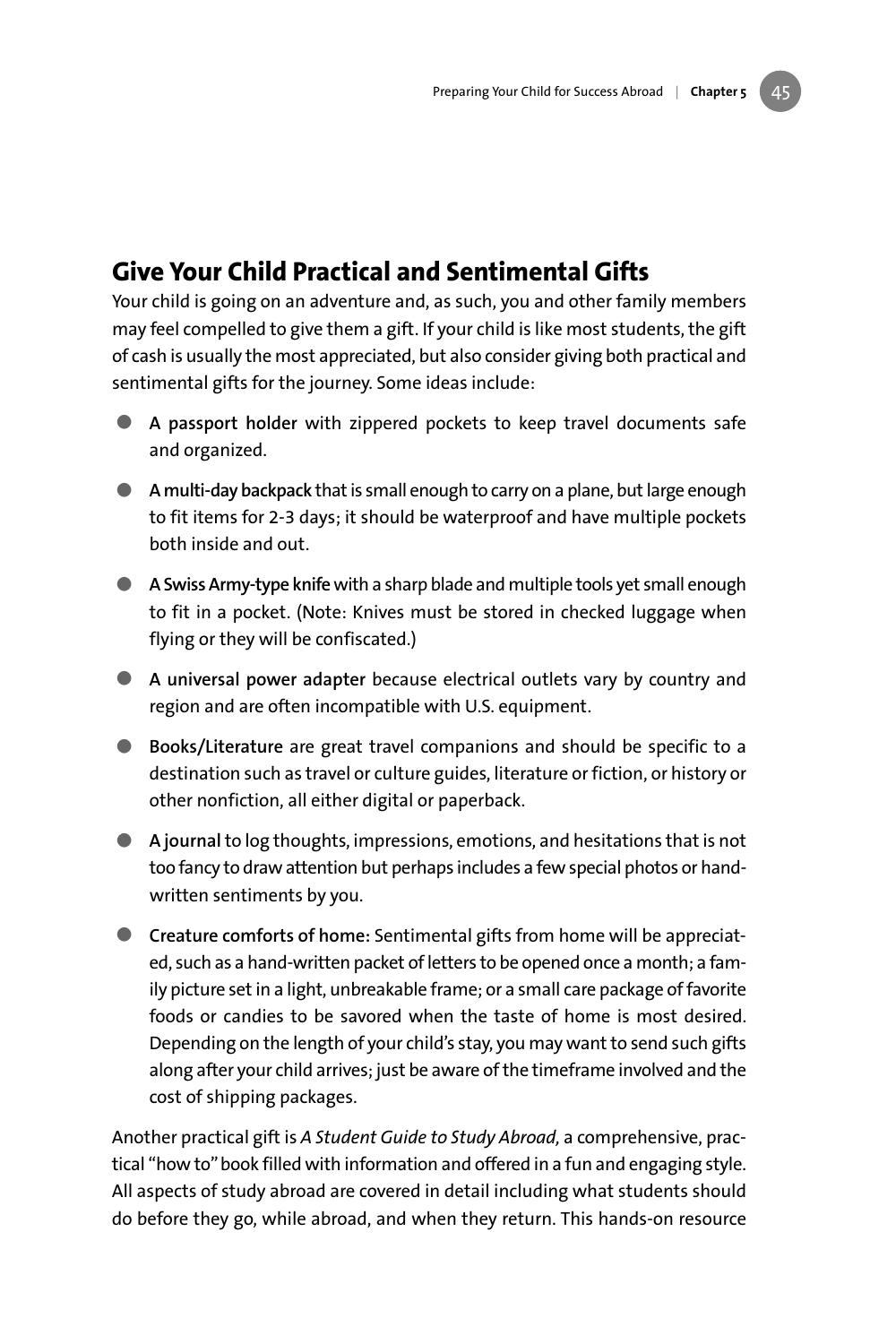## Give Your Child Practical and Sentimental Gifts

Your child is going on an adventure and, as such, you and other family members may feel compelled to give them a gift. If your child is like most students, the gift of cash is usually the most appreciated, but also consider giving both practical and sentimental gifts for the journey. Some ideas include:

- **A passport holder** with zippered pockets to keep travel documents safe and organized.
- **A multi-day backpack** that is small enough to carry on a plane, but large enough to fit items for 2-3 days; it should be waterproof and have multiple pockets both inside and out.
- **A Swiss Army-type knife** with a sharp blade and multiple tools yet small enough to fit in a pocket. (Note: Knives must be stored in checked luggage when flying or they will be confiscated.)
- **A universal power adapter** because electrical outlets vary by country and region and are often incompatible with U.S. equipment.
- **Books/Literature** are great travel companions and should be specific to a destination such as travel or culture guides, literature or fiction, or history or other nonfiction, all either digital or paperback.
- **A journal** to log thoughts, impressions, emotions, and hesitations that is not too fancy to draw attention but perhaps includes a few special photos or handwritten sentiments by you.
- **Creature comforts of home:** Sentimental gifts from home will be appreciated, such as a hand-written packet of letters to be opened once a month; a family picture set in a light, unbreakable frame; or a small care package of favorite foods or candies to be savored when the taste of home is most desired. Depending on the length of your child's stay, you may want to send such gifts along after your child arrives; just be aware of the timeframe involved and the cost of shipping packages.

Another practical gift is *A Student Guide to Study Abroad,* a comprehensive, practical "how to" book filled with information and offered in a fun and engaging style. All aspects of study abroad are covered in detail including what students should do before they go, while abroad, and when they return. This hands-on resource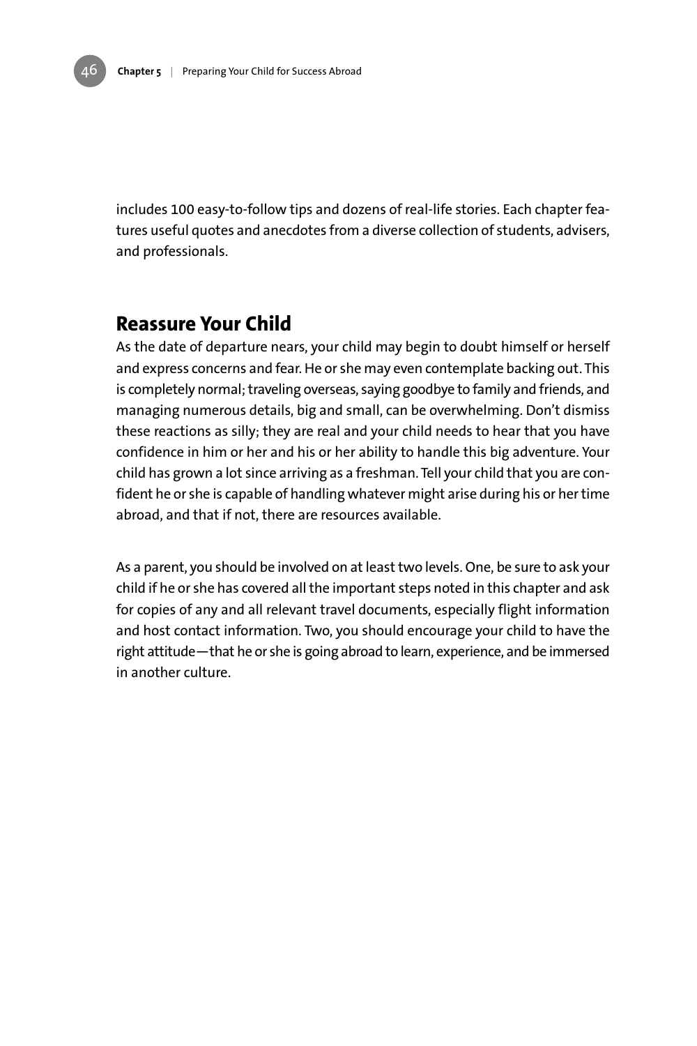includes 100 easy-to-follow tips and dozens of real-life stories. Each chapter features useful quotes and anecdotes from a diverse collection of students, advisers, and professionals.

## Reassure Your Child

As the date of departure nears, your child may begin to doubt himself or herself and express concerns and fear. He or she may even contemplate backing out. This is completely normal; traveling overseas, saying goodbye to family and friends, and managing numerous details, big and small, can be overwhelming. Don't dismiss these reactions as silly; they are real and your child needs to hear that you have confidence in him or her and his or her ability to handle this big adventure. Your child has grown a lot since arriving as a freshman. Tell your child that you are confident he or she is capable of handling whatever might arise during his or her time abroad, and that if not, there are resources available.

As a parent, you should be involved on at least two levels. One, be sure to ask your child if he or she has covered all the important steps noted in this chapter and ask for copies of any and all relevant travel documents, especially flight information and host contact information. Two, you should encourage your child to have the right attitude—that he or she is going abroad to learn, experience, and be immersed in another culture.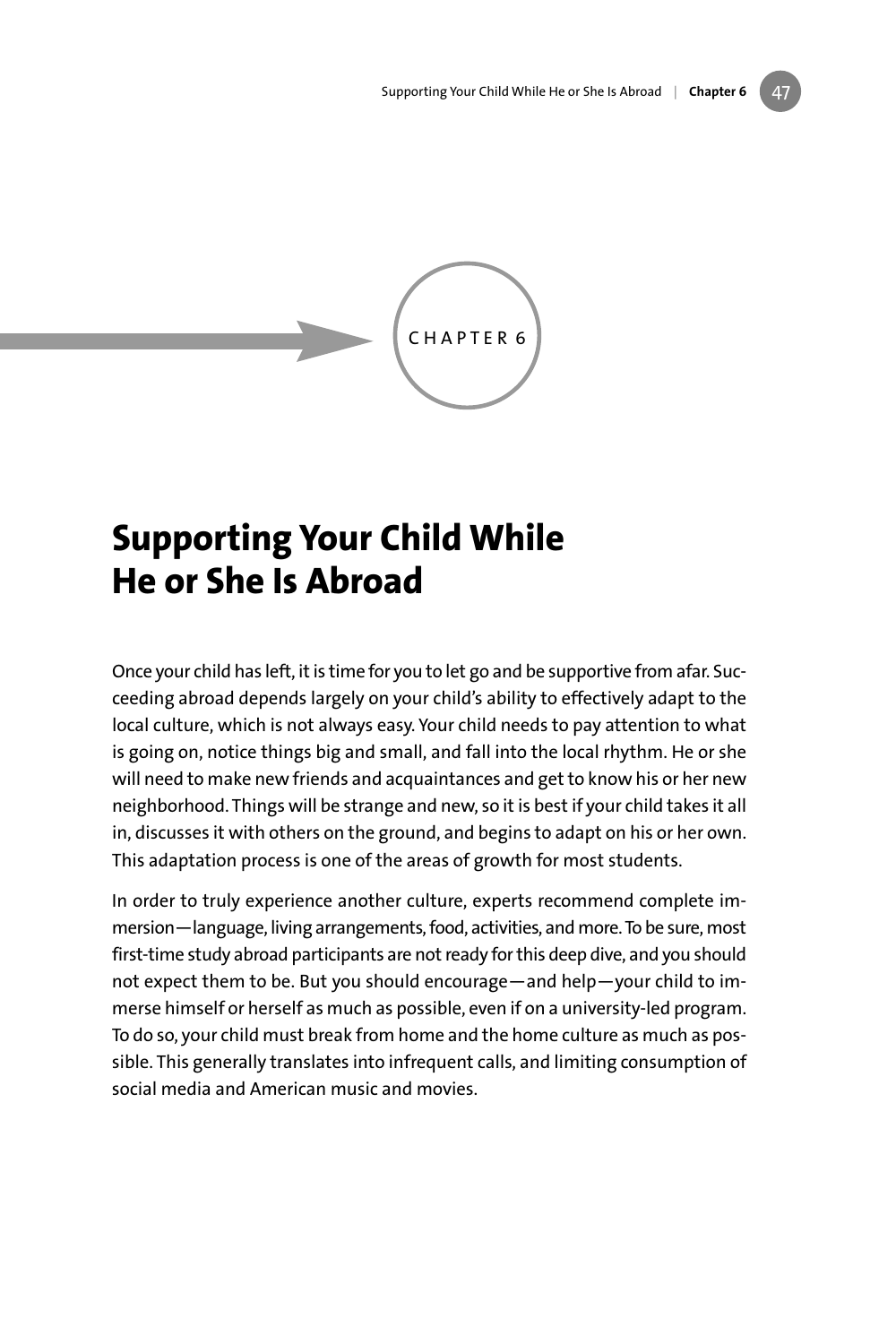CHAPTER 6

# Supporting Your Child While He or She Is Abroad

Once your child has left, it is time for you to let go and be supportive from afar. Succeeding abroad depends largely on your child's ability to effectively adapt to the local culture, which is not always easy. Your child needs to pay attention to what is going on, notice things big and small, and fall into the local rhythm. He or she will need to make new friends and acquaintances and get to know his or her new neighborhood. Things will be strange and new, so it is best if your child takes it all in, discusses it with others on the ground, and begins to adapt on his or her own. This adaptation process is one of the areas of growth for most students.

In order to truly experience another culture, experts recommend complete immersion—language, living arrangements, food, activities, and more. To be sure, most first-time study abroad participants are not ready for this deep dive, and you should not expect them to be. But you should encourage—and help—your child to immerse himself or herself as much as possible, even if on a university-led program. To do so, your child must break from home and the home culture as much as possible. This generally translates into infrequent calls, and limiting consumption of social media and American music and movies.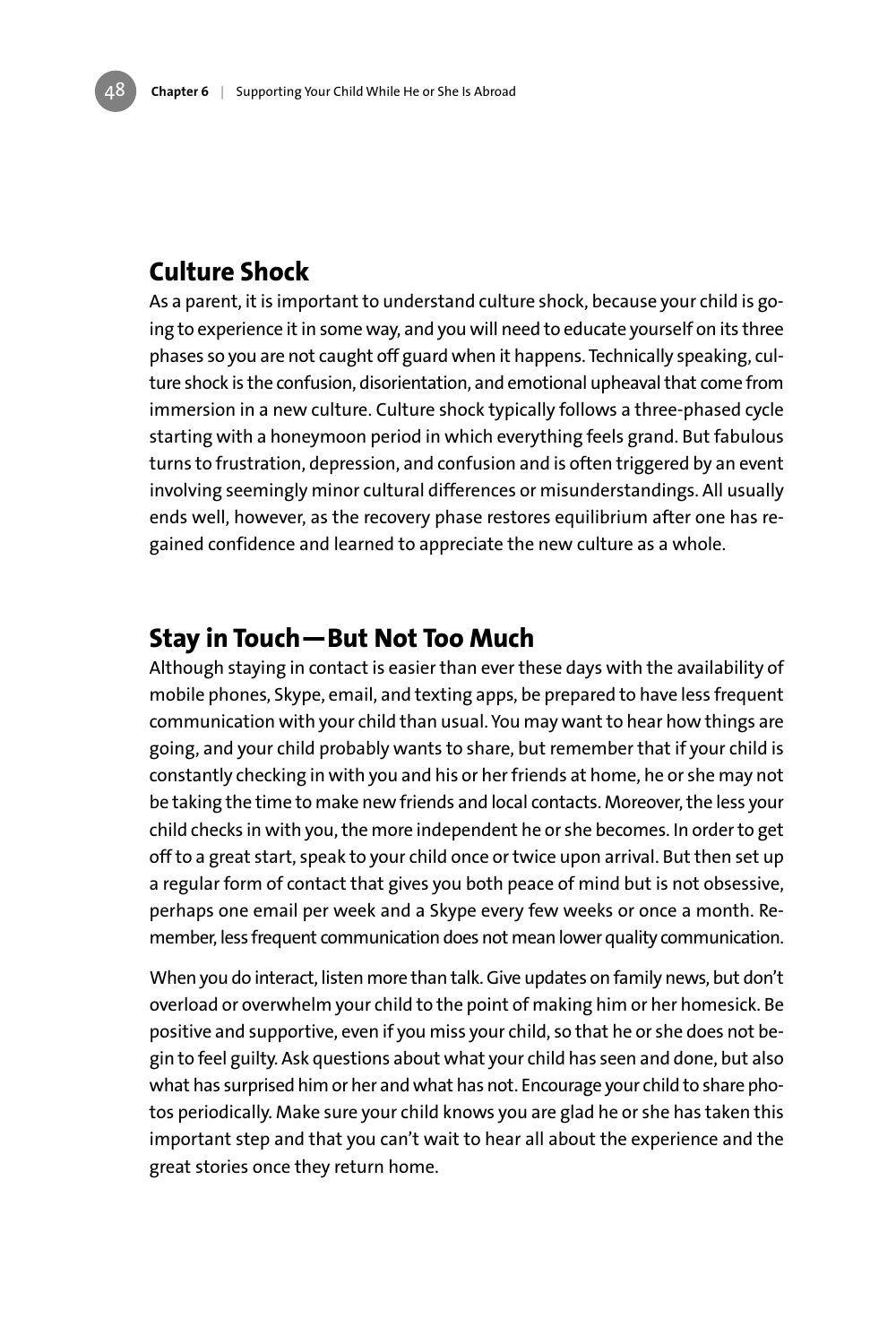## Culture Shock

As a parent, it is important to understand culture shock, because your child is going to experience it in some way, and you will need to educate yourself on its three phases so you are not caught off guard when it happens. Technically speaking, culture shock is the confusion, disorientation, and emotional upheaval that come from immersion in a new culture. Culture shock typically follows a three-phased cycle starting with a honeymoon period in which everything feels grand. But fabulous turns to frustration, depression, and confusion and is often triggered by an event involving seemingly minor cultural differences or misunderstandings. All usually ends well, however, as the recovery phase restores equilibrium after one has regained confidence and learned to appreciate the new culture as a whole.

## Stay in Touch—But Not Too Much

Although staying in contact is easier than ever these days with the availability of mobile phones, Skype, email, and texting apps, be prepared to have less frequent communication with your child than usual. You may want to hear how things are going, and your child probably wants to share, but remember that if your child is constantly checking in with you and his or her friends at home, he or she may not be taking the time to make new friends and local contacts. Moreover, the less your child checks in with you, the more independent he or she becomes. In order to get off to a great start, speak to your child once or twice upon arrival. But then set up a regular form of contact that gives you both peace of mind but is not obsessive, perhaps one email per week and a Skype every few weeks or once a month. Remember, less frequent communication does not mean lower quality communication.

When you do interact, listen more than talk. Give updates on family news, but don't overload or overwhelm your child to the point of making him or her homesick. Be positive and supportive, even if you miss your child, so that he or she does not begin to feel guilty. Ask questions about what your child has seen and done, but also what has surprised him or her and what has not. Encourage your child to share photos periodically. Make sure your child knows you are glad he or she has taken this important step and that you can't wait to hear all about the experience and the great stories once they return home.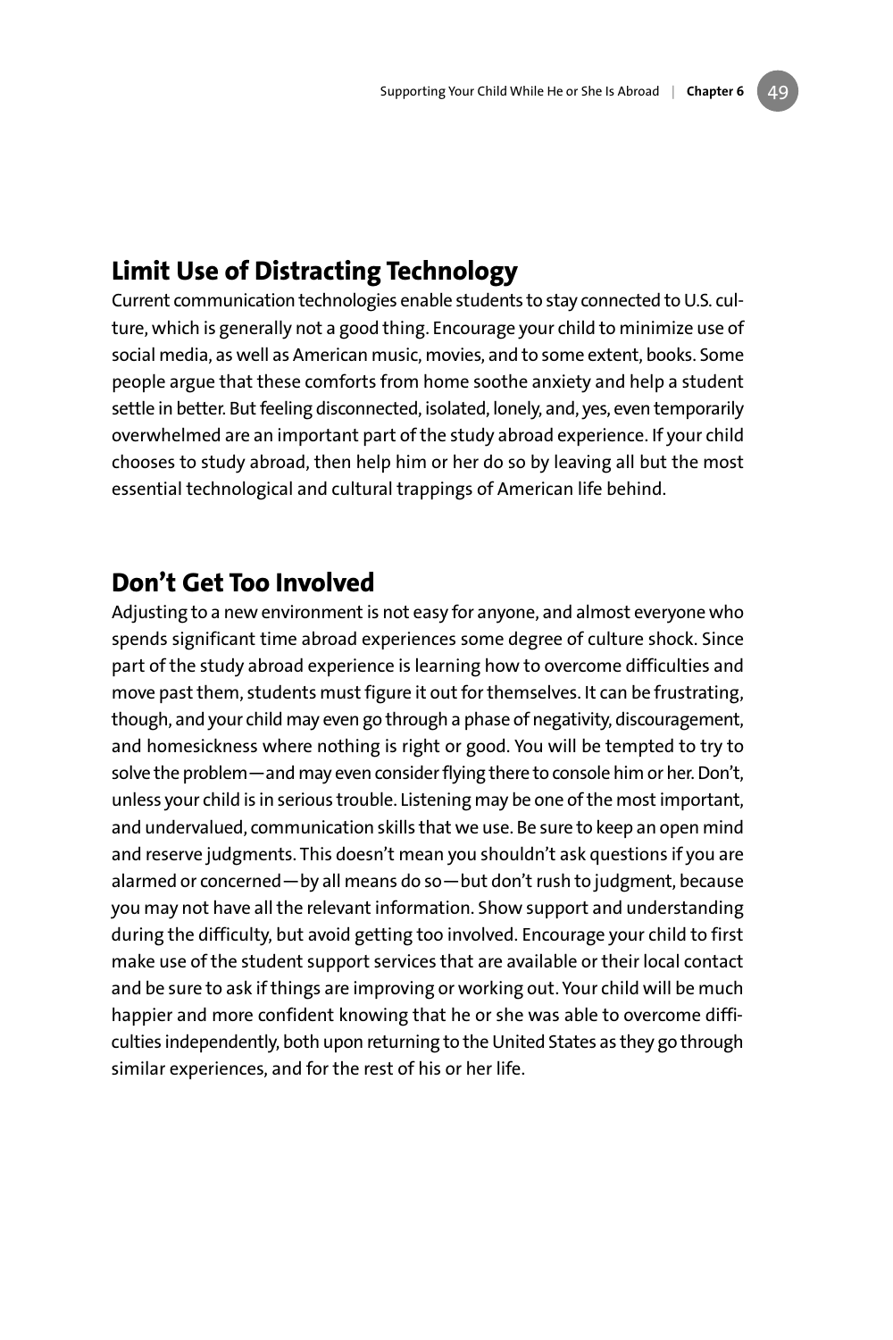## Limit Use of Distracting Technology

Current communication technologies enable students to stay connected to U.S. culture, which is generally not a good thing. Encourage your child to minimize use of social media, as well as American music, movies, and to some extent, books. Some people argue that these comforts from home soothe anxiety and help a student settle in better. But feeling disconnected, isolated, lonely, and, yes, even temporarily overwhelmed are an important part of the study abroad experience. If your child chooses to study abroad, then help him or her do so by leaving all but the most essential technological and cultural trappings of American life behind.

## Don't Get Too Involved

Adjusting to a new environment is not easy for anyone, and almost everyone who spends significant time abroad experiences some degree of culture shock. Since part of the study abroad experience is learning how to overcome difficulties and move past them, students must figure it out for themselves. It can be frustrating, though, and your child may even go through a phase of negativity, discouragement, and homesickness where nothing is right or good. You will be tempted to try to solve the problem—and may even consider flying there to console him or her. Don't, unless your child is in serious trouble. Listening may be one of the most important, and undervalued, communication skills that we use. Be sure to keep an open mind and reserve judgments. This doesn't mean you shouldn't ask questions if you are alarmed or concerned—by all means do so—but don't rush to judgment, because you may not have all the relevant information. Show support and understanding during the difficulty, but avoid getting too involved. Encourage your child to first make use of the student support services that are available or their local contact and be sure to ask if things are improving or working out. Your child will be much happier and more confident knowing that he or she was able to overcome difficulties independently, both upon returning to the United States as they go through similar experiences, and for the rest of his or her life.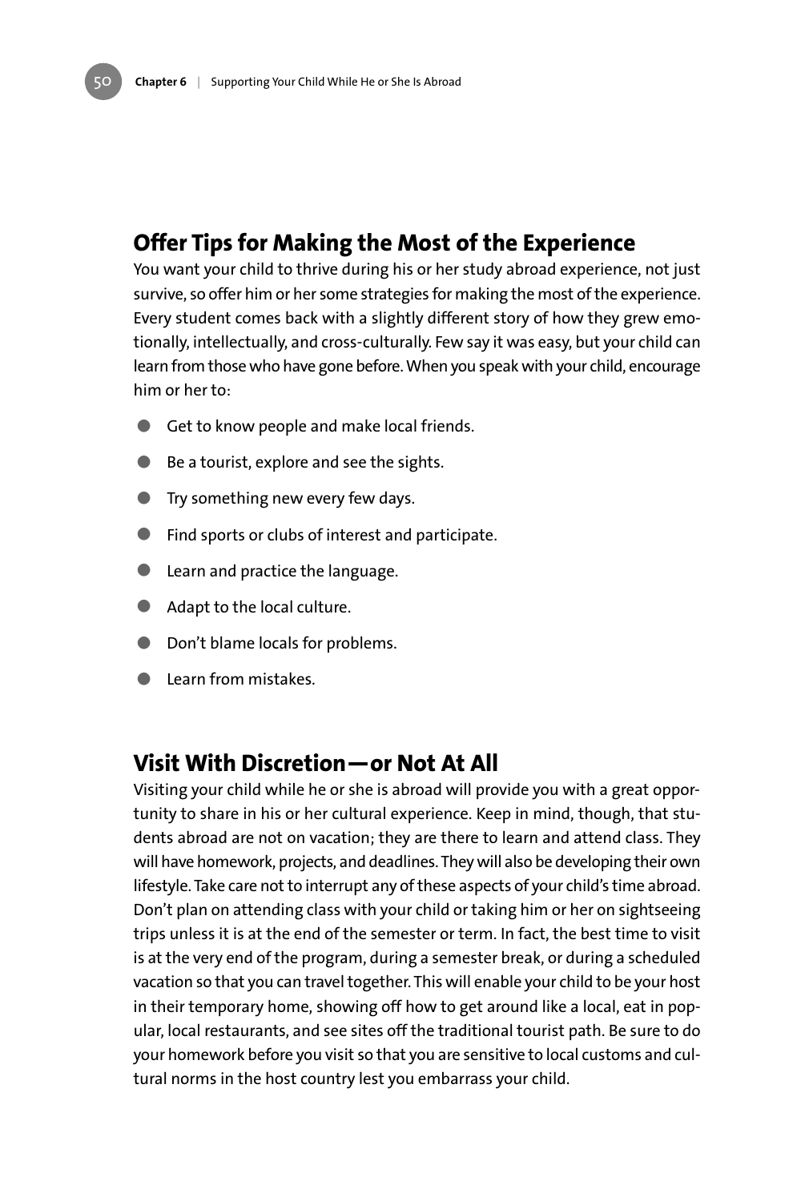## Offer Tips for Making the Most of the Experience

You want your child to thrive during his or her study abroad experience, not just survive, so offer him or her some strategies for making the most of the experience. Every student comes back with a slightly different story of how they grew emotionally, intellectually, and cross-culturally. Few say it was easy, but your child can learn from those who have gone before. When you speak with your child, encourage him or her to:

- Get to know people and make local friends.
- Be a tourist, explore and see the sights.
- Try something new every few days.
- Find sports or clubs of interest and participate.
- Learn and practice the language.
- Adapt to the local culture.
- Don't blame locals for problems.
- Learn from mistakes.

## Visit With Discretion—or Not At All

Visiting your child while he or she is abroad will provide you with a great opportunity to share in his or her cultural experience. Keep in mind, though, that students abroad are not on vacation; they are there to learn and attend class. They will have homework, projects, and deadlines. They will also be developing their own lifestyle. Take care not to interrupt any of these aspects of your child's time abroad. Don't plan on attending class with your child or taking him or her on sightseeing trips unless it is at the end of the semester or term. In fact, the best time to visit is at the very end of the program, during a semester break, or during a scheduled vacation so that you can travel together. This will enable your child to be your host in their temporary home, showing off how to get around like a local, eat in popular, local restaurants, and see sites off the traditional tourist path. Be sure to do your homework before you visit so that you are sensitive to local customs and cultural norms in the host country lest you embarrass your child.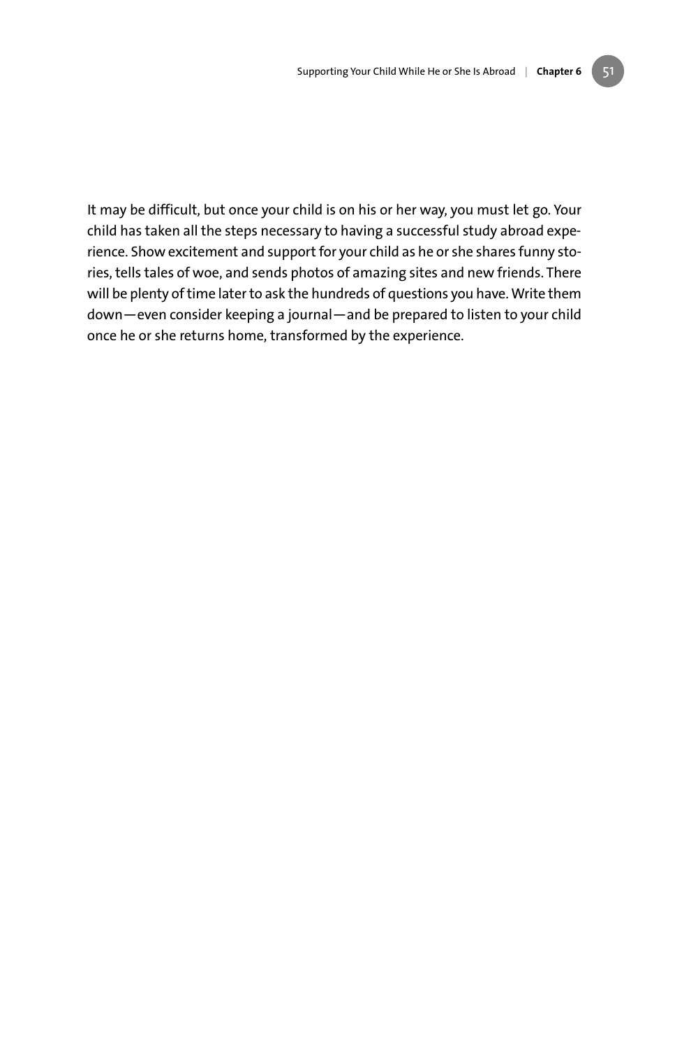It may be difficult, but once your child is on his or her way, you must let go. Your child has taken all the steps necessary to having a successful study abroad experience. Show excitement and support for your child as he or she shares funny stories, tells tales of woe, and sends photos of amazing sites and new friends. There will be plenty of time later to ask the hundreds of questions you have. Write them down—even consider keeping a journal—and be prepared to listen to your child once he or she returns home, transformed by the experience.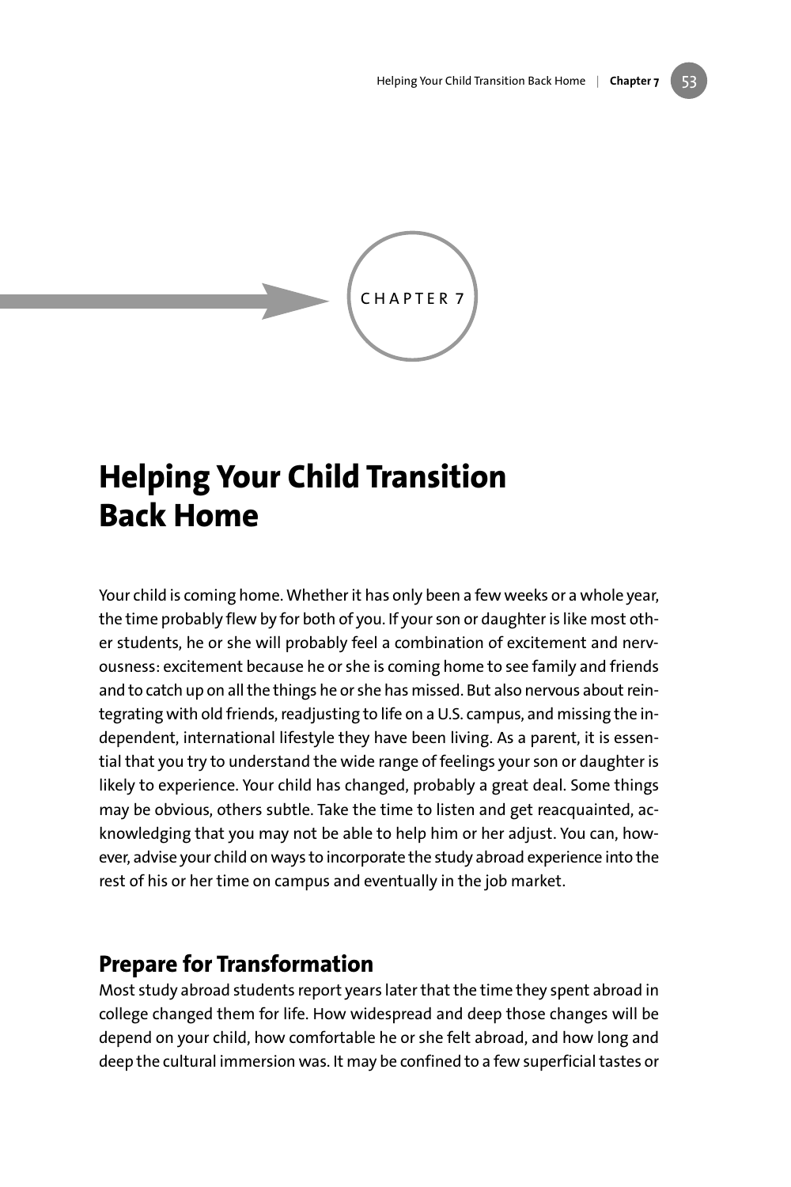CHAPTER 7

# Helping Your Child Transition Back Home

Your child is coming home. Whether it has only been a few weeks or a whole year, the time probably flew by for both of you. If your son or daughter is like most other students, he or she will probably feel a combination of excitement and nervousness: excitement because he or she is coming home to see family and friends and to catch up on all the things he or she has missed. But also nervous about reintegrating with old friends, readjusting to life on a U.S. campus, and missing the independent, international lifestyle they have been living. As a parent, it is essential that you try to understand the wide range of feelings your son or daughter is likely to experience. Your child has changed, probably a great deal. Some things may be obvious, others subtle. Take the time to listen and get reacquainted, acknowledging that you may not be able to help him or her adjust. You can, however, advise your child on ways to incorporate the study abroad experience into the rest of his or her time on campus and eventually in the job market.

## Prepare for Transformation

Most study abroad students report years later that the time they spent abroad in college changed them for life. How widespread and deep those changes will be depend on your child, how comfortable he or she felt abroad, and how long and deep the cultural immersion was. It may be confined to a few superficial tastes or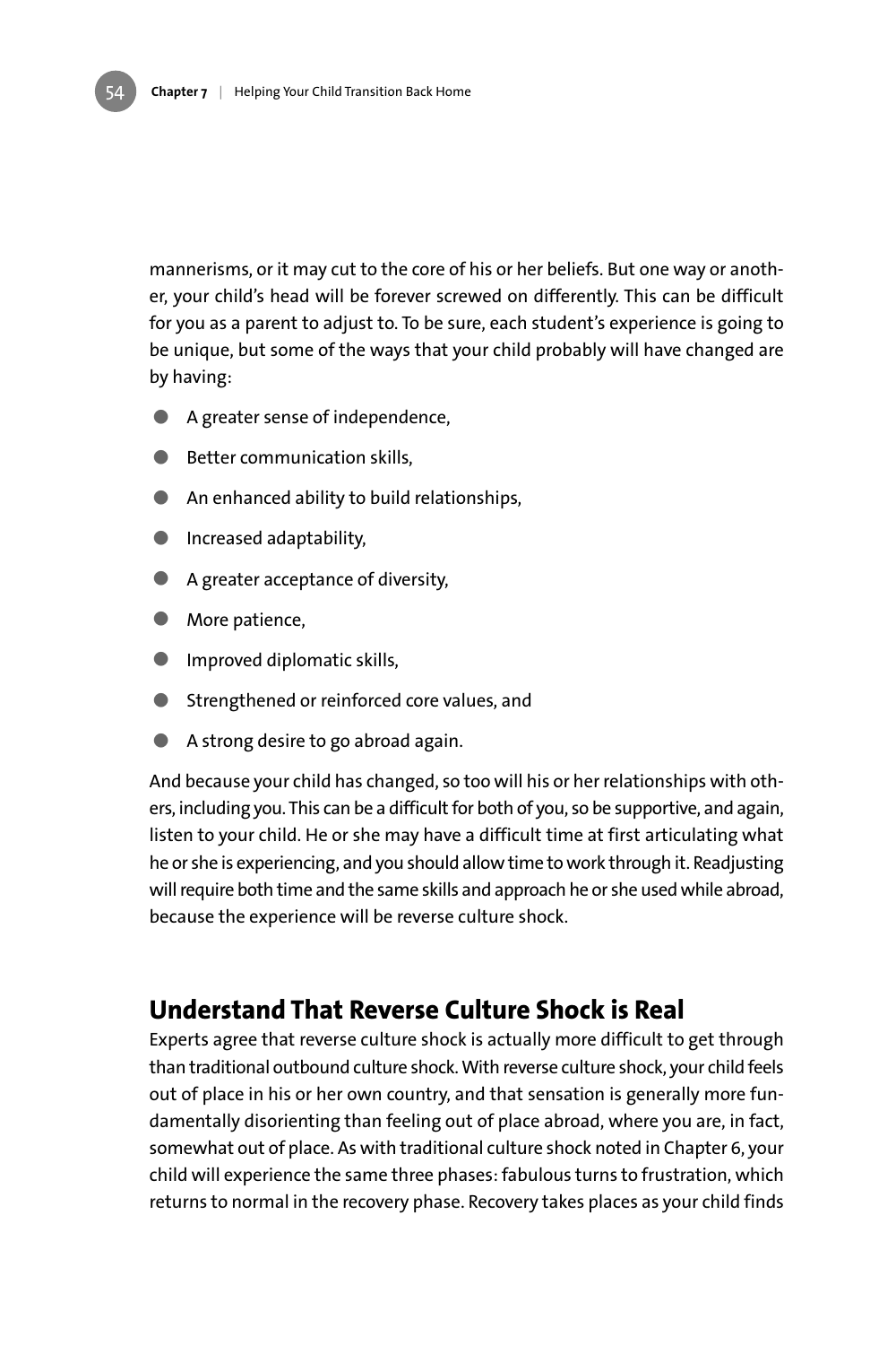mannerisms, or it may cut to the core of his or her beliefs. But one way or another, your child's head will be forever screwed on differently. This can be difficult for you as a parent to adjust to. To be sure, each student's experience is going to be unique, but some of the ways that your child probably will have changed are by having:

- A greater sense of independence,
- Better communication skills,
- An enhanced ability to build relationships,
- Increased adaptability,
- A greater acceptance of diversity,
- More patience,
- Improved diplomatic skills,
- Strengthened or reinforced core values, and
- A strong desire to go abroad again.

And because your child has changed, so too will his or her relationships with others, including you. This can be a difficult for both of you, so be supportive, and again, listen to your child. He or she may have a difficult time at first articulating what he or she is experiencing, and you should allow time to work through it. Readjusting will require both time and the same skills and approach he or she used while abroad, because the experience will be reverse culture shock.

## Understand That Reverse Culture Shock is Real

Experts agree that reverse culture shock is actually more difficult to get through than traditional outbound culture shock. With reverse culture shock, your child feels out of place in his or her own country, and that sensation is generally more fundamentally disorienting than feeling out of place abroad, where you are, in fact, somewhat out of place. As with traditional culture shock noted in Chapter 6, your child will experience the same three phases: fabulous turns to frustration, which returns to normal in the recovery phase. Recovery takes places as your child finds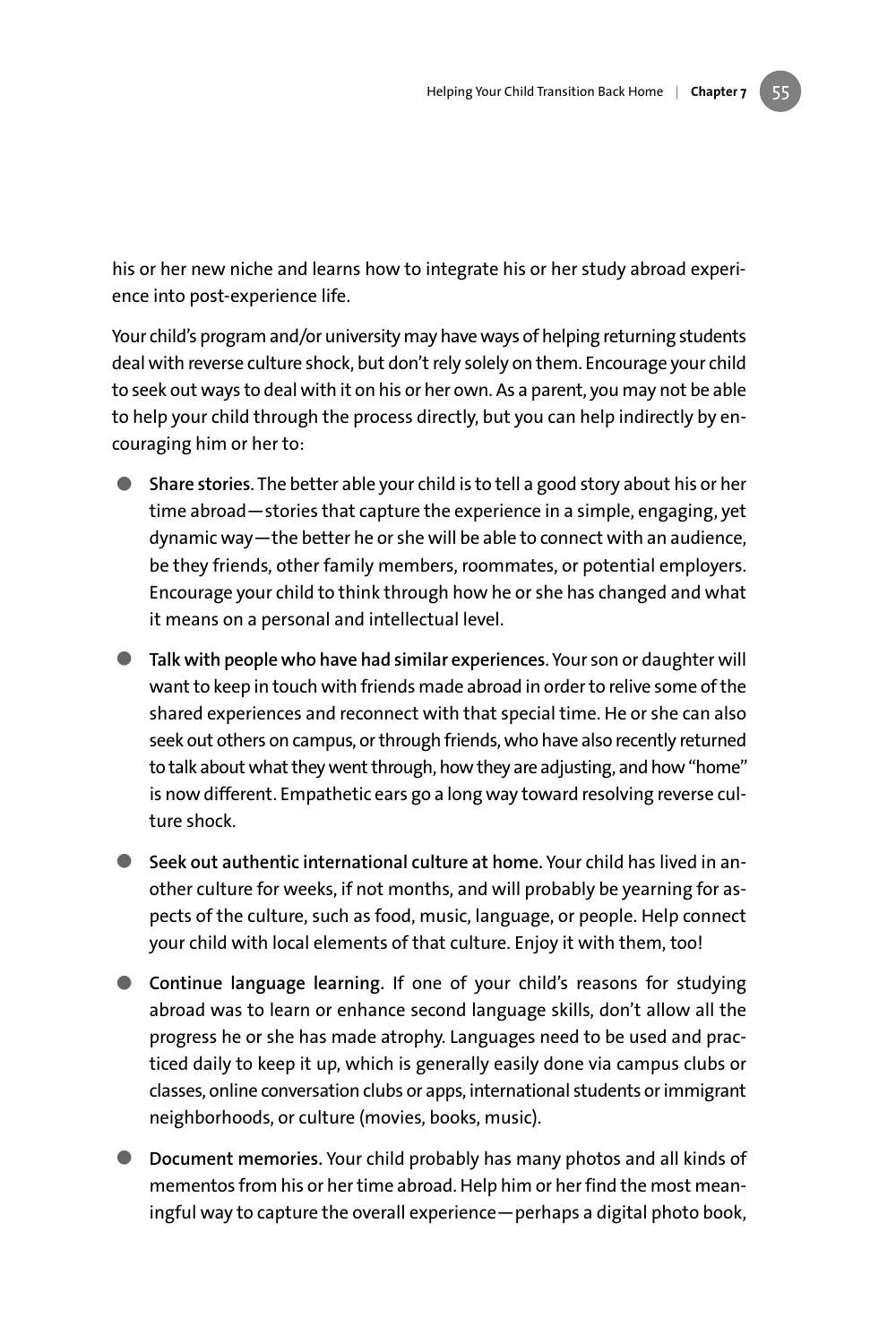his or her new niche and learns how to integrate his or her study abroad experience into post-experience life.

Your child's program and/or university may have ways of helping returning students deal with reverse culture shock, but don't rely solely on them. Encourage your child to seek out ways to deal with it on his or her own. As a parent, you may not be able to help your child through the process directly, but you can help indirectly by encouraging him or her to:

- **Share stories**. The better able your child is to tell a good story about his or her time abroad—stories that capture the experience in a simple, engaging, yet dynamic way—the better he or she will be able to connect with an audience, be they friends, other family members, roommates, or potential employers. Encourage your child to think through how he or she has changed and what it means on a personal and intellectual level.
- **Talk with people who have had similar experiences**. Your son or daughter will want to keep in touch with friends made abroad in order to relive some of the shared experiences and reconnect with that special time. He or she can also seek out others on campus, or through friends, who have also recently returned to talk about what they went through, how they are adjusting, and how "home" is now different. Empathetic ears go a long way toward resolving reverse culture shock.
- **Seek out authentic international culture at home.** Your child has lived in another culture for weeks, if not months, and will probably be yearning for aspects of the culture, such as food, music, language, or people. Help connect your child with local elements of that culture. Enjoy it with them, too!
- **Continue language learning.** If one of your child's reasons for studying abroad was to learn or enhance second language skills, don't allow all the progress he or she has made atrophy. Languages need to be used and practiced daily to keep it up, which is generally easily done via campus clubs or classes, online conversation clubs or apps, international students or immigrant neighborhoods, or culture (movies, books, music).
- **Document memories.** Your child probably has many photos and all kinds of mementos from his or her time abroad. Help him or her find the most meaningful way to capture the overall experience—perhaps a digital photo book,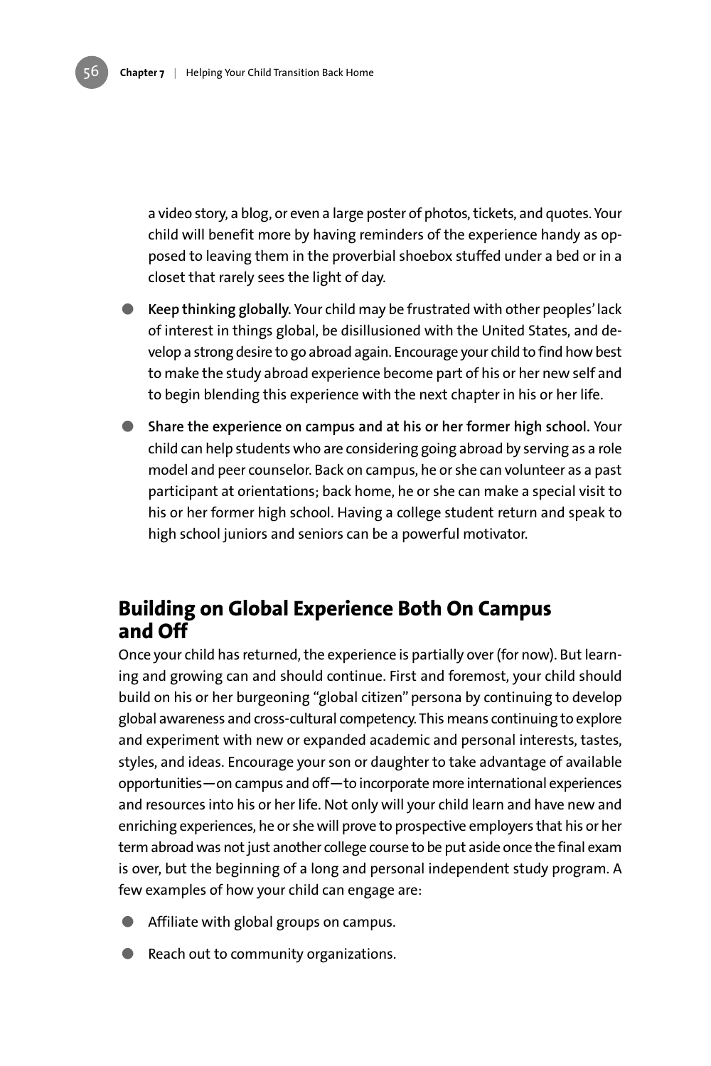a video story, a blog, or even a large poster of photos, tickets, and quotes. Your child will benefit more by having reminders of the experience handy as opposed to leaving them in the proverbial shoebox stuffed under a bed or in a closet that rarely sees the light of day.

- **Keep thinking globally.** Your child may be frustrated with other peoples' lack of interest in things global, be disillusioned with the United States, and develop a strong desire to go abroad again. Encourage your child to find how best to make the study abroad experience become part of his or her new self and to begin blending this experience with the next chapter in his or her life.
- **Share the experience on campus and at his or her former high school.** Your child can help students who are considering going abroad by serving as a role model and peer counselor. Back on campus, he or she can volunteer as a past participant at orientations; back home, he or she can make a special visit to his or her former high school. Having a college student return and speak to high school juniors and seniors can be a powerful motivator.

## Building on Global Experience Both On Campus and Off

Once your child has returned, the experience is partially over (for now). But learning and growing can and should continue. First and foremost, your child should build on his or her burgeoning "global citizen" persona by continuing to develop global awareness and cross-cultural competency. This means continuing to explore and experiment with new or expanded academic and personal interests, tastes, styles, and ideas. Encourage your son or daughter to take advantage of available opportunities—on campus and off—to incorporate more international experiences and resources into his or her life. Not only will your child learn and have new and enriching experiences, he or she will prove to prospective employers that his or her term abroad was not just another college course to be put aside once the final exam is over, but the beginning of a long and personal independent study program. A few examples of how your child can engage are:

- Affiliate with global groups on campus.
- Reach out to community organizations.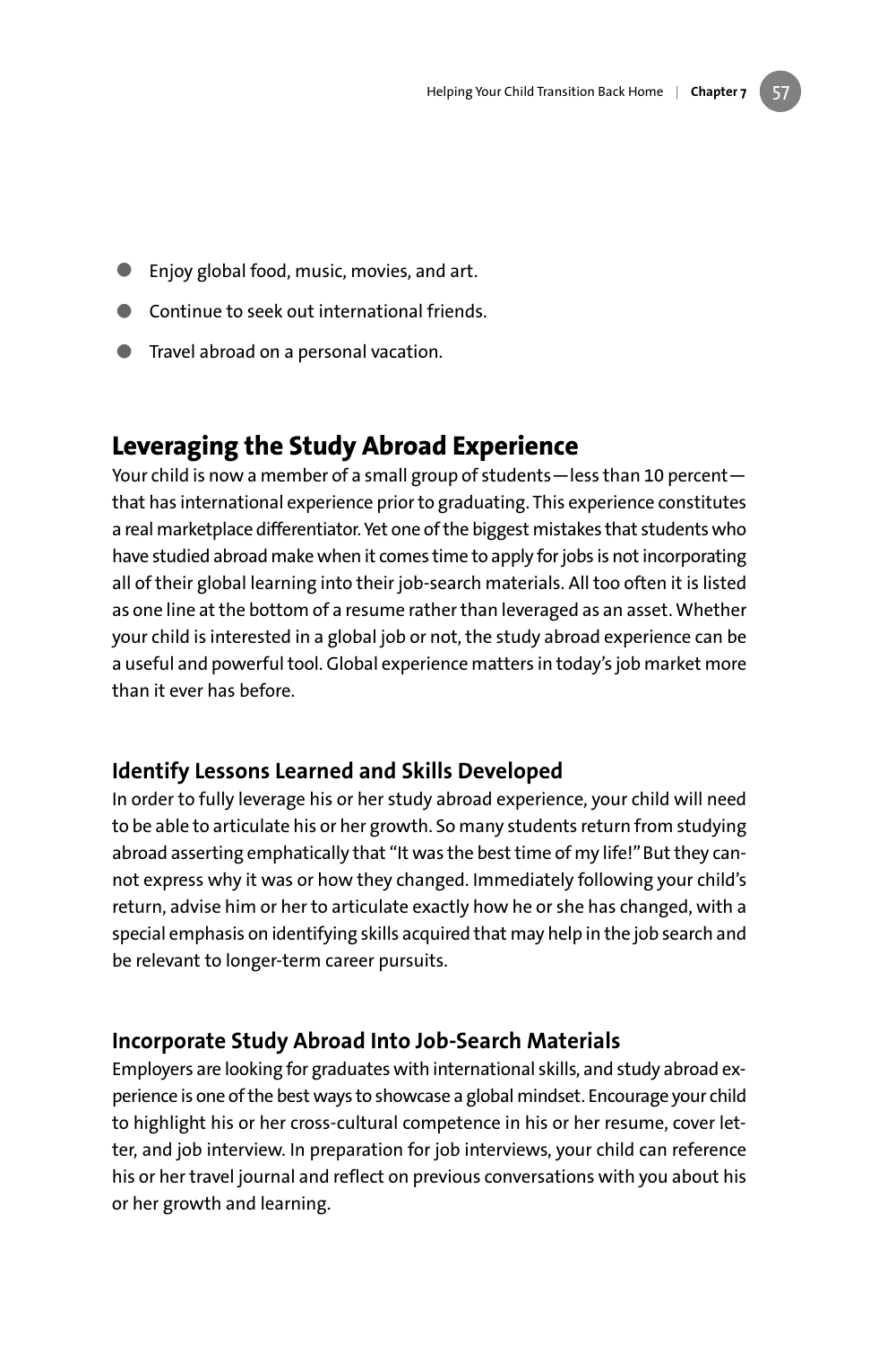- Enjoy global food, music, movies, and art.
- Continue to seek out international friends.
- Travel abroad on a personal vacation.

## Leveraging the Study Abroad Experience

Your child is now a member of a small group of students—less than 10 percent—that has international experience prior to graduating. This experience constitutes a real marketplace differentiator. Yet one of the biggest mistakes that students who have studied abroad make when it comes time to apply for jobs is not incorporating all of their global learning into their job-search materials. All too often it is listed as one line at the bottom of a resume rather than leveraged as an asset. Whether your child is interested in a global job or not, the study abroad experience can be a useful and powerful tool. Global experience matters in today's job market more than it ever has before.

### Identify Lessons Learned and Skills Developed

In order to fully leverage his or her study abroad experience, your child will need to be able to articulate his or her growth. So many students return from studying abroad asserting emphatically that "It was the best time of my life!" But they cannot express why it was or how they changed. Immediately following your child's return, advise him or her to articulate exactly how he or she has changed, with a special emphasis on identifying skills acquired that may help in the job search and be relevant to longer-term career pursuits.

### Incorporate Study Abroad Into Job-Search Materials

Employers are looking for graduates with international skills, and study abroad experience is one of the best ways to showcase a global mindset. Encourage your child to highlight his or her cross-cultural competence in his or her resume, cover letter, and job interview. In preparation for job interviews, your child can reference his or her travel journal and reflect on previous conversations with you about his or her growth and learning.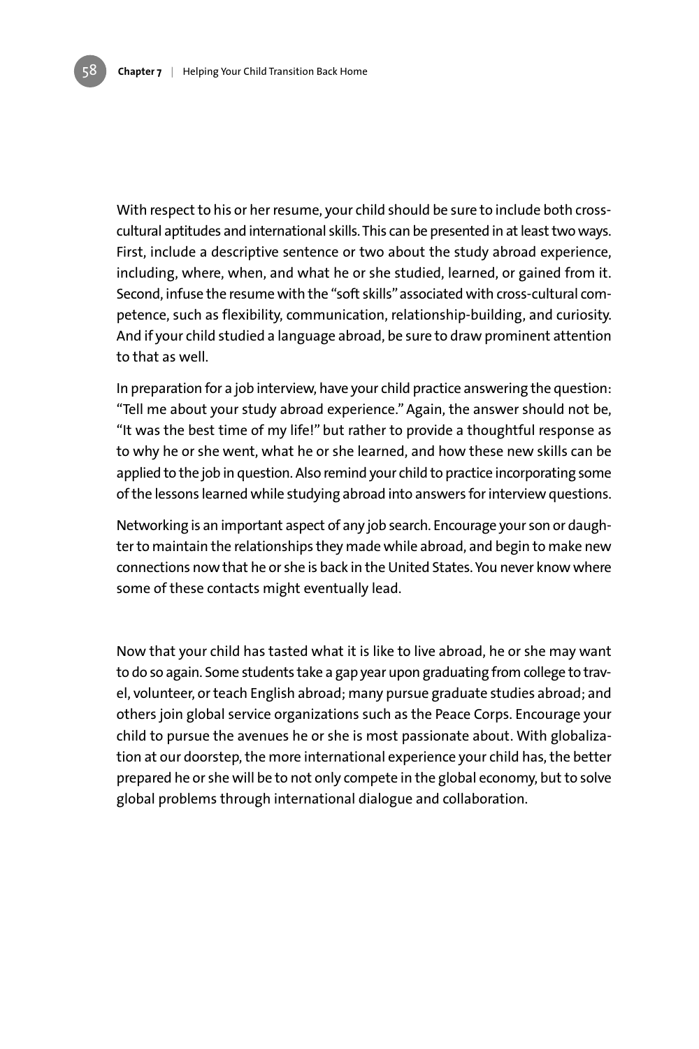With respect to his or her resume, your child should be sure to include both cross-cultural aptitudes and international skills. This can be presented in at least two ways. First, include a descriptive sentence or two about the study abroad experience, including, where, when, and what he or she studied, learned, or gained from it. Second, infuse the resume with the "soft skills" associated with cross-cultural competence, such as flexibility, communication, relationship-building, and curiosity. And if your child studied a language abroad, be sure to draw prominent attention to that as well.

In preparation for a job interview, have your child practice answering the question: "Tell me about your study abroad experience." Again, the answer should not be, "It was the best time of my life!" but rather to provide a thoughtful response as to why he or she went, what he or she learned, and how these new skills can be applied to the job in question. Also remind your child to practice incorporating some of the lessons learned while studying abroad into answers for interview questions.

Networking is an important aspect of any job search. Encourage your son or daughter to maintain the relationships they made while abroad, and begin to make new connections now that he or she is back in the United States. You never know where some of these contacts might eventually lead.

Now that your child has tasted what it is like to live abroad, he or she may want to do so again. Some students take a gap year upon graduating from college to travel, volunteer, or teach English abroad; many pursue graduate studies abroad; and others join global service organizations such as the Peace Corps. Encourage your child to pursue the avenues he or she is most passionate about. With globalization at our doorstep, the more international experience your child has, the better prepared he or she will be to not only compete in the global economy, but to solve global problems through international dialogue and collaboration.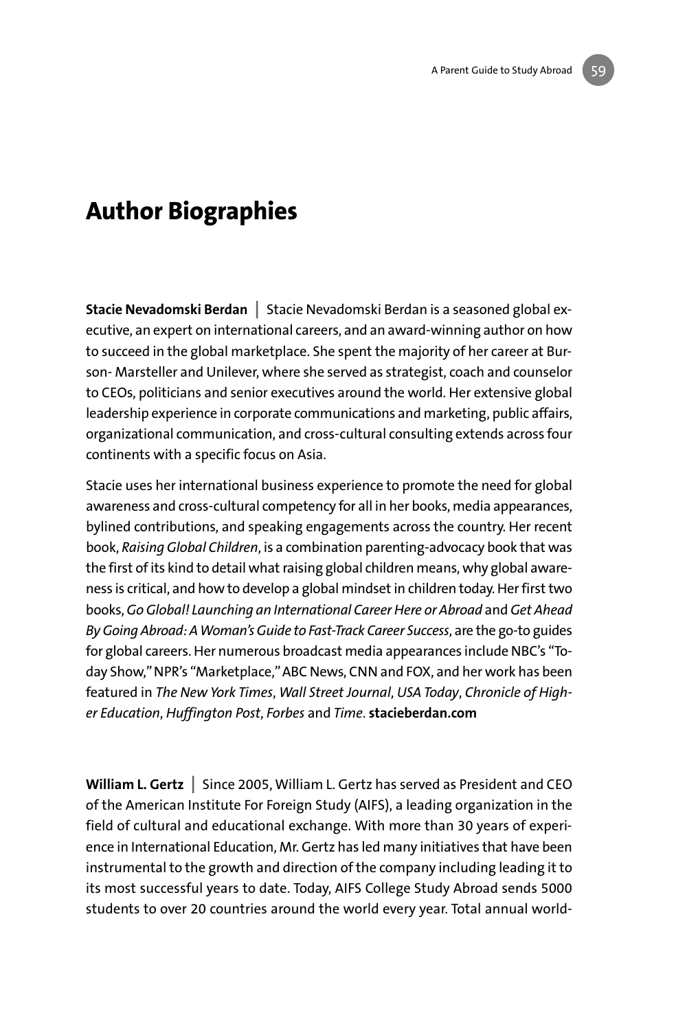# Author Biographies

**Stacie Nevadomski Berdan** | Stacie Nevadomski Berdan is a seasoned global executive, an expert on international careers, and an award-winning author on how to succeed in the global marketplace. She spent the majority of her career at Burson- Marsteller and Unilever, where she served as strategist, coach and counselor to CEOs, politicians and senior executives around the world. Her extensive global leadership experience in corporate communications and marketing, public affairs, organizational communication, and cross-cultural consulting extends across four continents with a specific focus on Asia.

Stacie uses her international business experience to promote the need for global awareness and cross-cultural competency for all in her books, media appearances, bylined contributions, and speaking engagements across the country. Her recent book, *Raising Global Children*, is a combination parenting-advocacy book that was the first of its kind to detail what raising global children means, why global awareness is critical, and how to develop a global mindset in children today. Her first two books, *Go Global! Launching an International Career Here or Abroad* and *Get Ahead By Going Abroad: A Woman's Guide to Fast-Track Career Success*, are the go-to guides for global careers. Her numerous broadcast media appearances include NBC's "Today Show," NPR's "Marketplace," ABC News, CNN and FOX, and her work has been featured in *The New York Times*, *Wall Street Journal*, *USA Today*, *Chronicle of Higher Education*, *Huffington Post*, *Forbes* and *Time*. **stacieberdan.com**

**William L. Gertz** | Since 2005, William L. Gertz has served as President and CEO of the American Institute For Foreign Study (AIFS), a leading organization in the field of cultural and educational exchange. With more than 30 years of experience in International Education, Mr. Gertz has led many initiatives that have been instrumental to the growth and direction of the company including leading it to its most successful years to date. Today, AIFS College Study Abroad sends 5000 students to over 20 countries around the world every year. Total annual world-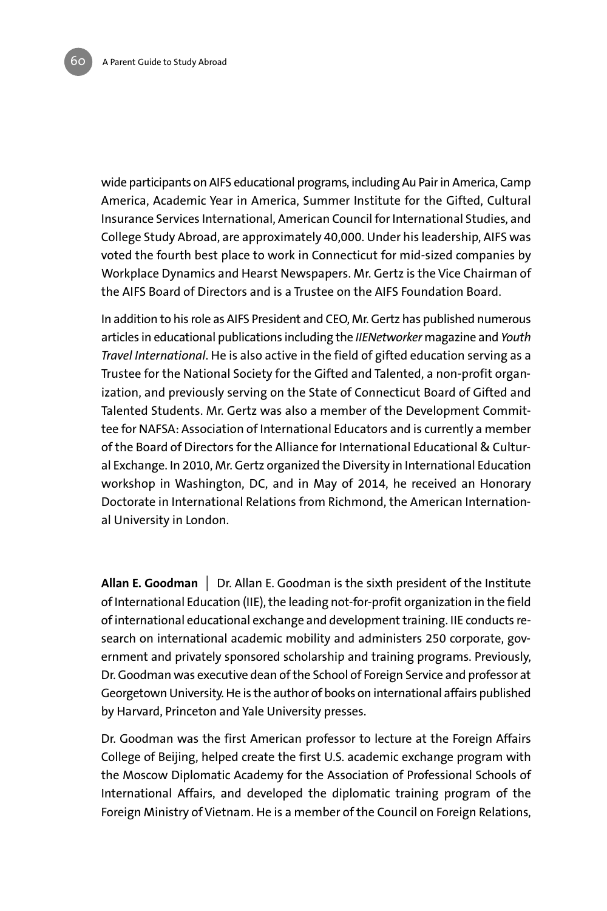wide participants on AIFS educational programs, including Au Pair in America, Camp America, Academic Year in America, Summer Institute for the Gifted, Cultural Insurance Services International, American Council for International Studies, and College Study Abroad, are approximately 40,000. Under his leadership, AIFS was voted the fourth best place to work in Connecticut for mid-sized companies by Workplace Dynamics and Hearst Newspapers. Mr. Gertz is the Vice Chairman of the AIFS Board of Directors and is a Trustee on the AIFS Foundation Board.

In addition to his role as AIFS President and CEO, Mr. Gertz has published numerous articles in educational publications including the *IIENetworker* magazine and *Youth Travel International*. He is also active in the field of gifted education serving as a Trustee for the National Society for the Gifted and Talented, a non-profit organization, and previously serving on the State of Connecticut Board of Gifted and Talented Students. Mr. Gertz was also a member of the Development Committee for NAFSA: Association of International Educators and is currently a member of the Board of Directors for the Alliance for International Educational & Cultural Exchange. In 2010, Mr. Gertz organized the Diversity in International Education workshop in Washington, DC, and in May of 2014, he received an Honorary Doctorate in International Relations from Richmond, the American International University in London.

**Allan E. Goodman** | Dr. Allan E. Goodman is the sixth president of the Institute of International Education (IIE), the leading not-for-profit organization in the field of international educational exchange and development training. IIE conducts research on international academic mobility and administers 250 corporate, government and privately sponsored scholarship and training programs. Previously, Dr. Goodman was executive dean of the School of Foreign Service and professor at Georgetown University. He is the author of books on international affairs published by Harvard, Princeton and Yale University presses.

Dr. Goodman was the first American professor to lecture at the Foreign Affairs College of Beijing, helped create the first U.S. academic exchange program with the Moscow Diplomatic Academy for the Association of Professional Schools of International Affairs, and developed the diplomatic training program of the Foreign Ministry of Vietnam. He is a member of the Council on Foreign Relations,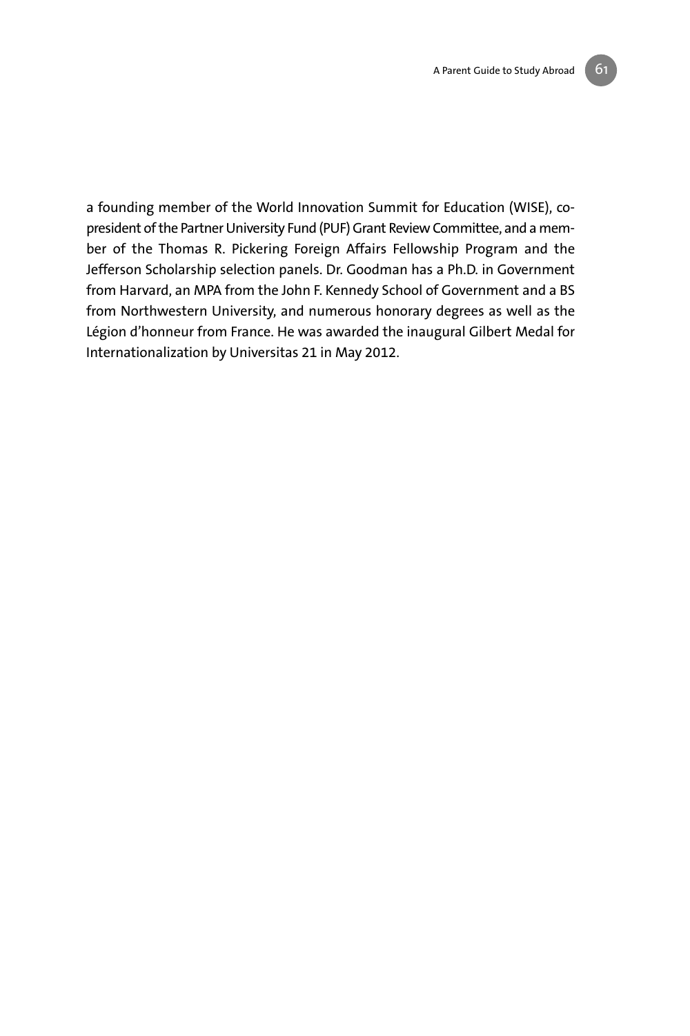a founding member of the World Innovation Summit for Education (WISE), co-president of the Partner University Fund (PUF) Grant Review Committee, and a member of the Thomas R. Pickering Foreign Affairs Fellowship Program and the Jefferson Scholarship selection panels. Dr. Goodman has a Ph.D. in Government from Harvard, an MPA from the John F. Kennedy School of Government and a BS from Northwestern University, and numerous honorary degrees as well as the Légion d'honneur from France. He was awarded the inaugural Gilbert Medal for Internationalization by Universitas 21 in May 2012.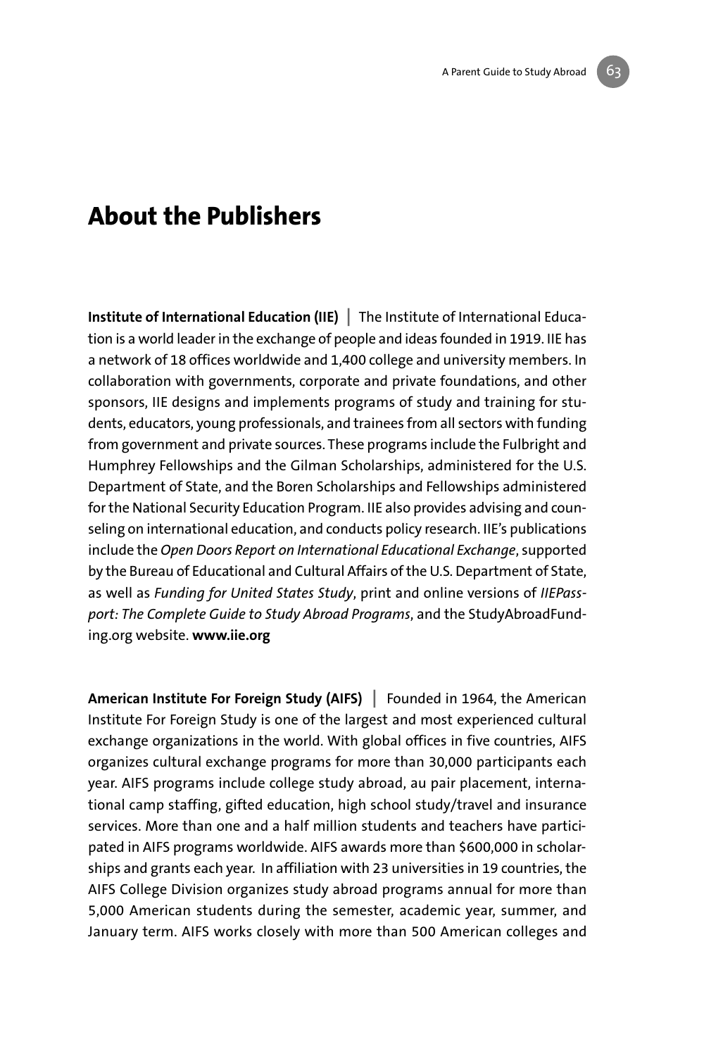# About the Publishers

**Institute of International Education (IIE)** | The Institute of International Education is a world leader in the exchange of people and ideas founded in 1919. IIE has a network of 18 offices worldwide and 1,400 college and university members. In collaboration with governments, corporate and private foundations, and other sponsors, IIE designs and implements programs of study and training for students, educators, young professionals, and trainees from all sectors with funding from government and private sources. These programs include the Fulbright and Humphrey Fellowships and the Gilman Scholarships, administered for the U.S. Department of State, and the Boren Scholarships and Fellowships administered for the National Security Education Program. IIE also provides advising and counseling on international education, and conducts policy research. IIE's publications include the *Open Doors Report on International Educational Exchange*, supported by the Bureau of Educational and Cultural Affairs of the U.S. Department of State, as well as *Funding for United States Study*, print and online versions of *IIEPassport: The Complete Guide to Study Abroad Programs*, and the StudyAbroadFunding.org website. **www.iie.org**

**American Institute For Foreign Study (AIFS)** | Founded in 1964, the American Institute For Foreign Study is one of the largest and most experienced cultural exchange organizations in the world. With global offices in five countries, AIFS organizes cultural exchange programs for more than 30,000 participants each year. AIFS programs include college study abroad, au pair placement, international camp staffing, gifted education, high school study/travel and insurance services. More than one and a half million students and teachers have participated in AIFS programs worldwide. AIFS awards more than $600,000 in scholarships and grants each year. In affiliation with 23 universities in 19 countries, the AIFS College Division organizes study abroad programs annual for more than 5,000 American students during the semester, academic year, summer, and January term. AIFS works closely with more than 500 American colleges and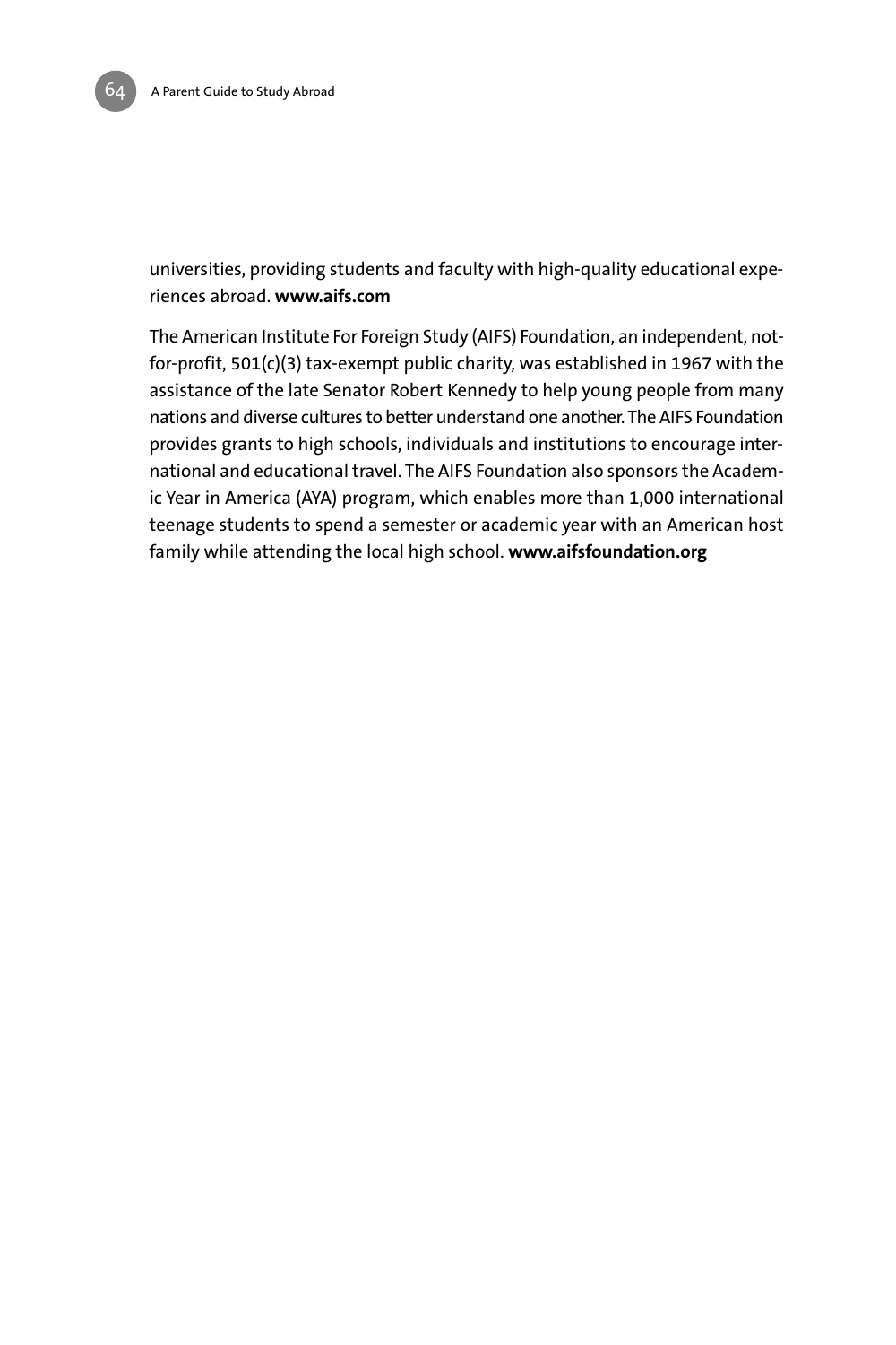universities, providing students and faculty with high-quality educational experiences abroad. **www.aifs.com**

The American Institute For Foreign Study (AIFS) Foundation, an independent, not-for-profit, 501(c)(3) tax-exempt public charity, was established in 1967 with the assistance of the late Senator Robert Kennedy to help young people from many nations and diverse cultures to better understand one another. The AIFS Foundation provides grants to high schools, individuals and institutions to encourage international and educational travel. The AIFS Foundation also sponsors the Academic Year in America (AYA) program, which enables more than 1,000 international teenage students to spend a semester or academic year with an American host family while attending the local high school. **www.aifsfoundation.org**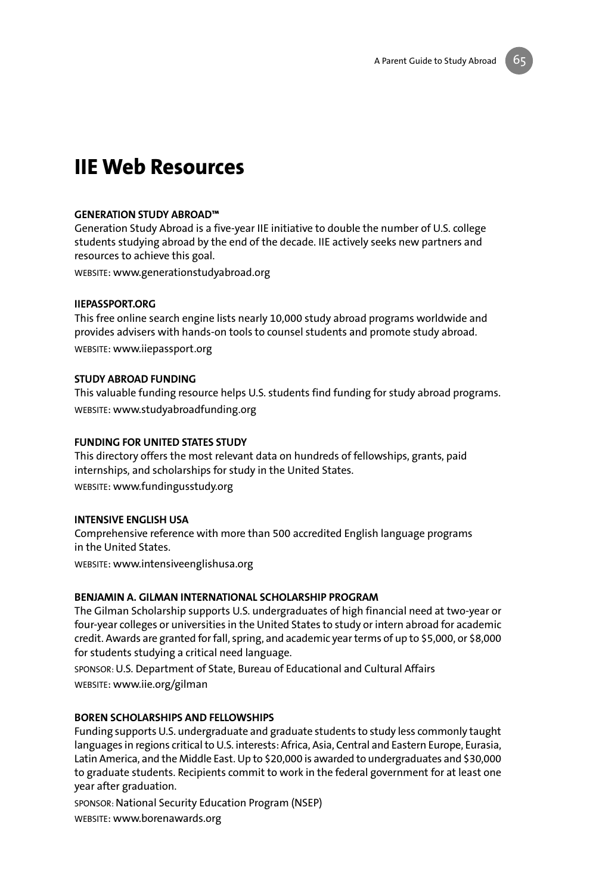# IIE Web Resources

**GENERATION STUDY ABROAD™**

Generation Study Abroad is a five-year IIE initiative to double the number of U.S. college students studying abroad by the end of the decade. IIE actively seeks new partners and resources to achieve this goal.

WEBSITE: www.generationstudyabroad.org

**IIEPASSPORT.ORG**

This free online search engine lists nearly 10,000 study abroad programs worldwide and provides advisers with hands-on tools to counsel students and promote study abroad.

WEBSITE: www.iiepassport.org

**STUDY ABROAD FUNDING**

This valuable funding resource helps U.S. students find funding for study abroad programs.

WEBSITE: www.studyabroadfunding.org

**FUNDING FOR UNITED STATES STUDY**

This directory offers the most relevant data on hundreds of fellowships, grants, paid internships, and scholarships for study in the United States.

WEBSITE: www.fundingusstudy.org

**INTENSIVE ENGLISH USA**

Comprehensive reference with more than 500 accredited English language programs in the United States.

WEBSITE: www.intensiveenglishusa.org

**BENJAMIN A. GILMAN INTERNATIONAL SCHOLARSHIP PROGRAM**

The Gilman Scholarship supports U.S. undergraduates of high financial need at two-year or four-year colleges or universities in the United States to study or intern abroad for academic credit. Awards are granted for fall, spring, and academic year terms of up to $5,000, or $8,000 for students studying a critical need language.

SPONSOR: U.S. Department of State, Bureau of Educational and Cultural Affairs

WEBSITE: www.iie.org/gilman

**BOREN SCHOLARSHIPS AND FELLOWSHIPS**

Funding supports U.S. undergraduate and graduate students to study less commonly taught languages in regions critical to U.S. interests: Africa, Asia, Central and Eastern Europe, Eurasia, Latin America, and the Middle East. Up to $20,000 is awarded to undergraduates and $30,000 to graduate students. Recipients commit to work in the federal government for at least one year after graduation.

SPONSOR: National Security Education Program (NSEP)

WEBSITE: www.borenawards.org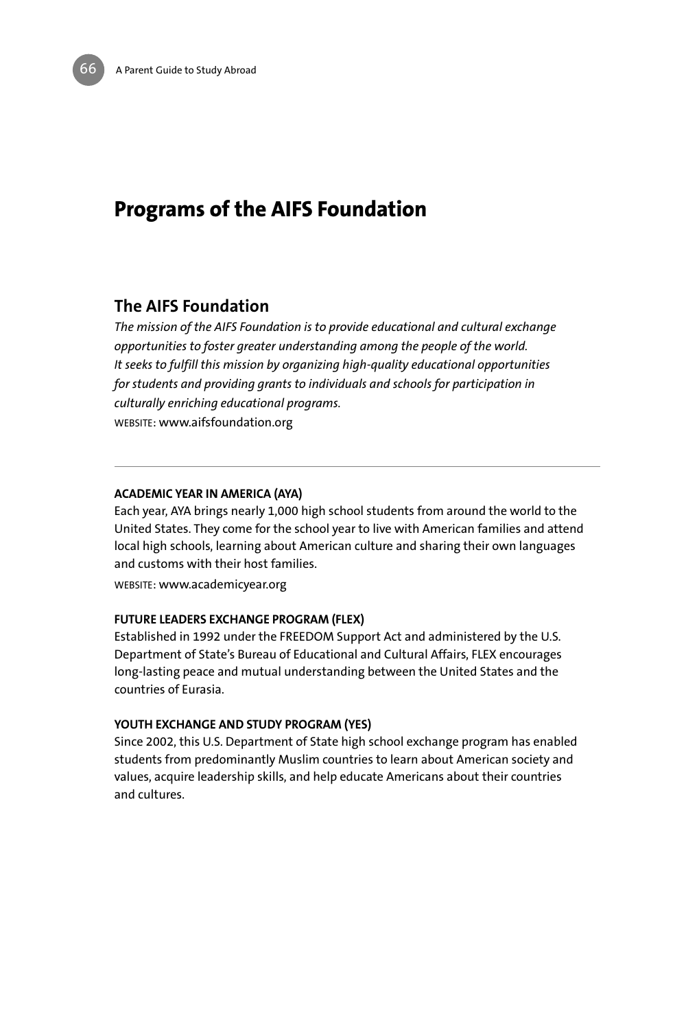# Programs of the AIFS Foundation

## The AIFS Foundation

*The mission of the AIFS Foundation is to provide educational and cultural exchange opportunities to foster greater understanding among the people of the world. It seeks to fulfill this mission by organizing high-quality educational opportunities for students and providing grants to individuals and schools for participation in culturally enriching educational programs.*

WEBSITE: www.aifsfoundation.org

---

**ACADEMIC YEAR IN AMERICA (AYA)**

Each year, AYA brings nearly 1,000 high school students from around the world to the United States. They come for the school year to live with American families and attend local high schools, learning about American culture and sharing their own languages and customs with their host families.

WEBSITE: www.academicyear.org

**FUTURE LEADERS EXCHANGE PROGRAM (FLEX)**

Established in 1992 under the FREEDOM Support Act and administered by the U.S. Department of State's Bureau of Educational and Cultural Affairs, FLEX encourages long-lasting peace and mutual understanding between the United States and the countries of Eurasia.

**YOUTH EXCHANGE AND STUDY PROGRAM (YES)**

Since 2002, this U.S. Department of State high school exchange program has enabled students from predominantly Muslim countries to learn about American society and values, acquire leadership skills, and help educate Americans about their countries and cultures.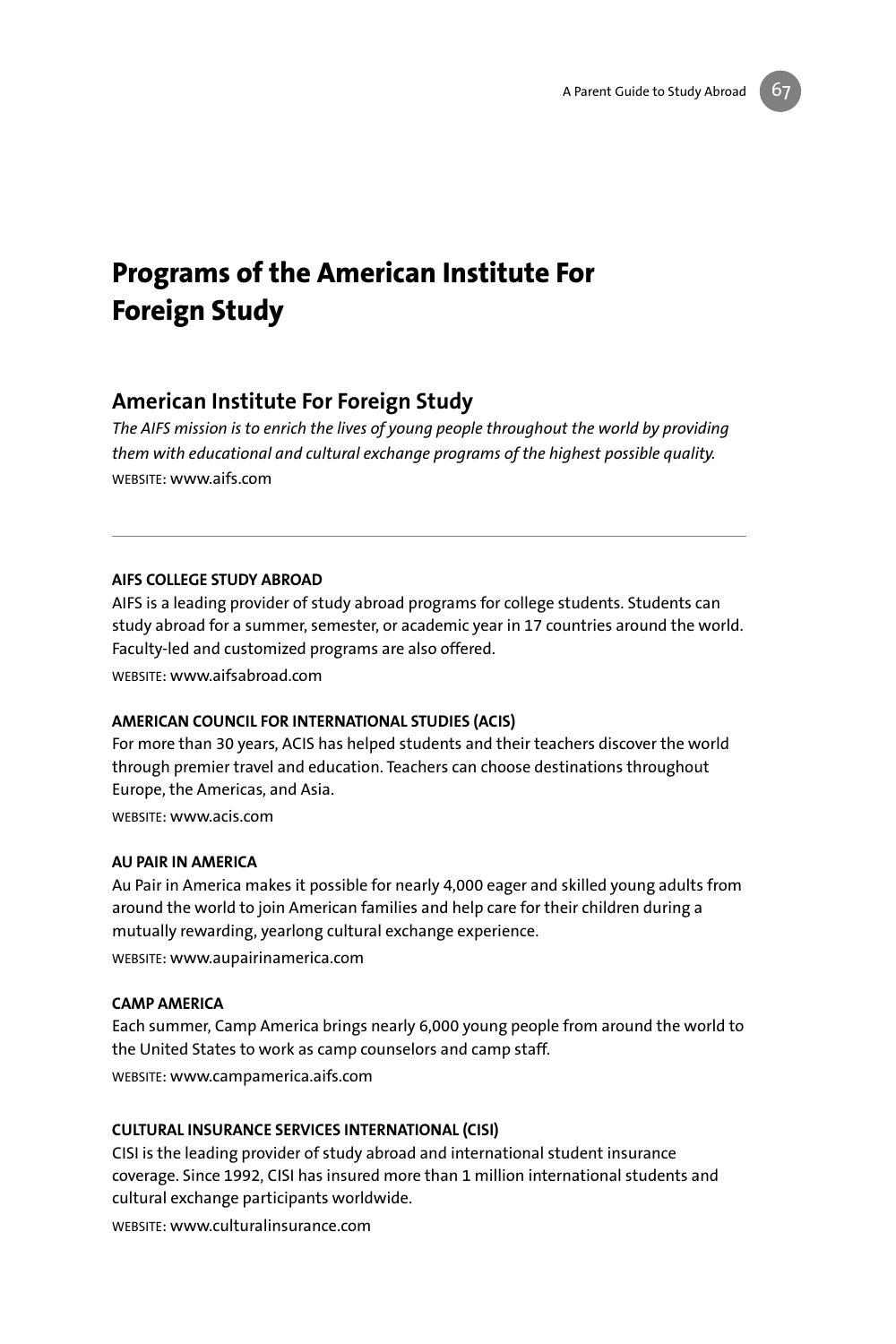# Programs of the American Institute For Foreign Study

## American Institute For Foreign Study

*The AIFS mission is to enrich the lives of young people throughout the world by providing them with educational and cultural exchange programs of the highest possible quality.*

WEBSITE: www.aifs.com

---

**AIFS COLLEGE STUDY ABROAD**

AIFS is a leading provider of study abroad programs for college students. Students can study abroad for a summer, semester, or academic year in 17 countries around the world. Faculty-led and customized programs are also offered.

WEBSITE: www.aifsabroad.com

**AMERICAN COUNCIL FOR INTERNATIONAL STUDIES (ACIS)**

For more than 30 years, ACIS has helped students and their teachers discover the world through premier travel and education. Teachers can choose destinations throughout Europe, the Americas, and Asia.

WEBSITE: www.acis.com

**AU PAIR IN AMERICA**

Au Pair in America makes it possible for nearly 4,000 eager and skilled young adults from around the world to join American families and help care for their children during a mutually rewarding, yearlong cultural exchange experience.

WEBSITE: www.aupairinamerica.com

**CAMP AMERICA**

Each summer, Camp America brings nearly 6,000 young people from around the world to the United States to work as camp counselors and camp staff.

WEBSITE: www.campamerica.aifs.com

**CULTURAL INSURANCE SERVICES INTERNATIONAL (CISI)**

CISI is the leading provider of study abroad and international student insurance coverage. Since 1992, CISI has insured more than 1 million international students and cultural exchange participants worldwide.

WEBSITE: www.culturalinsurance.com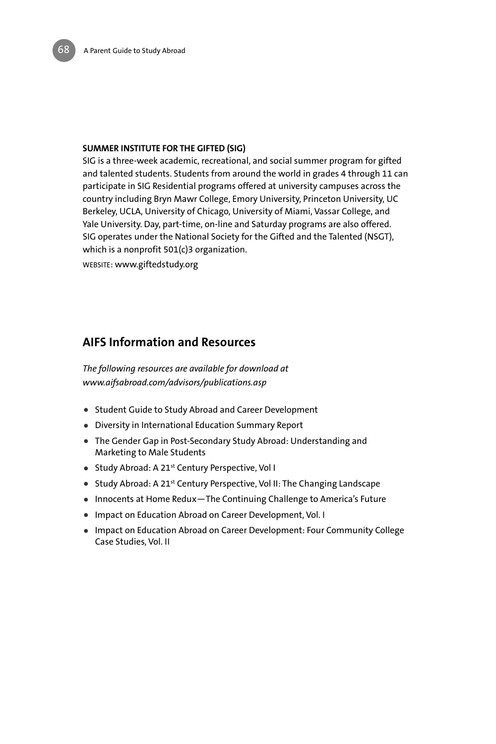**SUMMER INSTITUTE FOR THE GIFTED (SIG)**

SIG is a three-week academic, recreational, and social summer program for gifted and talented students. Students from around the world in grades 4 through 11 can participate in SIG Residential programs offered at university campuses across the country including Bryn Mawr College, Emory University, Princeton University, UC Berkeley, UCLA, University of Chicago, University of Miami, Vassar College, and Yale University. Day, part-time, on-line and Saturday programs are also offered. SIG operates under the National Society for the Gifted and the Talented (NSGT), which is a nonprofit 501(c)3 organization.

WEBSITE: www.giftedstudy.org

## AIFS Information and Resources

*The following resources are available for download at www.aifsabroad.com/advisors/publications.asp*

- Student Guide to Study Abroad and Career Development
- Diversity in International Education Summary Report
- The Gender Gap in Post-Secondary Study Abroad: Understanding and Marketing to Male Students
- Study Abroad: A 21st Century Perspective, Vol I
- Study Abroad: A 21st Century Perspective, Vol II: The Changing Landscape
- Innocents at Home Redux—The Continuing Challenge to America's Future
- Impact on Education Abroad on Career Development, Vol. I
- Impact on Education Abroad on Career Development: Four Community College Case Studies, Vol. II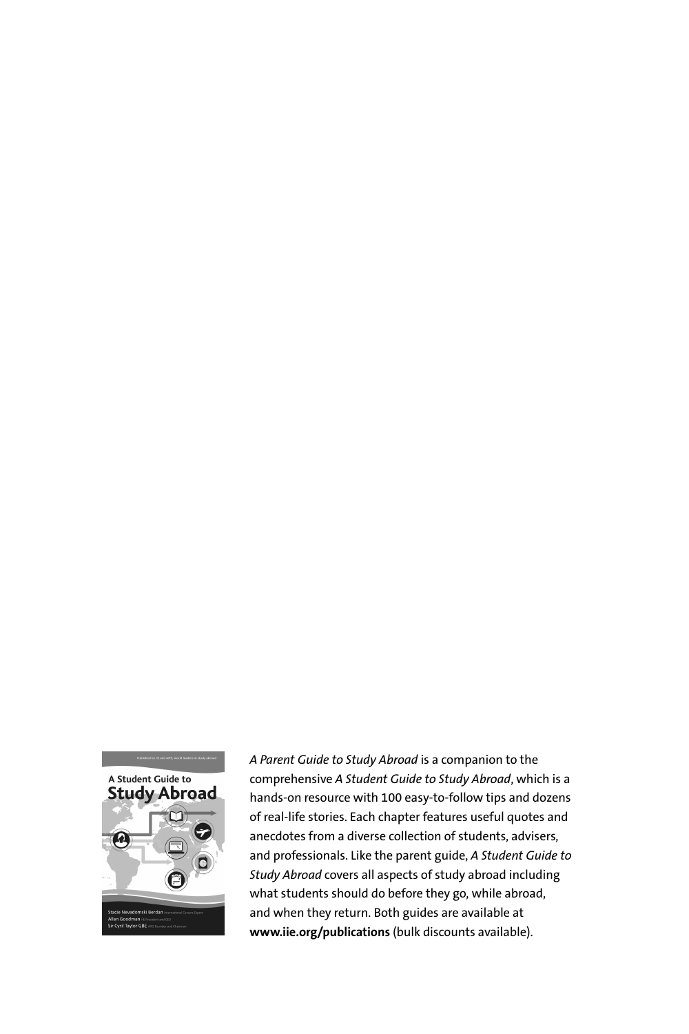*A Parent Guide to Study Abroad* is a companion to the comprehensive *A Student Guide to Study Abroad*, which is a hands-on resource with 100 easy-to-follow tips and dozens of real-life stories. Each chapter features useful quotes and anecdotes from a diverse collection of students, advisers, and professionals. Like the parent guide, *A Student Guide to Study Abroad* covers all aspects of study abroad including what students should do before they go, while abroad, and when they return. Both guides are available at **www.iie.org/publications** (bulk discounts available).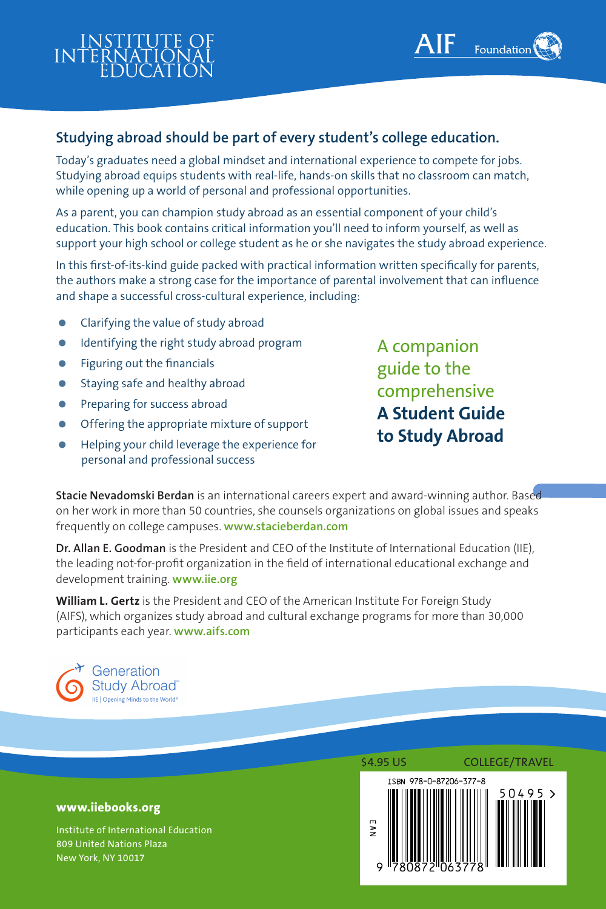INSTITUTE OF INTERNATIONAL EDUCATION

AIF Foundation

## Studying abroad should be part of every student's college education.

Today's graduates need a global mindset and international experience to compete for jobs. Studying abroad equips students with real-life, hands-on skills that no classroom can match, while opening up a world of personal and professional opportunities.

As a parent, you can champion study abroad as an essential component of your child's education. This book contains critical information you'll need to inform yourself, as well as support your high school or college student as he or she navigates the study abroad experience.

In this first-of-its-kind guide packed with practical information written specifically for parents, the authors make a strong case for the importance of parental involvement that can influence and shape a successful cross-cultural experience, including:

- Clarifying the value of study abroad
- Identifying the right study abroad program
- Figuring out the financials
- Staying safe and healthy abroad
- Preparing for success abroad
- Offering the appropriate mixture of support
- Helping your child leverage the experience for personal and professional success

A companion guide to the comprehensive **A Student Guide to Study Abroad**

**Stacie Nevadomski Berdan** is an international careers expert and award-winning author. Based on her work in more than 50 countries, she counsels organizations on global issues and speaks frequently on college campuses. **www.stacieberdan.com**

**Dr. Allan E. Goodman** is the President and CEO of the Institute of International Education (IIE), the leading not-for-profit organization in the field of international educational exchange and development training. **www.iie.org**

**William L. Gertz** is the President and CEO of the American Institute For Foreign Study (AIFS), which organizes study abroad and cultural exchange programs for more than 30,000 participants each year. **www.aifs.com**

Generation Study Abroad™
IIE | Opening Minds to the World®

$4.95 US COLLEGE/TRAVEL

ISBN 978-0-87206-377-8

**www.iiebooks.org**

Institute of International Education
809 United Nations Plaza
New York, NY 10017